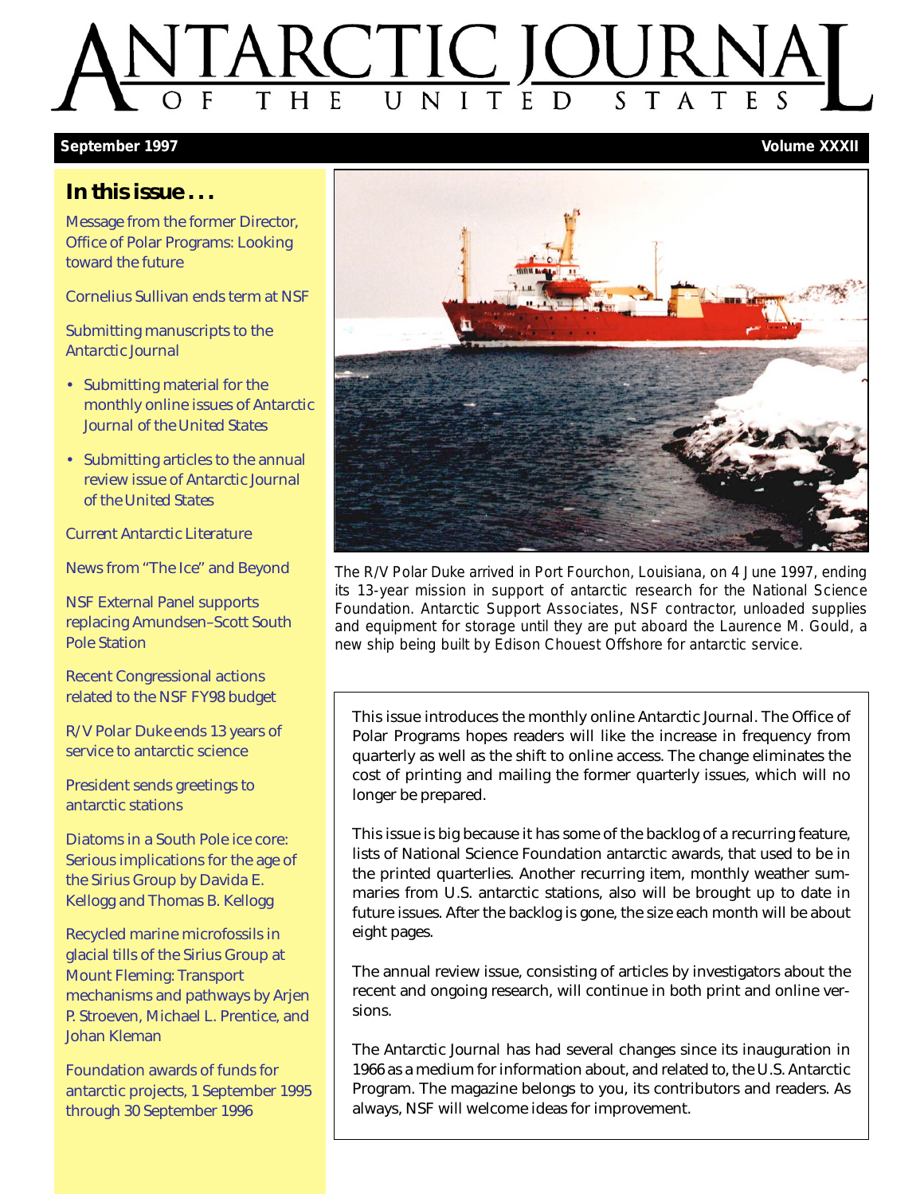# ANTARCTIC JOURNAL OF THE UNITED STATES

**September 1997** **Volume XXXII**

## In this issue . . .

Message from the former Director, Office of Polar Programs: Looking toward the future

Cornelius Sullivan ends term at NSF

Submitting manuscripts to the *Antarctic Journal*

- Submitting material for the monthly online issues of *Antarctic Journal of the United States*
- Submitting articles to the annual review issue of *Antarctic Journal of the United States*

*Current Antarctic Literature*

News from "The Ice" and Beyond

NSF External Panel supports replacing Amundsen–Scott South Pole Station

Recent Congressional actions related to the NSF FY98 budget

R/V *Polar Duke* ends 13 years of service to antarctic science

President sends greetings to antarctic stations

Diatoms in a South Pole ice core: Serious implications for the age of the Sirius Group by Davida E. Kellogg and Thomas B. Kellogg

Recycled marine microfossils in glacial tills of the Sirius Group at Mount Fleming: Transport mechanisms and pathways by Arjen P. Stroeven, Michael L. Prentice, and Johan Kleman

Foundation awards of funds for antarctic projects, 1 September 1995 through 30 September 1996

The R/V *Polar Duke* arrived in Port Fourchon, Louisiana, on 4 June 1997, ending its 13-year mission in support of antarctic research for the National Science Foundation. Antarctic Support Associates, NSF contractor, unloaded supplies and equipment for storage until they are put aboard the *Laurence M. Gould*, a new ship being built by Edison Chouest Offshore for antarctic service.

This issue introduces the monthly online Antarctic Journal. The Office of Polar Programs hopes readers will like the increase in frequency from quarterly as well as the shift to online access. The change eliminates the cost of printing and mailing the former quarterly issues, which will no longer be prepared.

This issue is big because it has some of the backlog of a recurring feature, lists of National Science Foundation antarctic awards, that used to be in the printed quarterlies. Another recurring item, monthly weather summaries from U.S. antarctic stations, also will be brought up to date in future issues. After the backlog is gone, the size each month will be about eight pages.

The annual review issue, consisting of articles by investigators about the recent and ongoing research, will continue in both print and online versions.

The *Antarctic Journal* has had several changes since its inauguration in 1966 as a medium for information about, and related to, the U.S. Antarctic Program. The magazine belongs to you, its contributors and readers. As always, NSF will welcome ideas for improvement.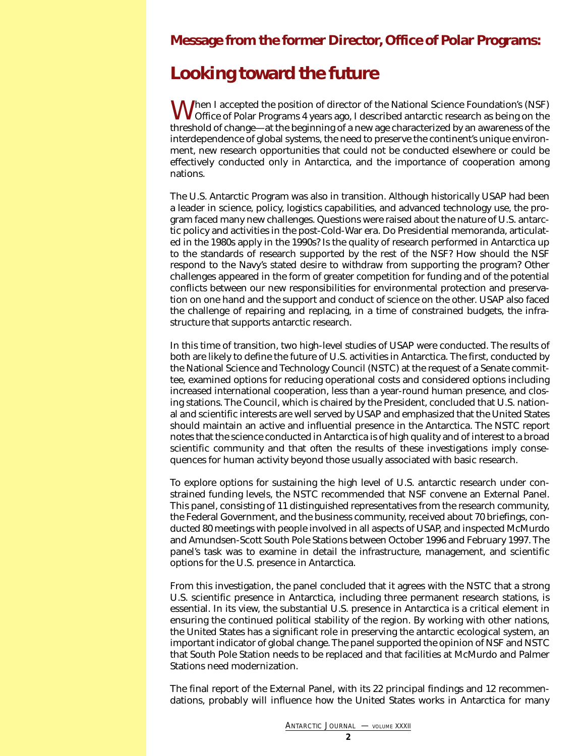**Message from the former Director, Office of Polar Programs:**

# Looking toward the future

When I accepted the position of director of the National Science Foundation's (NSF) Office of Polar Programs 4 years ago, I described antarctic research as being on the threshold of change—at the beginning of a new age characterized by an awareness of the interdependence of global systems, the need to preserve the continent's unique environment, new research opportunities that could not be conducted elsewhere or could be effectively conducted only in Antarctica, and the importance of cooperation among nations.

The U.S. Antarctic Program was also in transition. Although historically USAP had been a leader in science, policy, logistics capabilities, and advanced technology use, the program faced many new challenges. Questions were raised about the nature of U.S. antarctic policy and activities in the post-Cold-War era. Do Presidential memoranda, articulated in the 1980s apply in the 1990s? Is the quality of research performed in Antarctica up to the standards of research supported by the rest of the NSF? How should the NSF respond to the Navy's stated desire to withdraw from supporting the program? Other challenges appeared in the form of greater competition for funding and of the potential conflicts between our new responsibilities for environmental protection and preservation on one hand and the support and conduct of science on the other. USAP also faced the challenge of repairing and replacing, in a time of constrained budgets, the infrastructure that supports antarctic research.

In this time of transition, two high-level studies of USAP were conducted. The results of both are likely to define the future of U.S. activities in Antarctica. The first, conducted by the National Science and Technology Council (NSTC) at the request of a Senate committee, examined options for reducing operational costs and considered options including increased international cooperation, less than a year-round human presence, and closing stations. The Council, which is chaired by the President, concluded that U.S. national and scientific interests are well served by USAP and emphasized that the United States should maintain an active and influential presence in the Antarctica. The NSTC report notes that the science conducted in Antarctica is of high quality and of interest to a broad scientific community and that often the results of these investigations imply consequences for human activity beyond those usually associated with basic research.

To explore options for sustaining the high level of U.S. antarctic research under constrained funding levels, the NSTC recommended that NSF convene an External Panel. This panel, consisting of 11 distinguished representatives from the research community, the Federal Government, and the business community, received about 70 briefings, conducted 80 meetings with people involved in all aspects of USAP, and inspected McMurdo and Amundsen-Scott South Pole Stations between October 1996 and February 1997. The panel's task was to examine in detail the infrastructure, management, and scientific options for the U.S. presence in Antarctica.

From this investigation, the panel concluded that it agrees with the NSTC that a strong U.S. scientific presence in Antarctica, including three permanent research stations, is essential. In its view, the substantial U.S. presence in Antarctica is a critical element in ensuring the continued political stability of the region. By working with other nations, the United States has a significant role in preserving the antarctic ecological system, an important indicator of global change. The panel supported the opinion of NSF and NSTC that South Pole Station needs to be replaced and that facilities at McMurdo and Palmer Stations need modernization.

The final report of the External Panel, with its 22 principal findings and 12 recommendations, probably will influence how the United States works in Antarctica for many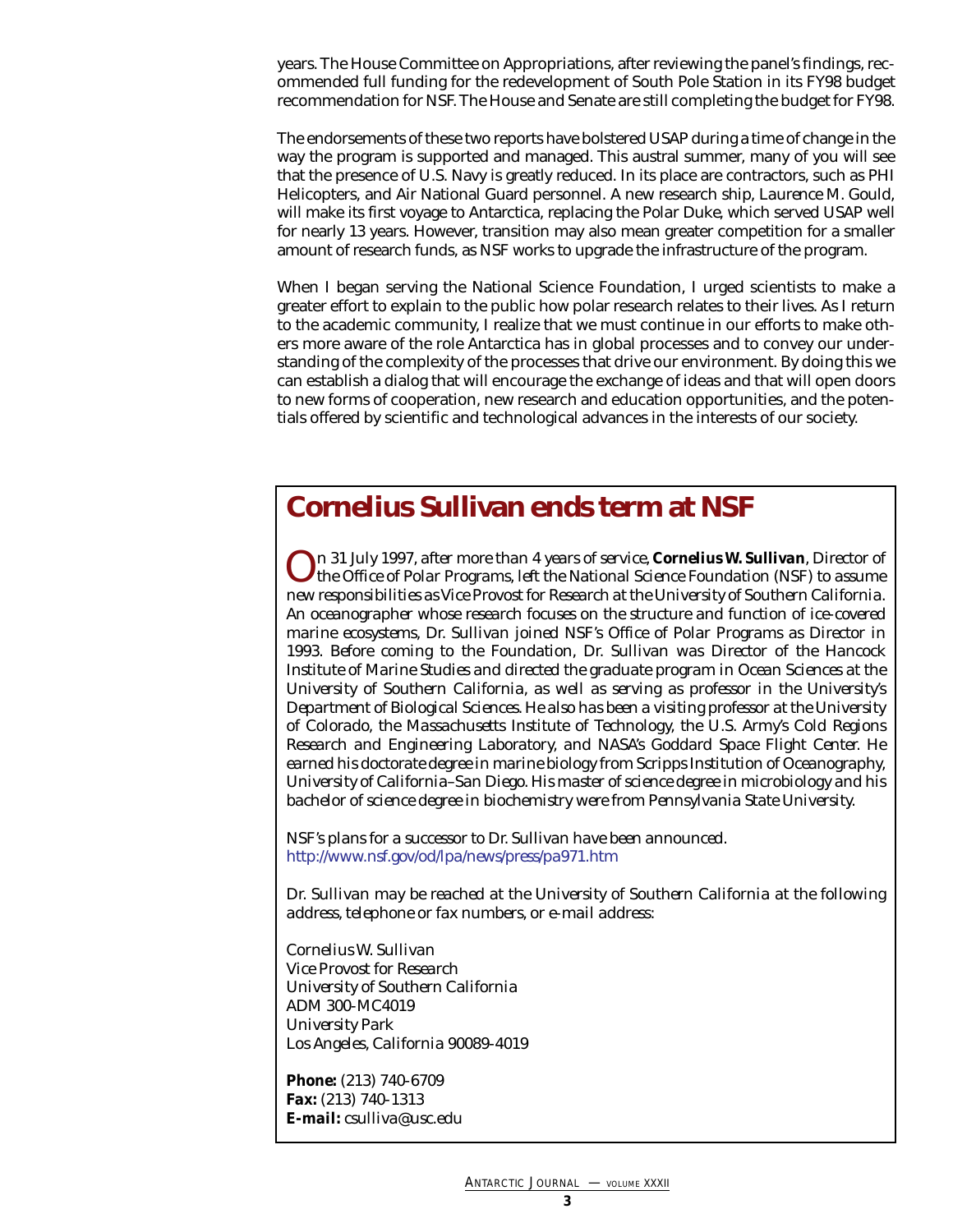years. The House Committee on Appropriations, after reviewing the panel's findings, recommended full funding for the redevelopment of South Pole Station in its FY98 budget recommendation for NSF. The House and Senate are still completing the budget for FY98.

The endorsements of these two reports have bolstered USAP during a time of change in the way the program is supported and managed. This austral summer, many of you will see that the presence of U.S. Navy is greatly reduced. In its place are contractors, such as PHI Helicopters, and Air National Guard personnel. A new research ship, *Laurence M. Gould*, will make its first voyage to Antarctica, replacing the *Polar Duke*, which served USAP well for nearly 13 years. However, transition may also mean greater competition for a smaller amount of research funds, as NSF works to upgrade the infrastructure of the program.

When I began serving the National Science Foundation, I urged scientists to make a greater effort to explain to the public how polar research relates to their lives. As I return to the academic community, I realize that we must continue in our efforts to make others more aware of the role Antarctica has in global processes and to convey our understanding of the complexity of the processes that drive our environment. By doing this we can establish a dialog that will encourage the exchange of ideas and that will open doors to new forms of cooperation, new research and education opportunities, and the potentials offered by scientific and technological advances in the interests of our society.

## Cornelius Sullivan ends term at NSF

On 31 July 1997, after more than 4 years of service, **Cornelius W. Sullivan**, Director of the Office of Polar Programs, left the National Science Foundation (NSF) to assume new responsibilities as Vice Provost for Research at the University of Southern California. An oceanographer whose research focuses on the structure and function of ice-covered marine ecosystems, Dr. Sullivan joined NSF's Office of Polar Programs as Director in 1993. Before coming to the Foundation, Dr. Sullivan was Director of the Hancock Institute of Marine Studies and directed the graduate program in Ocean Sciences at the University of Southern California, as well as serving as professor in the University's Department of Biological Sciences. He also has been a visiting professor at the University of Colorado, the Massachusetts Institute of Technology, the U.S. Army's Cold Regions Research and Engineering Laboratory, and NASA's Goddard Space Flight Center. He earned his doctorate degree in marine biology from Scripps Institution of Oceanography, University of California–San Diego. His master of science degree in microbiology and his bachelor of science degree in biochemistry were from Pennsylvania State University.

NSF's plans for a successor to Dr. Sullivan have been announced.
http://www.nsf.gov/od/lpa/news/press/pa971.htm

Dr. Sullivan may be reached at the University of Southern California at the following address, telephone or fax numbers, or e-mail address:

Cornelius W. Sullivan
Vice Provost for Research
University of Southern California
ADM 300-MC4019
University Park
Los Angeles, California 90089-4019

**Phone:** (213) 740-6709
**Fax:** (213) 740-1313
**E-mail:** csulliva@usc.edu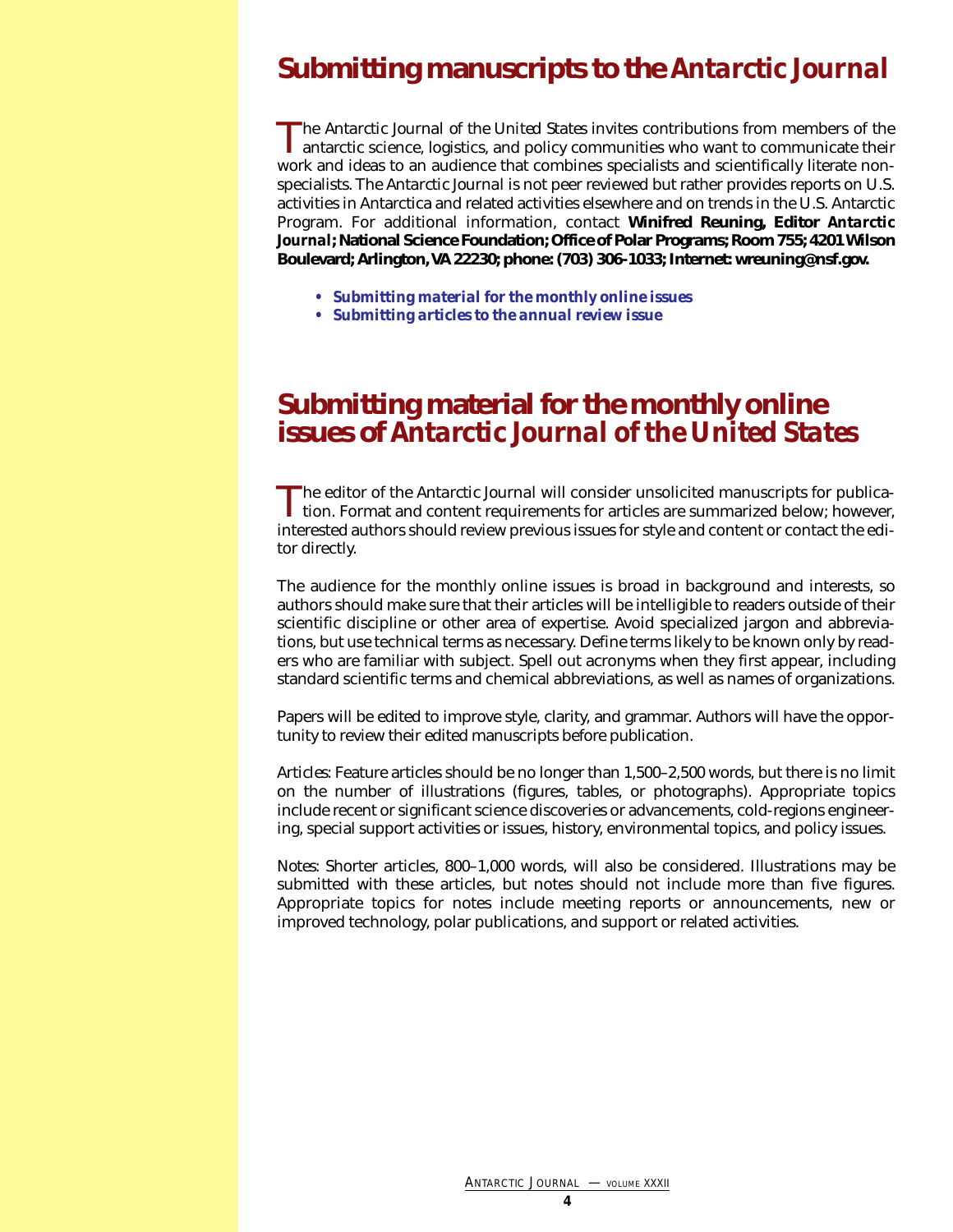# Submitting manuscripts to the *Antarctic Journal*

The *Antarctic Journal of the United States* invites contributions from members of the antarctic science, logistics, and policy communities who want to communicate their work and ideas to an audience that combines specialists and scientifically literate nonspecialists. The *Antarctic Journal* is not peer reviewed but rather provides reports on U.S. activities in Antarctica and related activities elsewhere and on trends in the U.S. Antarctic Program. For additional information, contact **Winifred Reuning, Editor *Antarctic Journal*; National Science Foundation; Office of Polar Programs; Room 755; 4201 Wilson Boulevard; Arlington, VA 22230; phone: (703) 306-1033; Internet: wreuning@nsf.gov.**

- ***Submitting material for the monthly online issues***
- ***Submitting articles to the annual review issue***

# Submitting material for the monthly online issues of *Antarctic Journal of the United States*

The editor of the *Antarctic Journal* will consider unsolicited manuscripts for publication. Format and content requirements for articles are summarized below; however, interested authors should review previous issues for style and content or contact the editor directly.

The audience for the monthly online issues is broad in background and interests, so authors should make sure that their articles will be intelligible to readers outside of their scientific discipline or other area of expertise. Avoid specialized jargon and abbreviations, but use technical terms as necessary. Define terms likely to be known only by readers who are familiar with subject. Spell out acronyms when they first appear, including standard scientific terms and chemical abbreviations, as well as names of organizations.

Papers will be edited to improve style, clarity, and grammar. Authors will have the opportunity to review their edited manuscripts before publication.

Articles: Feature articles should be no longer than 1,500–2,500 words, but there is no limit on the number of illustrations (figures, tables, or photographs). Appropriate topics include recent or significant science discoveries or advancements, cold-regions engineering, special support activities or issues, history, environmental topics, and policy issues.

Notes: Shorter articles, 800–1,000 words, will also be considered. Illustrations may be submitted with these articles, but notes should not include more than five figures. Appropriate topics for notes include meeting reports or announcements, new or improved technology, polar publications, and support or related activities.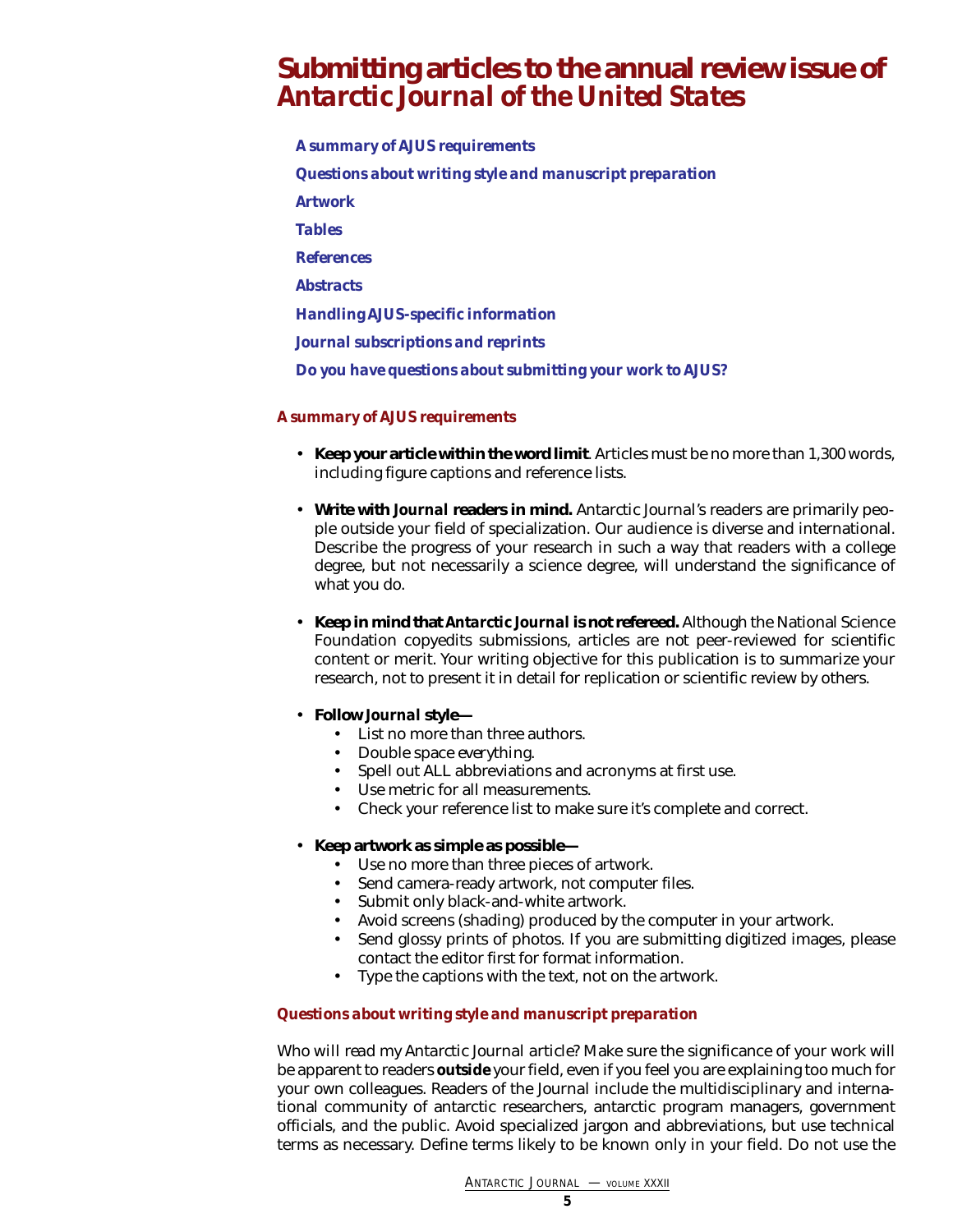# Submitting articles to the annual review issue of *Antarctic Journal of the United States*

- *A summary of AJUS requirements*
- *Questions about writing style and manuscript preparation*
- *Artwork*
- *Tables*
- *References*
- *Abstracts*
- *Handling AJUS-specific information*
- *Journal subscriptions and reprints*
- *Do you have questions about submitting your work to AJUS?*

## *A summary of AJUS requirements*

- **Keep your article within the word limit**. Articles must be no more than 1,300 words, including figure captions and reference lists.
- **Write with *Journal* readers in mind.** Antarctic Journal's readers are primarily people outside your field of specialization. Our audience is diverse and international. Describe the progress of your research in such a way that readers with a college degree, but not necessarily a science degree, will understand the significance of what you do.
- **Keep in mind that *Antarctic Journal* is not refereed.** Although the National Science Foundation copyedits submissions, articles are not peer-reviewed for scientific content or merit. Your writing objective for this publication is to summarize your research, not to present it in detail for replication or scientific review by others.
- **Follow *Journal* style—**
  - List no more than three authors.
  - Double space *everything*.
  - Spell out ALL abbreviations and acronyms at first use.
  - Use metric for all measurements.
  - Check your reference list to make sure it's complete and correct.
- **Keep artwork as simple as possible—**
  - Use no more than three pieces of artwork.
  - Send camera-ready artwork, not computer files.
  - Submit only black-and-white artwork.
  - Avoid screens (shading) produced by the computer in your artwork.
  - Send glossy prints of photos. If you are submitting digitized images, please contact the editor first for format information.
  - Type the captions with the text, not on the artwork.

## *Questions about writing style and manuscript preparation*

*Who will read my Antarctic Journal article?* Make sure the significance of your work will be apparent to readers **outside** your field, even if you feel you are explaining too much for your own colleagues. Readers of the Journal include the multidisciplinary and international community of antarctic researchers, antarctic program managers, government officials, and the public. Avoid specialized jargon and abbreviations, but use technical terms as necessary. Define terms likely to be known only in your field. Do not use the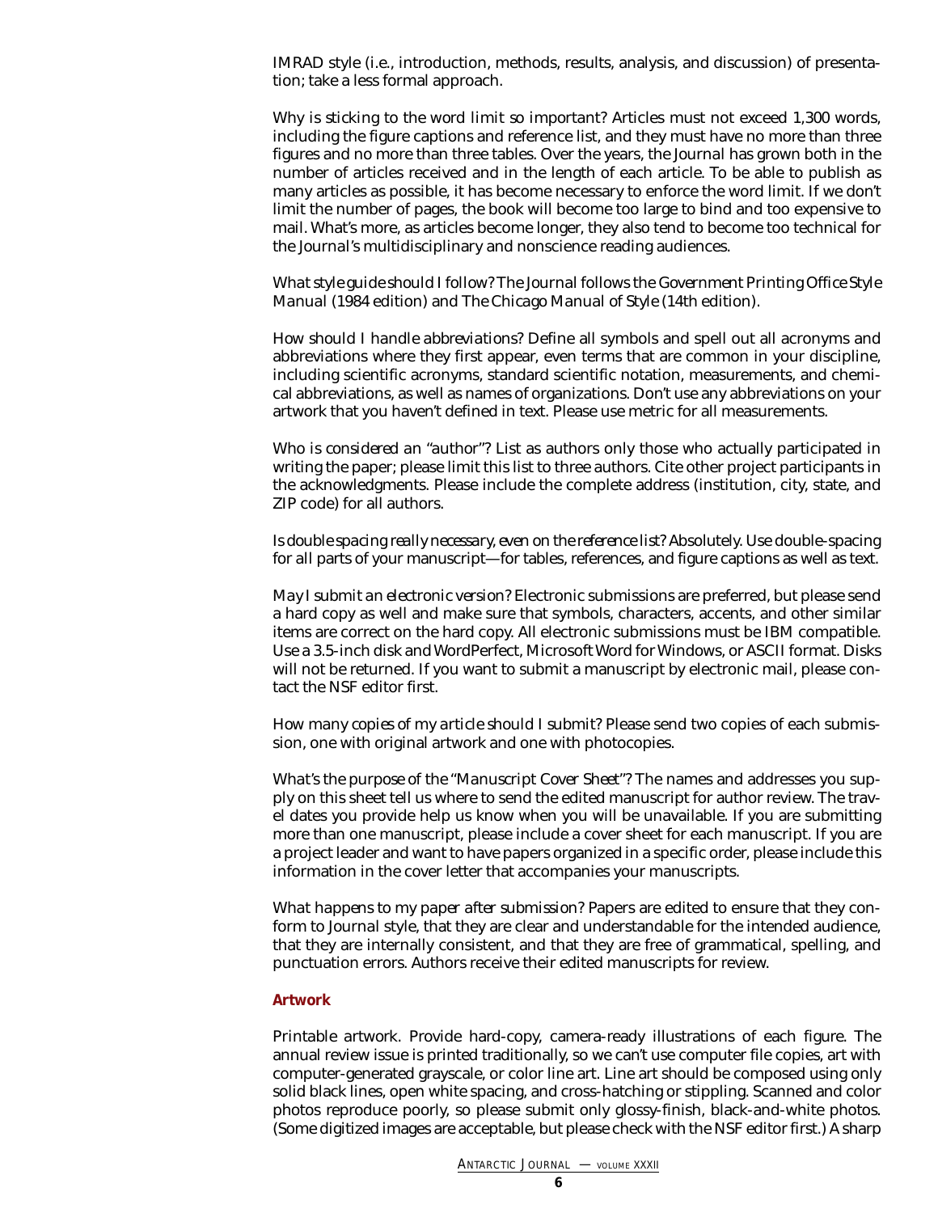IMRAD style (i.e., introduction, methods, results, analysis, and discussion) of presentation; take a less formal approach.

*Why is sticking to the word limit so important?* Articles must not exceed 1,300 words, including the figure captions and reference list, and they must have no more than three figures and no more than three tables. Over the years, the Journal has grown both in the number of articles received and in the length of each article. To be able to publish as many articles as possible, it has become necessary to enforce the word limit. If we don't limit the number of pages, the book will become too large to bind and too expensive to mail. What's more, as articles become longer, they also tend to become too technical for the Journal's multidisciplinary and nonscience reading audiences.

*What style guide should I follow?* The Journal follows the *Government Printing Office Style Manual* (1984 edition) and *The Chicago Manual of Style* (14th edition).

*How should I handle abbreviations?* Define all symbols and spell out all acronyms and abbreviations where they first appear, even terms that are common in your discipline, including scientific acronyms, standard scientific notation, measurements, and chemical abbreviations, as well as names of organizations. Don't use any abbreviations on your artwork that you haven't defined in text. Please use metric for all measurements.

*Who is considered an "author"?* List as authors only those who actually participated in writing the paper; please limit this list to three authors. Cite other project participants in the acknowledgments. Please include the complete address (institution, city, state, and ZIP code) for all authors.

*Is double spacing really necessary, even on the reference list?* Absolutely. Use double-spacing for all parts of your manuscript—for tables, references, and figure captions as well as text.

*May I submit an electronic version?* Electronic submissions are preferred, but please send a hard copy as well and make sure that symbols, characters, accents, and other similar items are correct on the hard copy. All electronic submissions must be IBM compatible. Use a 3.5-inch disk and WordPerfect, Microsoft Word for Windows, or ASCII format. Disks will not be returned. If you want to submit a manuscript by electronic mail, please contact the NSF editor first.

*How many copies of my article should I submit?* Please send two copies of each submission, one with original artwork and one with photocopies.

*What's the purpose of the "Manuscript Cover Sheet"?* The names and addresses you supply on this sheet tell us where to send the edited manuscript for author review. The travel dates you provide help us know when you will be unavailable. If you are submitting more than one manuscript, please include a cover sheet for each manuscript. If you are a project leader and want to have papers organized in a specific order, please include this information in the cover letter that accompanies your manuscripts.

*What happens to my paper after submission?* Papers are edited to ensure that they conform to Journal style, that they are clear and understandable for the intended audience, that they are internally consistent, and that they are free of grammatical, spelling, and punctuation errors. Authors receive their edited manuscripts for review.

## Artwork

*Printable artwork.* Provide hard-copy, camera-ready illustrations of each figure. The annual review issue is printed traditionally, so we can't use computer file copies, art with computer-generated grayscale, or color line art. Line art should be composed using only solid black lines, open white spacing, and cross-hatching or stippling. Scanned and color photos reproduce poorly, so please submit only glossy-finish, black-and-white photos. (Some digitized images are acceptable, but please check with the NSF editor first.) A sharp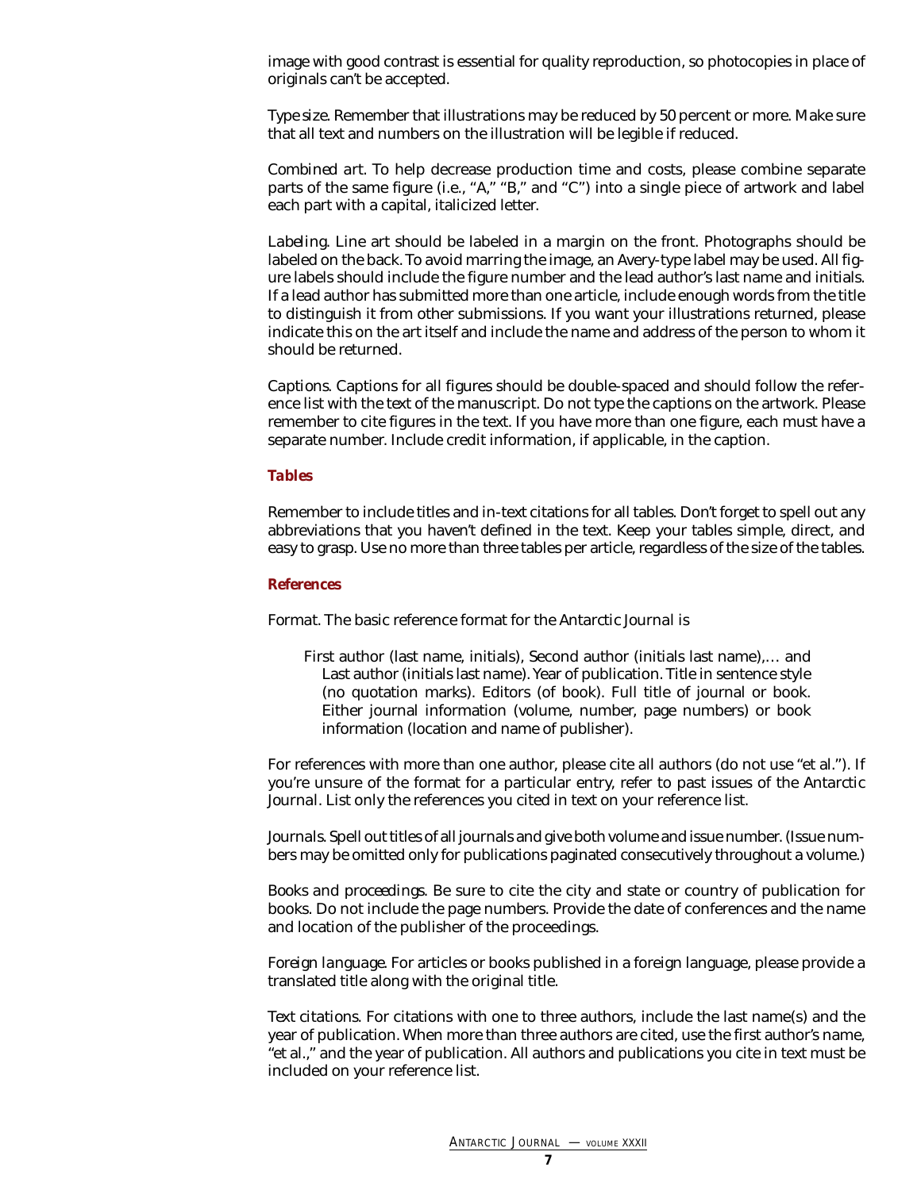image with good contrast is essential for quality reproduction, so photocopies in place of originals can't be accepted.

*Type size.* Remember that illustrations may be reduced by 50 percent or more. Make sure that all text and numbers on the illustration will be legible if reduced.

*Combined art.* To help decrease production time and costs, please combine separate parts of the same figure (i.e., "A," "B," and "C") into a single piece of artwork and label each part with a capital, italicized letter.

*Labeling.* Line art should be labeled in a margin on the front. Photographs should be labeled on the back. To avoid marring the image, an Avery-type label may be used. All figure labels should include the figure number and the lead author's last name and initials. If a lead author has submitted more than one article, include enough words from the title to distinguish it from other submissions. If you want your illustrations returned, please indicate this on the art itself and include the name and address of the person to whom it should be returned.

*Captions.* Captions for all figures should be double-spaced and should follow the reference list with the text of the manuscript. Do not type the captions on the artwork. Please remember to cite figures in the text. If you have more than one figure, each must have a separate number. Include credit information, if applicable, in the caption.

### *Tables*

Remember to include titles and in-text citations for all tables. Don't forget to spell out any abbreviations that you haven't defined in the text. Keep your tables simple, direct, and easy to grasp. Use no more than three tables per article, regardless of the size of the tables.

### *References*

*Format.* The basic reference format for the *Antarctic Journal* is

> First author (last name, initials), Second author (initials last name),… and Last author (initials last name). Year of publication. Title in sentence style (no quotation marks). Editors (of book). Full title of journal or book. Either journal information (volume, number, page numbers) or book information (location and name of publisher).

For references with more than one author, please cite all authors (do not use "et al."). If you're unsure of the format for a particular entry, refer to past issues of the *Antarctic Journal*. List only the references you cited in text on your reference list.

*Journals.* Spell out titles of all journals and give both volume and issue number. (Issue numbers may be omitted only for publications paginated consecutively throughout a volume.)

*Books and proceedings.* Be sure to cite the city and state or country of publication for books. Do not include the page numbers. Provide the date of conferences and the name and location of the publisher of the proceedings.

*Foreign language.* For articles or books published in a foreign language, please provide a translated title along with the original title.

*Text citations.* For citations with one to three authors, include the last name(s) and the year of publication. When more than three authors are cited, use the first author's name, "et al.," and the year of publication. All authors and publications you cite in text must be included on your reference list.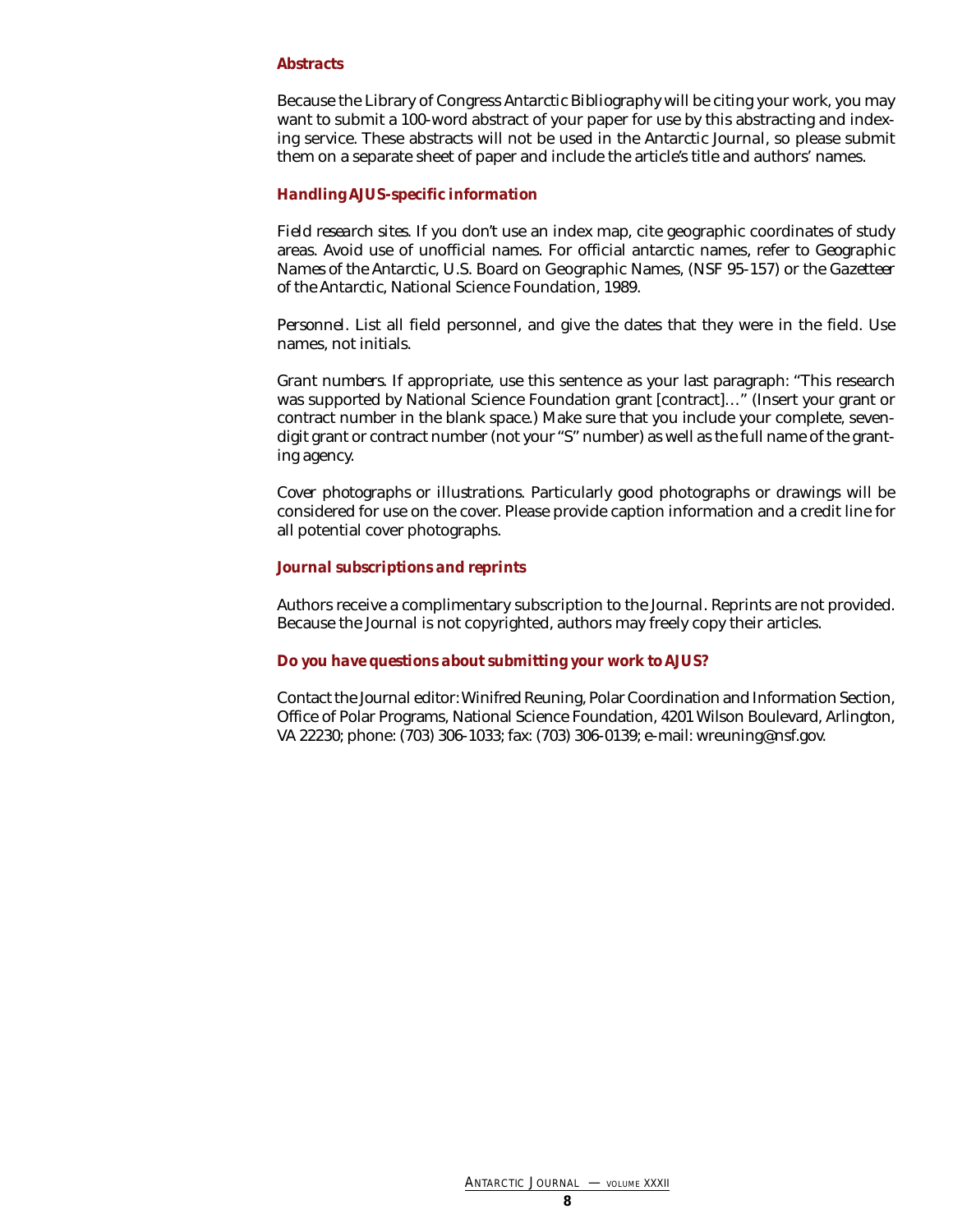### *Abstracts*

Because the Library of Congress *Antarctic Bibliography* will be citing your work, you may want to submit a 100-word abstract of your paper for use by this abstracting and indexing service. These abstracts will not be used in the *Antarctic Journal*, so please submit them on a separate sheet of paper and include the article's title and authors' names.

### *Handling AJUS-specific information*

*Field research sites.* If you don't use an index map, cite geographic coordinates of study areas. Avoid use of unofficial names. For official antarctic names, refer to *Geographic Names of the Antarctic*, U.S. Board on Geographic Names, (NSF 95-157) or the *Gazetteer of the Antarctic*, National Science Foundation, 1989.

*Personnel.* List all field personnel, and give the dates that they were in the field. Use names, not initials.

*Grant numbers.* If appropriate, use this sentence as your last paragraph: "This research was supported by National Science Foundation grant [contract]…" (Insert your grant or contract number in the blank space.) Make sure that you include your complete, seven-digit grant or contract number (not your "S" number) as well as the full name of the granting agency.

*Cover photographs or illustrations.* Particularly good photographs or drawings will be considered for use on the cover. Please provide caption information and a credit line for all potential cover photographs.

### *Journal subscriptions and reprints*

Authors receive a complimentary subscription to the *Journal*. Reprints are not provided. Because the *Journal* is not copyrighted, authors may freely copy their articles.

### *Do you have questions about submitting your work to AJUS?*

Contact the *Journal* editor: Winifred Reuning, Polar Coordination and Information Section, Office of Polar Programs, National Science Foundation, 4201 Wilson Boulevard, Arlington, VA 22230; phone: (703) 306-1033; fax: (703) 306-0139; e-mail: wreuning@nsf.gov.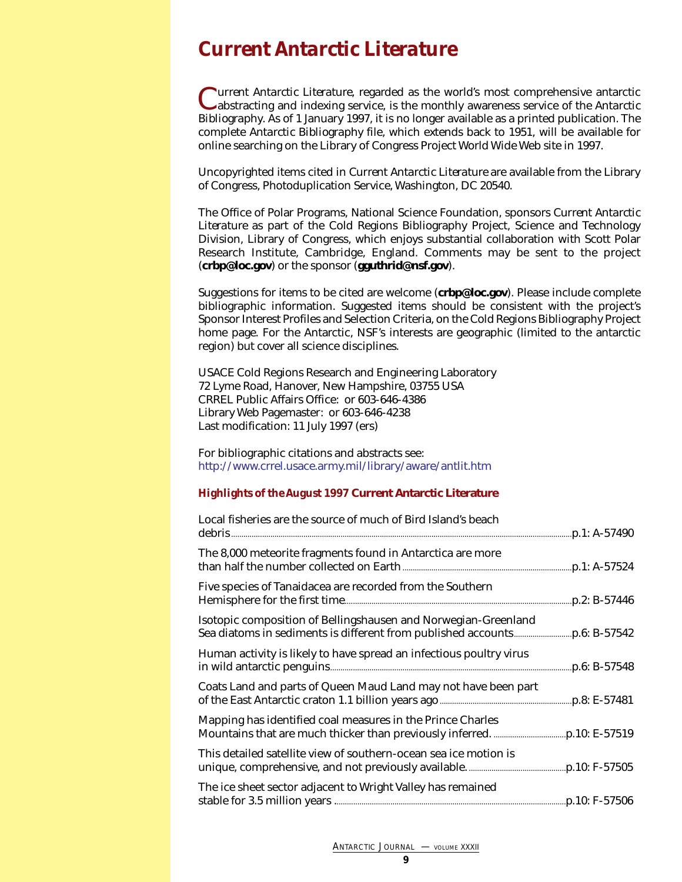# *Current Antarctic Literature*

*Current Antarctic Literature*, regarded as the world's most comprehensive antarctic abstracting and indexing service, is the monthly awareness service of the Antarctic Bibliography. As of 1 January 1997, it is no longer available as a printed publication. The complete Antarctic Bibliography file, which extends back to 1951, will be available for online searching on the Library of Congress Project World Wide Web site in 1997.

Uncopyrighted items cited in *Current Antarctic Literature* are available from the Library of Congress, Photoduplication Service, Washington, DC 20540.

The Office of Polar Programs, National Science Foundation, sponsors *Current Antarctic Literature* as part of the Cold Regions Bibliography Project, Science and Technology Division, Library of Congress, which enjoys substantial collaboration with Scott Polar Research Institute, Cambridge, England. Comments may be sent to the project (**crbp@loc.gov**) or the sponsor (**gguthrid@nsf.gov**).

Suggestions for items to be cited are welcome (**crbp@loc.gov**). Please include complete bibliographic information. Suggested items should be consistent with the project's Sponsor Interest Profiles and Selection Criteria, on the Cold Regions Bibliography Project home page. For the Antarctic, NSF's interests are geographic (limited to the antarctic region) but cover all science disciplines.

USACE Cold Regions Research and Engineering Laboratory
72 Lyme Road, Hanover, New Hampshire, 03755 USA
CRREL Public Affairs Office: or 603-646-4386
Library Web Pagemaster: or 603-646-4238
Last modification: 11 July 1997 (ers)

For bibliographic citations and abstracts see:
http://www.crrel.usace.army.mil/library/aware/antlit.htm

### Highlights of the August 1997 *Current Antarctic Literature*

- Local fisheries are the source of much of Bird Island's beach debris ... p.1: A-57490
- The 8,000 meteorite fragments found in Antarctica are more than half the number collected on Earth ... p.1: A-57524
- Five species of Tanaidacea are recorded from the Southern Hemisphere for the first time ... p.2: B-57446
- Isotopic composition of Bellingshausen and Norwegian-Greenland Sea diatoms in sediments is different from published accounts ... p.6: B-57542
- Human activity is likely to have spread an infectious poultry virus in wild antarctic penguins ... p.6: B-57548
- Coats Land and parts of Queen Maud Land may not have been part of the East Antarctic craton 1.1 billion years ago ... p.8: E-57481
- Mapping has identified coal measures in the Prince Charles Mountains that are much thicker than previously inferred. ... p.10: E-57519
- This detailed satellite view of southern-ocean sea ice motion is unique, comprehensive, and not previously available. ... p.10: F-57505
- The ice sheet sector adjacent to Wright Valley has remained stable for 3.5 million years ... p.10: F-57506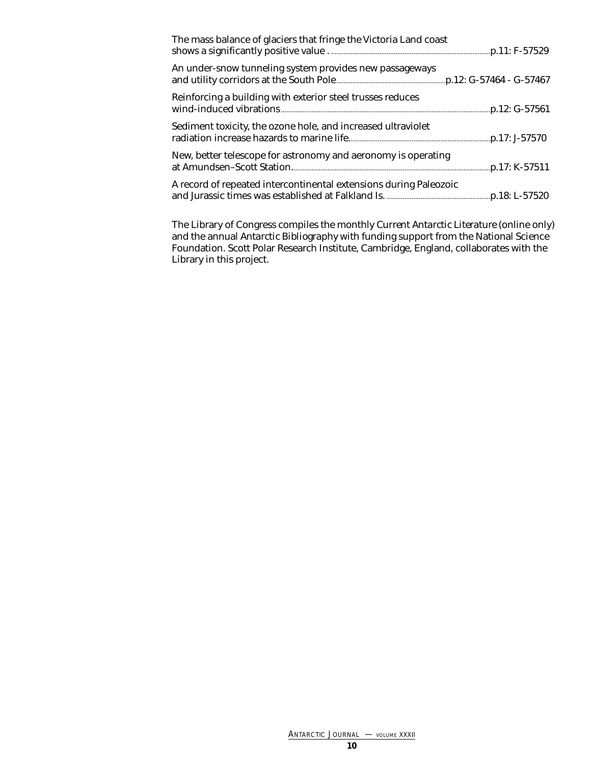The mass balance of glaciers that fringe the Victoria Land coast shows a significantly positive value . ............ p.11: F-57529

An under-snow tunneling system provides new passageways and utility corridors at the South Pole............ p.12: G-57464 - G-57467

Reinforcing a building with exterior steel trusses reduces wind-induced vibrations............ p.12: G-57561

Sediment toxicity, the ozone hole, and increased ultraviolet radiation increase hazards to marine life............ p.17: J-57570

New, better telescope for astronomy and aeronomy is operating at Amundsen–Scott Station............ p.17: K-57511

A record of repeated intercontinental extensions during Paleozoic and Jurassic times was established at Falkland Is. ............ p.18: L-57520

The Library of Congress compiles the monthly *Current Antarctic Literature* (online only) and the annual *Antarctic Bibliography* with funding support from the National Science Foundation. Scott Polar Research Institute, Cambridge, England, collaborates with the Library in this project.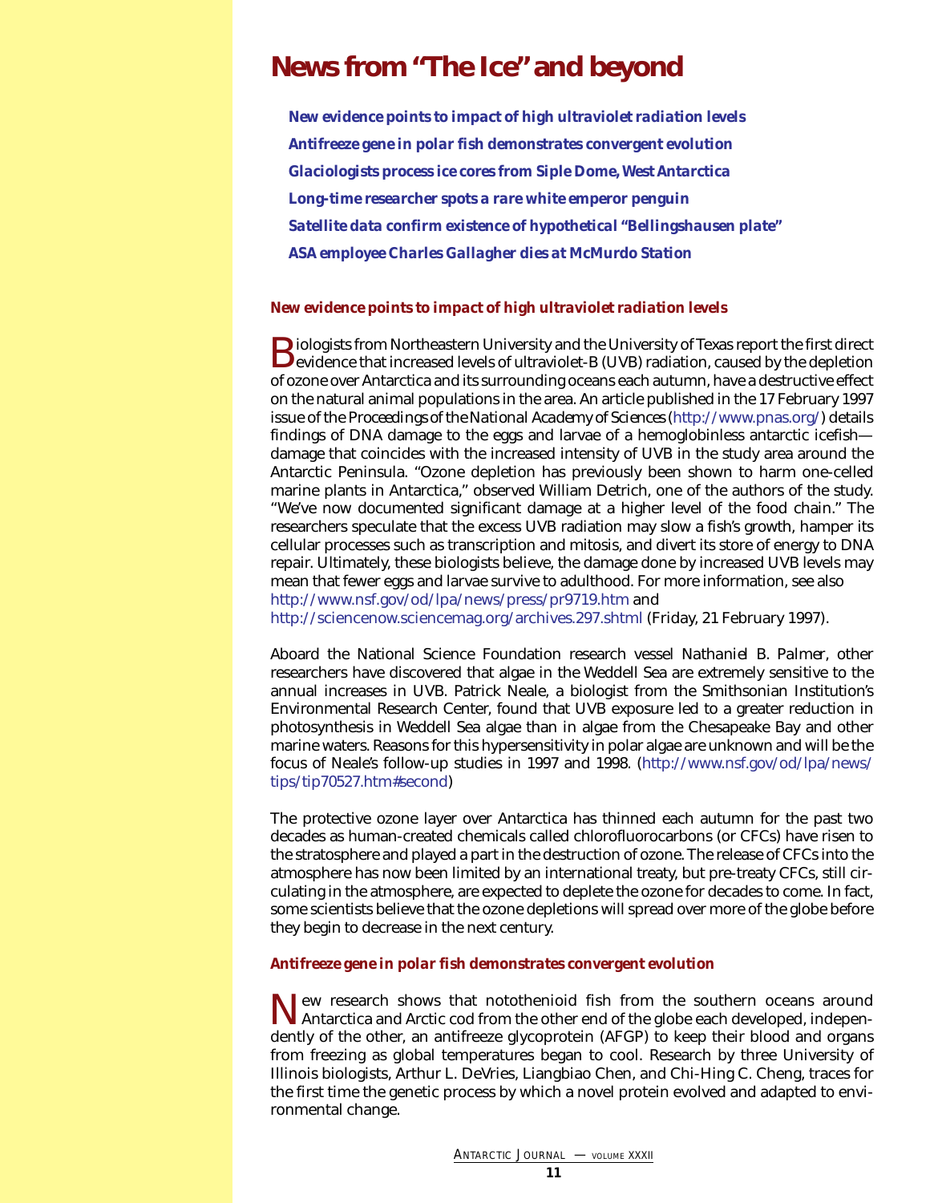# News from "The Ice" and beyond

*New evidence points to impact of high ultraviolet radiation levels*

*Antifreeze gene in polar fish demonstrates convergent evolution*

*Glaciologists process ice cores from Siple Dome, West Antarctica*

*Long-time researcher spots a rare white emperor penguin*

*Satellite data confirm existence of hypothetical "Bellingshausen plate"*

*ASA employee Charles Gallagher dies at McMurdo Station*

### *New evidence points to impact of high ultraviolet radiation levels*

Biologists from Northeastern University and the University of Texas report the first direct evidence that increased levels of ultraviolet-B (UVB) radiation, caused by the depletion of ozone over Antarctica and its surrounding oceans each autumn, have a destructive effect on the natural animal populations in the area. An article published in the 17 February 1997 issue of the *Proceedings of the National Academy of Sciences* (http://www.pnas.org/) details findings of DNA damage to the eggs and larvae of a hemoglobinless antarctic icefish—damage that coincides with the increased intensity of UVB in the study area around the Antarctic Peninsula. "Ozone depletion has previously been shown to harm one-celled marine plants in Antarctica," observed William Detrich, one of the authors of the study. "We've now documented significant damage at a higher level of the food chain." The researchers speculate that the excess UVB radiation may slow a fish's growth, hamper its cellular processes such as transcription and mitosis, and divert its store of energy to DNA repair. Ultimately, these biologists believe, the damage done by increased UVB levels may mean that fewer eggs and larvae survive to adulthood. For more information, see also http://www.nsf.gov/od/lpa/news/press/pr9719.htm and http://sciencenow.sciencemag.org/archives.297.shtml (Friday, 21 February 1997).

Aboard the National Science Foundation research vessel *Nathaniel B. Palmer*, other researchers have discovered that algae in the Weddell Sea are extremely sensitive to the annual increases in UVB. Patrick Neale, a biologist from the Smithsonian Institution's Environmental Research Center, found that UVB exposure led to a greater reduction in photosynthesis in Weddell Sea algae than in algae from the Chesapeake Bay and other marine waters. Reasons for this hypersensitivity in polar algae are unknown and will be the focus of Neale's follow-up studies in 1997 and 1998. (http://www.nsf.gov/od/lpa/news/tips/tip70527.htm#second)

The protective ozone layer over Antarctica has thinned each autumn for the past two decades as human-created chemicals called chlorofluorocarbons (or CFCs) have risen to the stratosphere and played a part in the destruction of ozone. The release of CFCs into the atmosphere has now been limited by an international treaty, but pre-treaty CFCs, still circulating in the atmosphere, are expected to deplete the ozone for decades to come. In fact, some scientists believe that the ozone depletions will spread over more of the globe before they begin to decrease in the next century.

### *Antifreeze gene in polar fish demonstrates convergent evolution*

New research shows that notothenioid fish from the southern oceans around Antarctica and Arctic cod from the other end of the globe each developed, independently of the other, an antifreeze glycoprotein (AFGP) to keep their blood and organs from freezing as global temperatures began to cool. Research by three University of Illinois biologists, Arthur L. DeVries, Liangbiao Chen, and Chi-Hing C. Cheng, traces for the first time the genetic process by which a novel protein evolved and adapted to environmental change.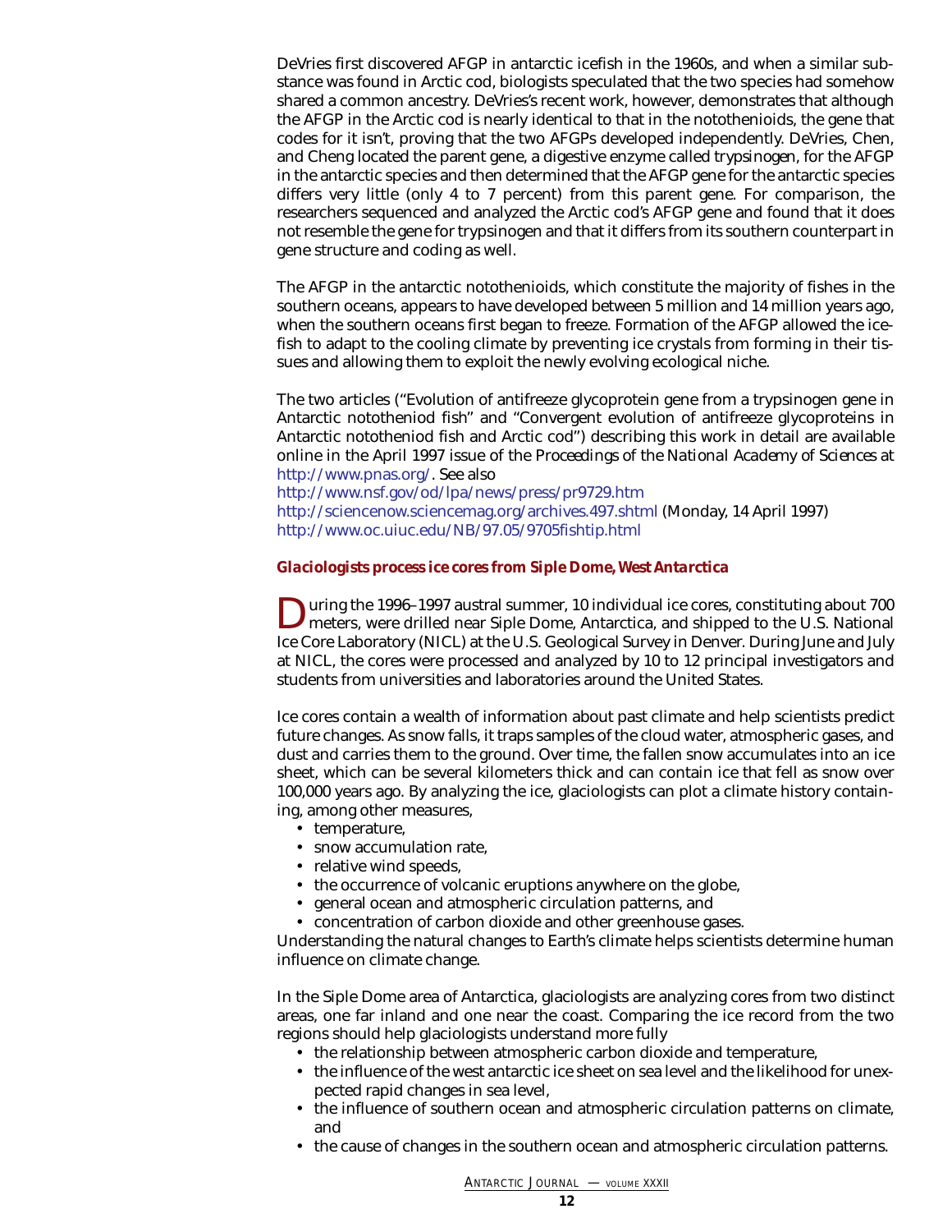DeVries first discovered AFGP in antarctic icefish in the 1960s, and when a similar substance was found in Arctic cod, biologists speculated that the two species had somehow shared a common ancestry. DeVries's recent work, however, demonstrates that although the AFGP in the Arctic cod is nearly identical to that in the notothenioids, the gene that codes for it isn't, proving that the two AFGPs developed independently. DeVries, Chen, and Cheng located the parent gene, a digestive enzyme called *trypsinogen*, for the AFGP in the antarctic species and then determined that the AFGP gene for the antarctic species differs very little (only 4 to 7 percent) from this parent gene. For comparison, the researchers sequenced and analyzed the Arctic cod's AFGP gene and found that it does not resemble the gene for trypsinogen and that it differs from its southern counterpart in gene structure and coding as well.

The AFGP in the antarctic notothenioids, which constitute the majority of fishes in the southern oceans, appears to have developed between 5 million and 14 million years ago, when the southern oceans first began to freeze. Formation of the AFGP allowed the icefish to adapt to the cooling climate by preventing ice crystals from forming in their tissues and allowing them to exploit the newly evolving ecological niche.

The two articles ("Evolution of antifreeze glycoprotein gene from a trypsinogen gene in Antarctic nototheniod fish" and "Convergent evolution of antifreeze glycoproteins in Antarctic nototheniod fish and Arctic cod") describing this work in detail are available online in the April 1997 issue of the *Proceedings of the National Academy of Sciences* at http://www.pnas.org/. See also
http://www.nsf.gov/od/lpa/news/press/pr9729.htm
http://sciencenow.sciencemag.org/archives.497.shtml (Monday, 14 April 1997)
http://www.oc.uiuc.edu/NB/97.05/9705fishtip.html

### *Glaciologists process ice cores from Siple Dome, West Antarctica*

During the 1996–1997 austral summer, 10 individual ice cores, constituting about 700 meters, were drilled near Siple Dome, Antarctica, and shipped to the U.S. National Ice Core Laboratory (NICL) at the U.S. Geological Survey in Denver. During June and July at NICL, the cores were processed and analyzed by 10 to 12 principal investigators and students from universities and laboratories around the United States.

Ice cores contain a wealth of information about past climate and help scientists predict future changes. As snow falls, it traps samples of the cloud water, atmospheric gases, and dust and carries them to the ground. Over time, the fallen snow accumulates into an ice sheet, which can be several kilometers thick and can contain ice that fell as snow over 100,000 years ago. By analyzing the ice, glaciologists can plot a climate history containing, among other measures,

- temperature,
- snow accumulation rate,
- relative wind speeds,
- the occurrence of volcanic eruptions anywhere on the globe,
- general ocean and atmospheric circulation patterns, and
- concentration of carbon dioxide and other greenhouse gases.

Understanding the natural changes to Earth's climate helps scientists determine human influence on climate change.

In the Siple Dome area of Antarctica, glaciologists are analyzing cores from two distinct areas, one far inland and one near the coast. Comparing the ice record from the two regions should help glaciologists understand more fully

- the relationship between atmospheric carbon dioxide and temperature,
- the influence of the west antarctic ice sheet on sea level and the likelihood for unexpected rapid changes in sea level,
- the influence of southern ocean and atmospheric circulation patterns on climate, and
- the cause of changes in the southern ocean and atmospheric circulation patterns.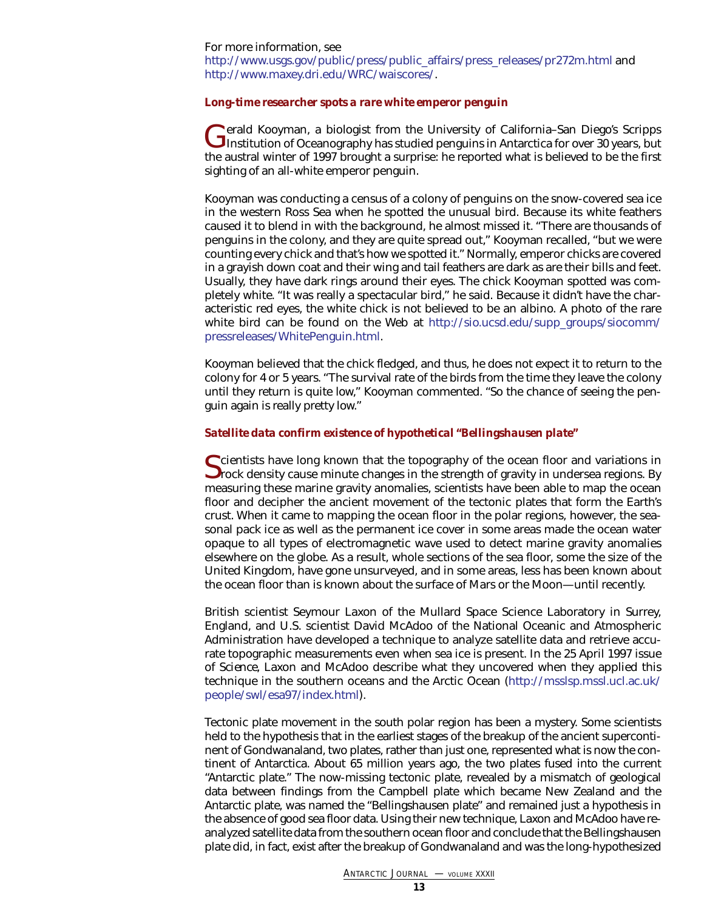For more information, see http://www.usgs.gov/public/press/public_affairs/press_releases/pr272m.html and http://www.maxey.dri.edu/WRC/waiscores/.

### *Long-time researcher spots a rare white emperor penguin*

Gerald Kooyman, a biologist from the University of California–San Diego's Scripps Institution of Oceanography has studied penguins in Antarctica for over 30 years, but the austral winter of 1997 brought a surprise: he reported what is believed to be the first sighting of an all-white emperor penguin.

Kooyman was conducting a census of a colony of penguins on the snow-covered sea ice in the western Ross Sea when he spotted the unusual bird. Because its white feathers caused it to blend in with the background, he almost missed it. "There are thousands of penguins in the colony, and they are quite spread out," Kooyman recalled, "but we were counting every chick and that's how we spotted it." Normally, emperor chicks are covered in a grayish down coat and their wing and tail feathers are dark as are their bills and feet. Usually, they have dark rings around their eyes. The chick Kooyman spotted was completely white. "It was really a spectacular bird," he said. Because it didn't have the characteristic red eyes, the white chick is not believed to be an albino. A photo of the rare white bird can be found on the Web at http://sio.ucsd.edu/supp_groups/siocomm/pressreleases/WhitePenguin.html.

Kooyman believed that the chick fledged, and thus, he does not expect it to return to the colony for 4 or 5 years. "The survival rate of the birds from the time they leave the colony until they return is quite low," Kooyman commented. "So the chance of seeing the penguin again is really pretty low."

### *Satellite data confirm existence of hypothetical "Bellingshausen plate"*

Scientists have long known that the topography of the ocean floor and variations in rock density cause minute changes in the strength of gravity in undersea regions. By measuring these marine gravity anomalies, scientists have been able to map the ocean floor and decipher the ancient movement of the tectonic plates that form the Earth's crust. When it came to mapping the ocean floor in the polar regions, however, the seasonal pack ice as well as the permanent ice cover in some areas made the ocean water opaque to all types of electromagnetic wave used to detect marine gravity anomalies elsewhere on the globe. As a result, whole sections of the sea floor, some the size of the United Kingdom, have gone unsurveyed, and in some areas, less has been known about the ocean floor than is known about the surface of Mars or the Moon—until recently.

British scientist Seymour Laxon of the Mullard Space Science Laboratory in Surrey, England, and U.S. scientist David McAdoo of the National Oceanic and Atmospheric Administration have developed a technique to analyze satellite data and retrieve accurate topographic measurements even when sea ice is present. In the 25 April 1997 issue of *Science*, Laxon and McAdoo describe what they uncovered when they applied this technique in the southern oceans and the Arctic Ocean (http://msslsp.mssl.ucl.ac.uk/people/swl/esa97/index.html).

Tectonic plate movement in the south polar region has been a mystery. Some scientists held to the hypothesis that in the earliest stages of the breakup of the ancient supercontinent of Gondwanaland, two plates, rather than just one, represented what is now the continent of Antarctica. About 65 million years ago, the two plates fused into the current "Antarctic plate." The now-missing tectonic plate, revealed by a mismatch of geological data between findings from the Campbell plate which became New Zealand and the Antarctic plate, was named the "Bellingshausen plate" and remained just a hypothesis in the absence of good sea floor data. Using their new technique, Laxon and McAdoo have reanalyzed satellite data from the southern ocean floor and conclude that the Bellingshausen plate did, in fact, exist after the breakup of Gondwanaland and was the long-hypothesized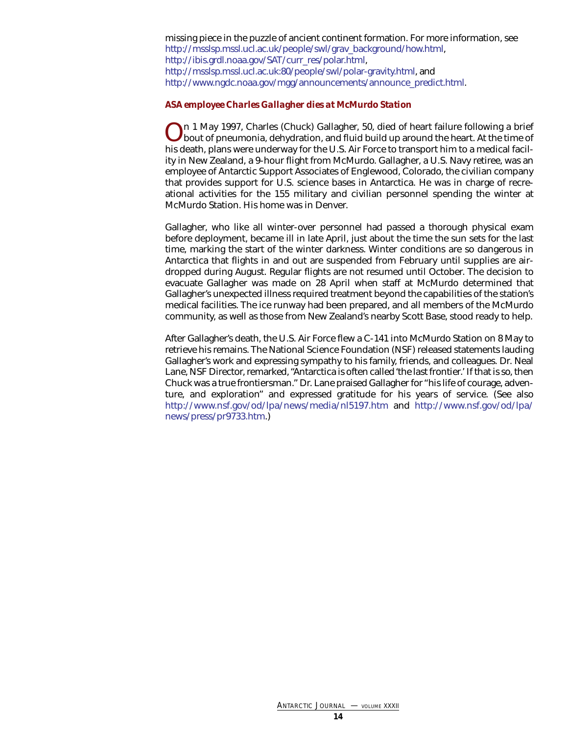missing piece in the puzzle of ancient continent formation. For more information, see http://msslsp.mssl.ucl.ac.uk/people/swl/grav_background/how.html, http://ibis.grdl.noaa.gov/SAT/curr_res/polar.html, http://msslsp.mssl.ucl.ac.uk:80/people/swl/polar-gravity.html, and http://www.ngdc.noaa.gov/mgg/announcements/announce_predict.html.

### *ASA employee Charles Gallagher dies at McMurdo Station*

On 1 May 1997, Charles (Chuck) Gallagher, 50, died of heart failure following a brief bout of pneumonia, dehydration, and fluid build up around the heart. At the time of his death, plans were underway for the U.S. Air Force to transport him to a medical facility in New Zealand, a 9-hour flight from McMurdo. Gallagher, a U.S. Navy retiree, was an employee of Antarctic Support Associates of Englewood, Colorado, the civilian company that provides support for U.S. science bases in Antarctica. He was in charge of recreational activities for the 155 military and civilian personnel spending the winter at McMurdo Station. His home was in Denver.

Gallagher, who like all winter-over personnel had passed a thorough physical exam before deployment, became ill in late April, just about the time the sun sets for the last time, marking the start of the winter darkness. Winter conditions are so dangerous in Antarctica that flights in and out are suspended from February until supplies are airdropped during August. Regular flights are not resumed until October. The decision to evacuate Gallagher was made on 28 April when staff at McMurdo determined that Gallagher's unexpected illness required treatment beyond the capabilities of the station's medical facilities. The ice runway had been prepared, and all members of the McMurdo community, as well as those from New Zealand's nearby Scott Base, stood ready to help.

After Gallagher's death, the U.S. Air Force flew a C-141 into McMurdo Station on 8 May to retrieve his remains. The National Science Foundation (NSF) released statements lauding Gallagher's work and expressing sympathy to his family, friends, and colleagues. Dr. Neal Lane, NSF Director, remarked, "Antarctica is often called 'the last frontier.' If that is so, then Chuck was a true frontiersman." Dr. Lane praised Gallagher for "his life of courage, adventure, and exploration" and expressed gratitude for his years of service. (See also http://www.nsf.gov/od/lpa/news/media/nl5197.htm and http://www.nsf.gov/od/lpa/news/press/pr9733.htm.)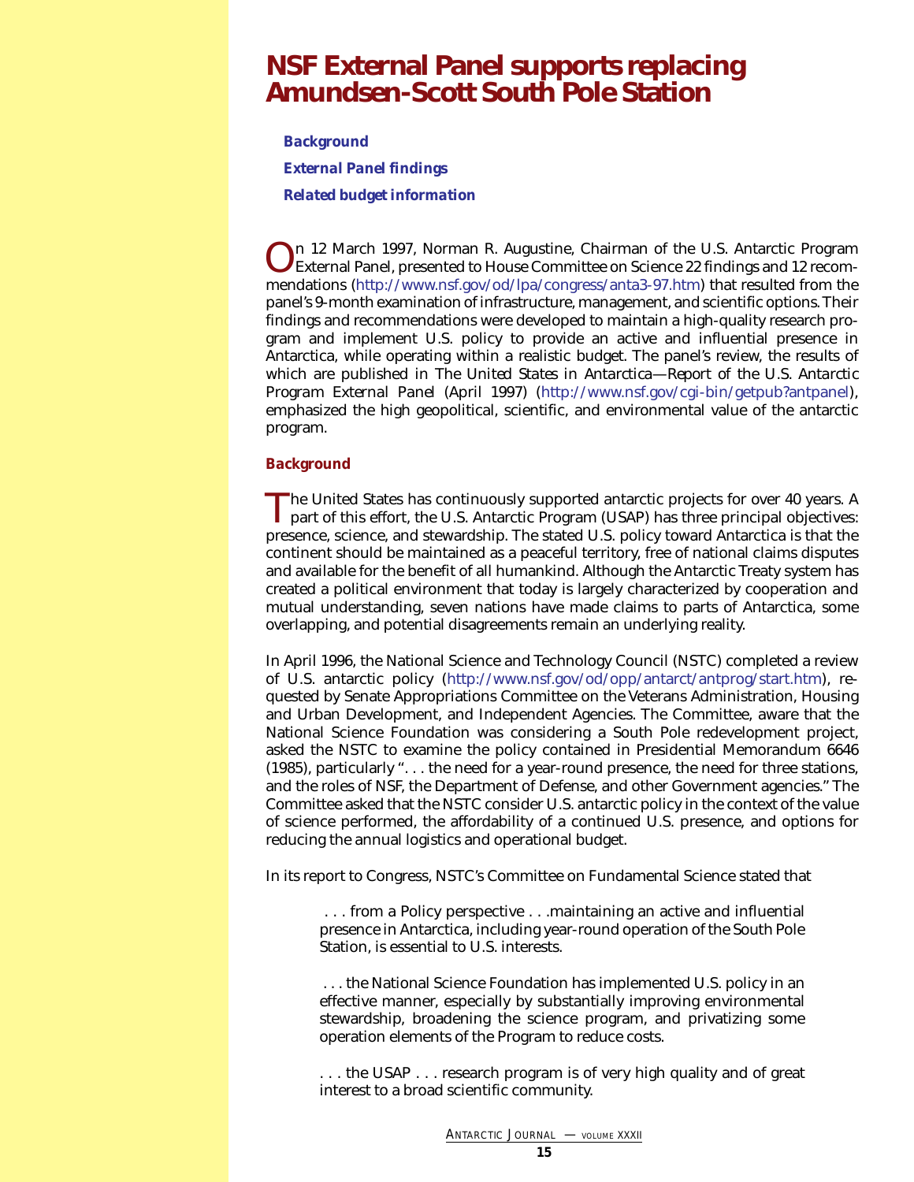# NSF External Panel supports replacing Amundsen-Scott South Pole Station

**Background**

**External Panel findings**

**Related budget information**

On 12 March 1997, Norman R. Augustine, Chairman of the U.S. Antarctic Program External Panel, presented to House Committee on Science 22 findings and 12 recommendations (http://www.nsf.gov/od/lpa/congress/anta3-97.htm) that resulted from the panel's 9-month examination of infrastructure, management, and scientific options. Their findings and recommendations were developed to maintain a high-quality research program and implement U.S. policy to provide an active and influential presence in Antarctica, while operating within a realistic budget. The panel's review, the results of which are published in *The United States in Antarctica—Report of the U.S. Antarctic Program External Panel* (April 1997) (http://www.nsf.gov/cgi-bin/getpub?antpanel), emphasized the high geopolitical, scientific, and environmental value of the antarctic program.

## Background

The United States has continuously supported antarctic projects for over 40 years. A part of this effort, the U.S. Antarctic Program (USAP) has three principal objectives: presence, science, and stewardship. The stated U.S. policy toward Antarctica is that the continent should be maintained as a peaceful territory, free of national claims disputes and available for the benefit of all humankind. Although the Antarctic Treaty system has created a political environment that today is largely characterized by cooperation and mutual understanding, seven nations have made claims to parts of Antarctica, some overlapping, and potential disagreements remain an underlying reality.

In April 1996, the National Science and Technology Council (NSTC) completed a review of U.S. antarctic policy (http://www.nsf.gov/od/opp/antarct/antprog/start.htm), requested by Senate Appropriations Committee on the Veterans Administration, Housing and Urban Development, and Independent Agencies. The Committee, aware that the National Science Foundation was considering a South Pole redevelopment project, asked the NSTC to examine the policy contained in Presidential Memorandum 6646 (1985), particularly ". . . the need for a year-round presence, the need for three stations, and the roles of NSF, the Department of Defense, and other Government agencies." The Committee asked that the NSTC consider U.S. antarctic policy in the context of the value of science performed, the affordability of a continued U.S. presence, and options for reducing the annual logistics and operational budget.

In its report to Congress, NSTC's Committee on Fundamental Science stated that

> . . . from a Policy perspective . . .maintaining an active and influential presence in Antarctica, including year-round operation of the South Pole Station, is essential to U.S. interests.
>
> . . . the National Science Foundation has implemented U.S. policy in an effective manner, especially by substantially improving environmental stewardship, broadening the science program, and privatizing some operation elements of the Program to reduce costs.
>
> . . . the USAP . . . research program is of very high quality and of great interest to a broad scientific community.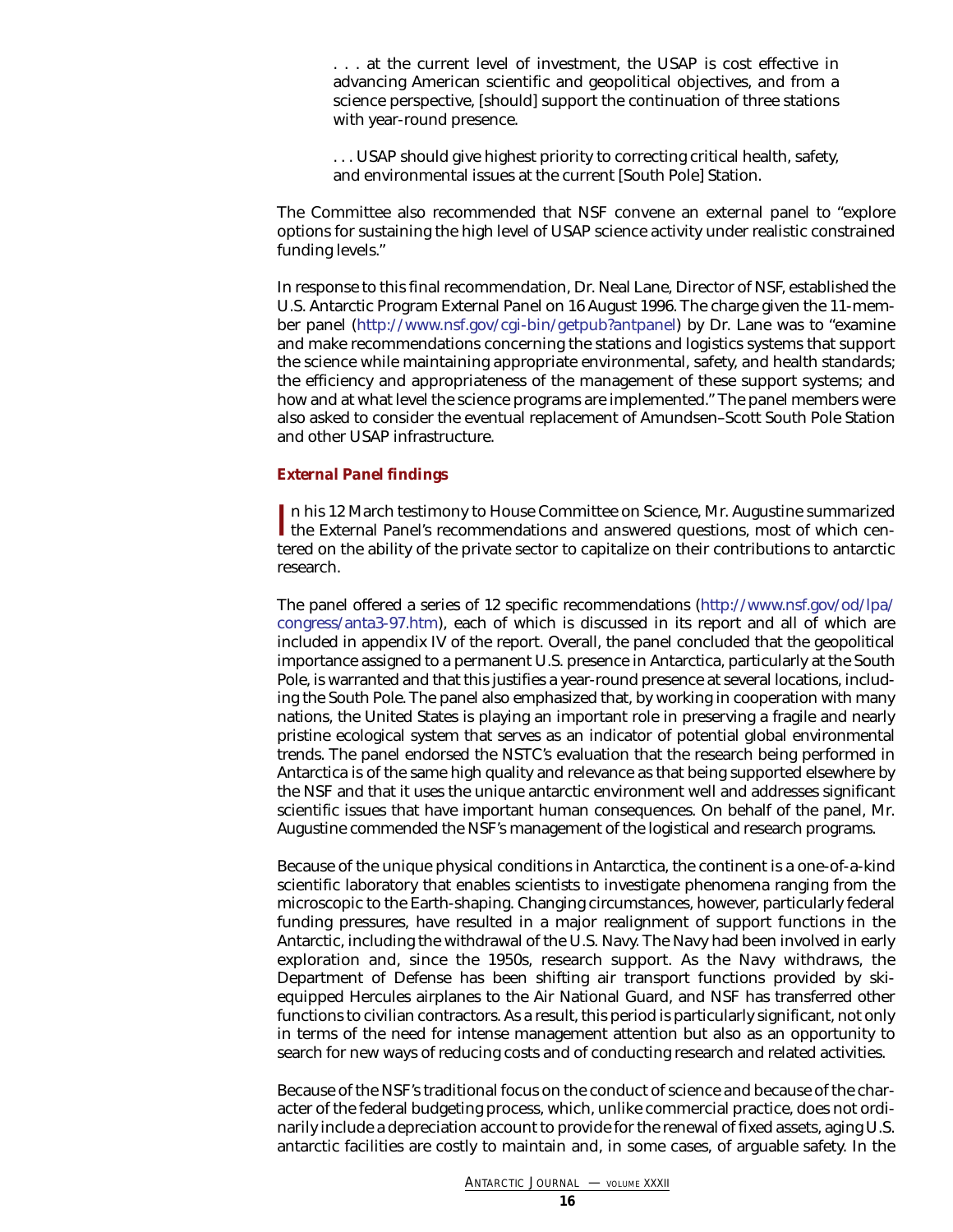> . . . at the current level of investment, the USAP is cost effective in advancing American scientific and geopolitical objectives, and from a science perspective, [should] support the continuation of three stations with year-round presence.
>
> . . . USAP should give highest priority to correcting critical health, safety, and environmental issues at the current [South Pole] Station.

The Committee also recommended that NSF convene an external panel to "explore options for sustaining the high level of USAP science activity under realistic constrained funding levels."

In response to this final recommendation, Dr. Neal Lane, Director of NSF, established the U.S. Antarctic Program External Panel on 16 August 1996. The charge given the 11-member panel (http://www.nsf.gov/cgi-bin/getpub?antpanel) by Dr. Lane was to "examine and make recommendations concerning the stations and logistics systems that support the science while maintaining appropriate environmental, safety, and health standards; the efficiency and appropriateness of the management of these support systems; and how and at what level the science programs are implemented." The panel members were also asked to consider the eventual replacement of Amundsen–Scott South Pole Station and other USAP infrastructure.

### *External Panel findings*

In his 12 March testimony to House Committee on Science, Mr. Augustine summarized the External Panel's recommendations and answered questions, most of which centered on the ability of the private sector to capitalize on their contributions to antarctic research.

The panel offered a series of 12 specific recommendations (http://www.nsf.gov/od/lpa/congress/anta3-97.htm), each of which is discussed in its report and all of which are included in appendix IV of the report. Overall, the panel concluded that the geopolitical importance assigned to a permanent U.S. presence in Antarctica, particularly at the South Pole, is warranted and that this justifies a year-round presence at several locations, including the South Pole. The panel also emphasized that, by working in cooperation with many nations, the United States is playing an important role in preserving a fragile and nearly pristine ecological system that serves as an indicator of potential global environmental trends. The panel endorsed the NSTC's evaluation that the research being performed in Antarctica is of the same high quality and relevance as that being supported elsewhere by the NSF and that it uses the unique antarctic environment well and addresses significant scientific issues that have important human consequences. On behalf of the panel, Mr. Augustine commended the NSF's management of the logistical and research programs.

Because of the unique physical conditions in Antarctica, the continent is a one-of-a-kind scientific laboratory that enables scientists to investigate phenomena ranging from the microscopic to the Earth-shaping. Changing circumstances, however, particularly federal funding pressures, have resulted in a major realignment of support functions in the Antarctic, including the withdrawal of the U.S. Navy. The Navy had been involved in early exploration and, since the 1950s, research support. As the Navy withdraws, the Department of Defense has been shifting air transport functions provided by ski-equipped Hercules airplanes to the Air National Guard, and NSF has transferred other functions to civilian contractors. As a result, this period is particularly significant, not only in terms of the need for intense management attention but also as an opportunity to search for new ways of reducing costs and of conducting research and related activities.

Because of the NSF's traditional focus on the conduct of science and because of the character of the federal budgeting process, which, unlike commercial practice, does not ordinarily include a depreciation account to provide for the renewal of fixed assets, aging U.S. antarctic facilities are costly to maintain and, in some cases, of arguable safety. In the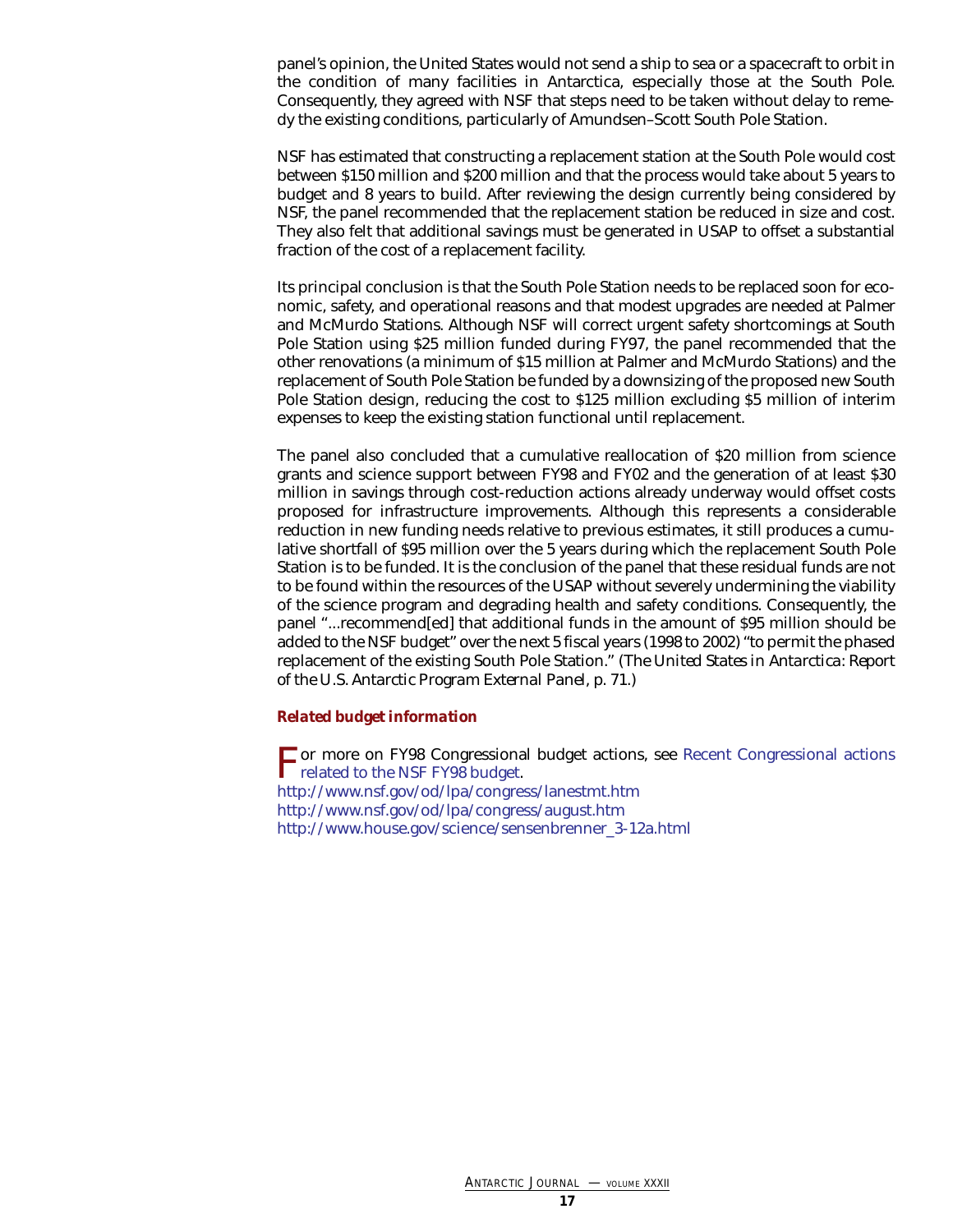panel's opinion, the United States would not send a ship to sea or a spacecraft to orbit in the condition of many facilities in Antarctica, especially those at the South Pole. Consequently, they agreed with NSF that steps need to be taken without delay to remedy the existing conditions, particularly of Amundsen–Scott South Pole Station.

NSF has estimated that constructing a replacement station at the South Pole would cost between $150 million and $200 million and that the process would take about 5 years to budget and 8 years to build. After reviewing the design currently being considered by NSF, the panel recommended that the replacement station be reduced in size and cost. They also felt that additional savings must be generated in USAP to offset a substantial fraction of the cost of a replacement facility.

Its principal conclusion is that the South Pole Station needs to be replaced soon for economic, safety, and operational reasons and that modest upgrades are needed at Palmer and McMurdo Stations. Although NSF will correct urgent safety shortcomings at South Pole Station using $25 million funded during FY97, the panel recommended that the other renovations (a minimum of $15 million at Palmer and McMurdo Stations) and the replacement of South Pole Station be funded by a downsizing of the proposed new South Pole Station design, reducing the cost to $125 million excluding $5 million of interim expenses to keep the existing station functional until replacement.

The panel also concluded that a cumulative reallocation of $20 million from science grants and science support between FY98 and FY02 and the generation of at least $30 million in savings through cost-reduction actions already underway would offset costs proposed for infrastructure improvements. Although this represents a considerable reduction in new funding needs relative to previous estimates, it still produces a cumulative shortfall of $95 million over the 5 years during which the replacement South Pole Station is to be funded. It is the conclusion of the panel that these residual funds are not to be found within the resources of the USAP without severely undermining the viability of the science program and degrading health and safety conditions. Consequently, the panel "...recommend[ed] that additional funds in the amount of $95 million should be added to the NSF budget" over the next 5 fiscal years (1998 to 2002) "to permit the phased replacement of the existing South Pole Station." (*The United States in Antarctica: Report of the U.S. Antarctic Program External Panel*, p. 71.)

### *Related budget information*

For more on FY98 Congressional budget actions, see Recent Congressional actions related to the NSF FY98 budget.

http://www.nsf.gov/od/lpa/congress/lanestmt.htm
http://www.nsf.gov/od/lpa/congress/august.htm
http://www.house.gov/science/sensenbrenner_3-12a.html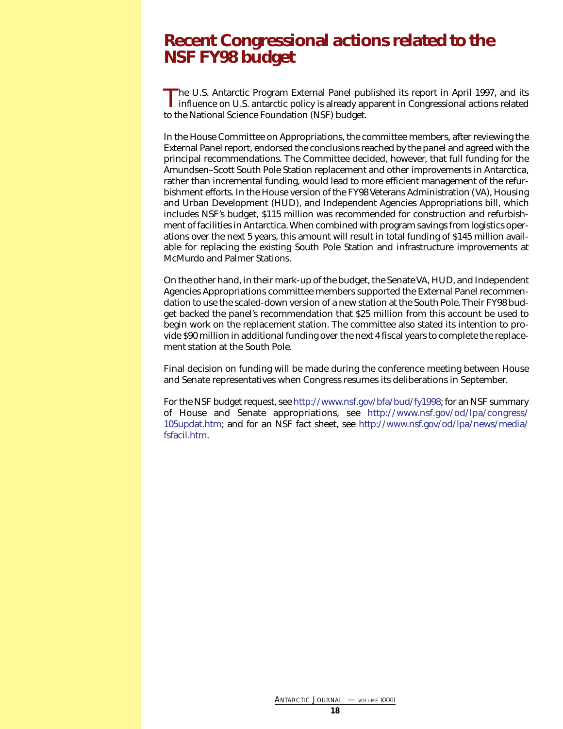# Recent Congressional actions related to the NSF FY98 budget

The U.S. Antarctic Program External Panel published its report in April 1997, and its influence on U.S. antarctic policy is already apparent in Congressional actions related to the National Science Foundation (NSF) budget.

In the House Committee on Appropriations, the committee members, after reviewing the External Panel report, endorsed the conclusions reached by the panel and agreed with the principal recommendations. The Committee decided, however, that full funding for the Amundsen–Scott South Pole Station replacement and other improvements in Antarctica, rather than incremental funding, would lead to more efficient management of the refurbishment efforts. In the House version of the FY98 Veterans Administration (VA), Housing and Urban Development (HUD), and Independent Agencies Appropriations bill, which includes NSF's budget, $115 million was recommended for construction and refurbishment of facilities in Antarctica. When combined with program savings from logistics operations over the next 5 years, this amount will result in total funding of $145 million available for replacing the existing South Pole Station and infrastructure improvements at McMurdo and Palmer Stations.

On the other hand, in their mark-up of the budget, the Senate VA, HUD, and Independent Agencies Appropriations committee members supported the External Panel recommendation to use the scaled-down version of a new station at the South Pole. Their FY98 budget backed the panel's recommendation that $25 million from this account be used to begin work on the replacement station. The committee also stated its intention to provide $90 million in additional funding over the next 4 fiscal years to complete the replacement station at the South Pole.

Final decision on funding will be made during the conference meeting between House and Senate representatives when Congress resumes its deliberations in September.

For the NSF budget request, see http://www.nsf.gov/bfa/bud/fy1998; for an NSF summary of House and Senate appropriations, see http://www.nsf.gov/od/lpa/congress/105updat.htm; and for an NSF fact sheet, see http://www.nsf.gov/od/lpa/news/media/fsfacil.htm.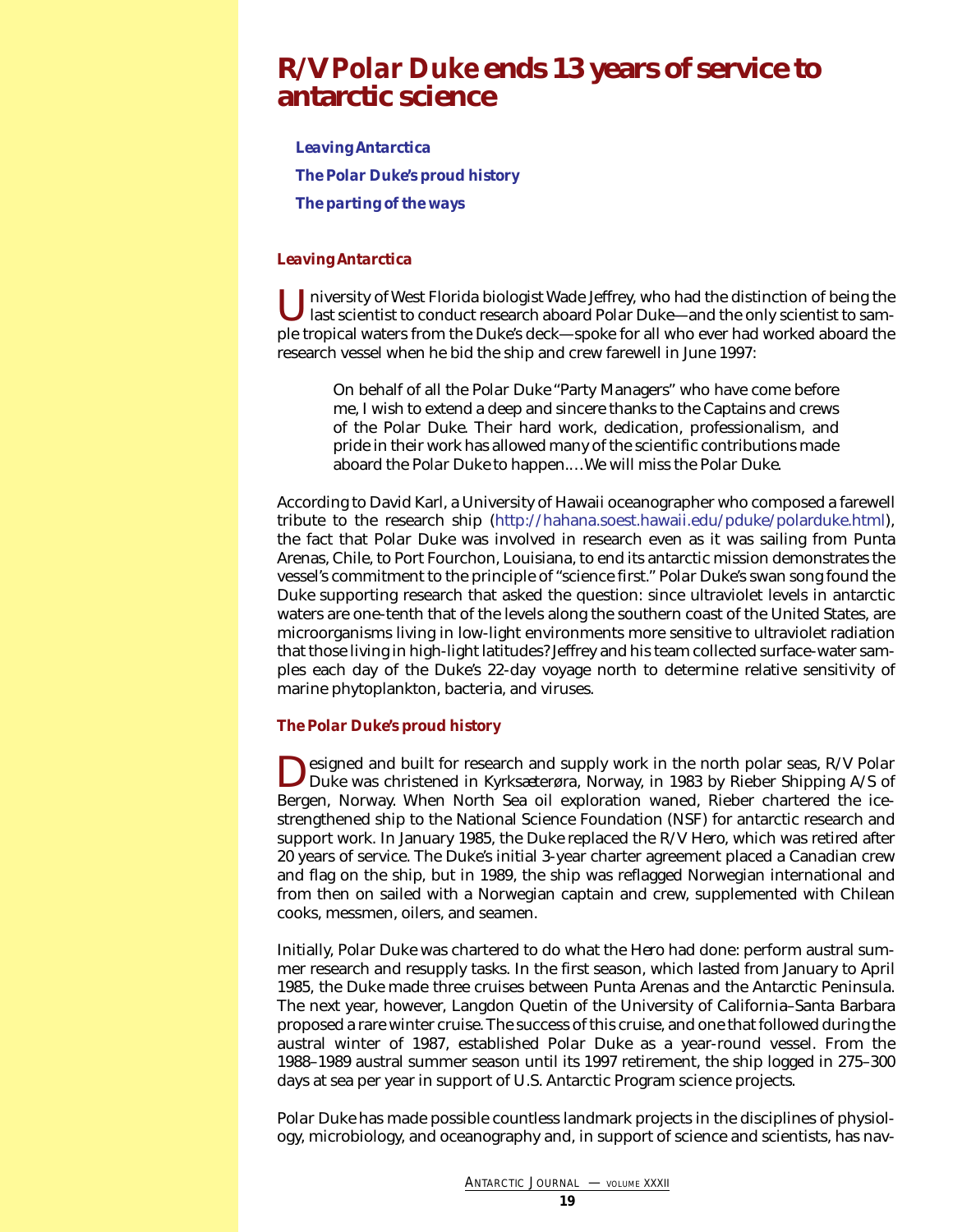# R/V *Polar Duke* ends 13 years of service to antarctic science

*Leaving Antarctica*

*The Polar Duke's proud history*

*The parting of the ways*

### *Leaving Antarctica*

University of West Florida biologist Wade Jeffrey, who had the distinction of being the last scientist to conduct research aboard Polar Duke—and the only scientist to sample tropical waters from the Duke's deck—spoke for all who ever had worked aboard the research vessel when he bid the ship and crew farewell in June 1997:

> On behalf of all the Polar Duke "Party Managers" who have come before me, I wish to extend a deep and sincere thanks to the Captains and crews of the Polar Duke. Their hard work, dedication, professionalism, and pride in their work has allowed many of the scientific contributions made aboard the Polar Duke to happen.…We will miss the Polar Duke.

According to David Karl, a University of Hawaii oceanographer who composed a farewell tribute to the research ship (http://hahana.soest.hawaii.edu/pduke/polarduke.html), the fact that Polar Duke was involved in research even as it was sailing from Punta Arenas, Chile, to Port Fourchon, Louisiana, to end its antarctic mission demonstrates the vessel's commitment to the principle of "science first." Polar Duke's swan song found the Duke supporting research that asked the question: since ultraviolet levels in antarctic waters are one-tenth that of the levels along the southern coast of the United States, are microorganisms living in low-light environments more sensitive to ultraviolet radiation that those living in high-light latitudes? Jeffrey and his team collected surface-water samples each day of the Duke's 22-day voyage north to determine relative sensitivity of marine phytoplankton, bacteria, and viruses.

### *The Polar Duke's proud history*

Designed and built for research and supply work in the north polar seas, R/V Polar Duke was christened in Kyrksæterøra, Norway, in 1983 by Rieber Shipping A/S of Bergen, Norway. When North Sea oil exploration waned, Rieber chartered the ice-strengthened ship to the National Science Foundation (NSF) for antarctic research and support work. In January 1985, the Duke replaced the R/V *Hero*, which was retired after 20 years of service. The Duke's initial 3-year charter agreement placed a Canadian crew and flag on the ship, but in 1989, the ship was reflagged Norwegian international and from then on sailed with a Norwegian captain and crew, supplemented with Chilean cooks, messmen, oilers, and seamen.

Initially, Polar Duke was chartered to do what the *Hero* had done: perform austral summer research and resupply tasks. In the first season, which lasted from January to April 1985, the Duke made three cruises between Punta Arenas and the Antarctic Peninsula. The next year, however, Langdon Quetin of the University of California–Santa Barbara proposed a rare winter cruise. The success of this cruise, and one that followed during the austral winter of 1987, established Polar Duke as a year-round vessel. From the 1988–1989 austral summer season until its 1997 retirement, the ship logged in 275–300 days at sea per year in support of U.S. Antarctic Program science projects.

Polar Duke has made possible countless landmark projects in the disciplines of physiology, microbiology, and oceanography and, in support of science and scientists, has nav-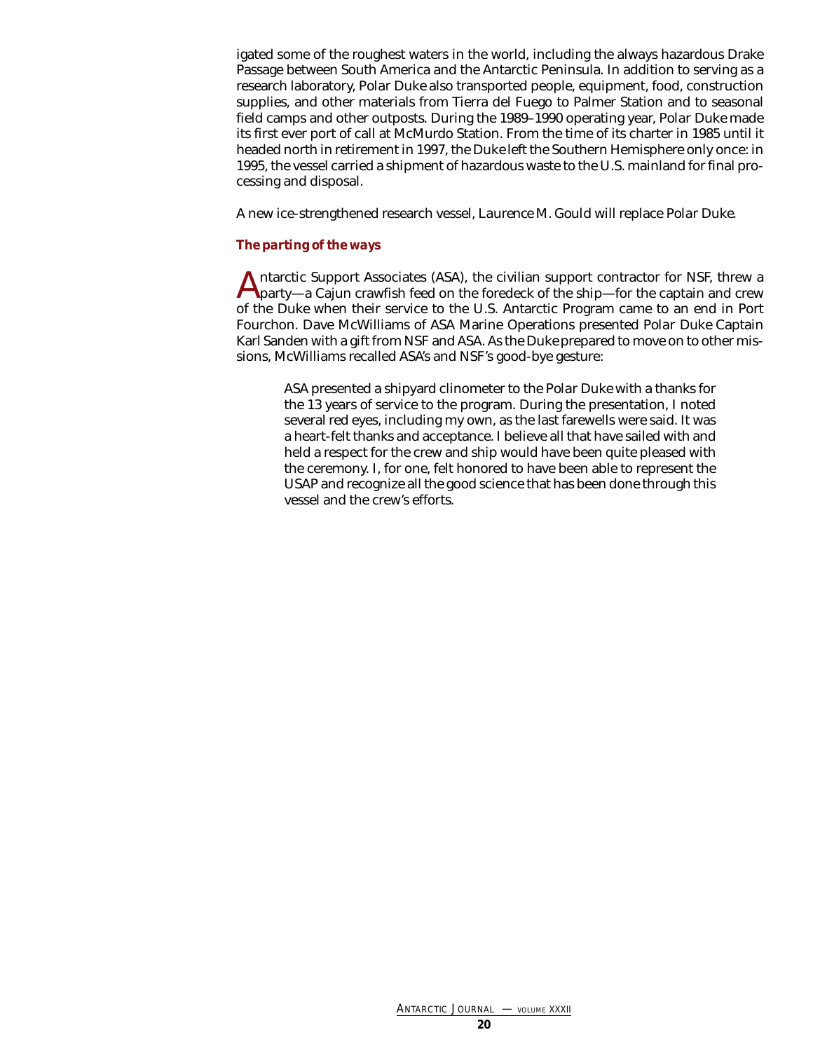igated some of the roughest waters in the world, including the always hazardous Drake Passage between South America and the Antarctic Peninsula. In addition to serving as a research laboratory, *Polar Duke* also transported people, equipment, food, construction supplies, and other materials from Tierra del Fuego to Palmer Station and to seasonal field camps and other outposts. During the 1989–1990 operating year, *Polar Duke* made its first ever port of call at McMurdo Station. From the time of its charter in 1985 until it headed north in retirement in 1997, the *Duke* left the Southern Hemisphere only once: in 1995, the vessel carried a shipment of hazardous waste to the U.S. mainland for final processing and disposal.

A new ice-strengthened research vessel, *Laurence M. Gould* will replace *Polar Duke*.

### The parting of the ways

Antarctic Support Associates (ASA), the civilian support contractor for NSF, threw a party—a Cajun crawfish feed on the foredeck of the ship—for the captain and crew of the *Duke* when their service to the U.S. Antarctic Program came to an end in Port Fourchon. Dave McWilliams of ASA Marine Operations presented *Polar Duke* Captain Karl Sanden with a gift from NSF and ASA. As the *Duke* prepared to move on to other missions, McWilliams recalled ASA's and NSF's good-bye gesture:

> ASA presented a shipyard clinometer to the *Polar Duke* with a thanks for the 13 years of service to the program. During the presentation, I noted several red eyes, including my own, as the last farewells were said. It was a heart-felt thanks and acceptance. I believe all that have sailed with and held a respect for the crew and ship would have been quite pleased with the ceremony. I, for one, felt honored to have been able to represent the USAP and recognize all the good science that has been done through this vessel and the crew's efforts.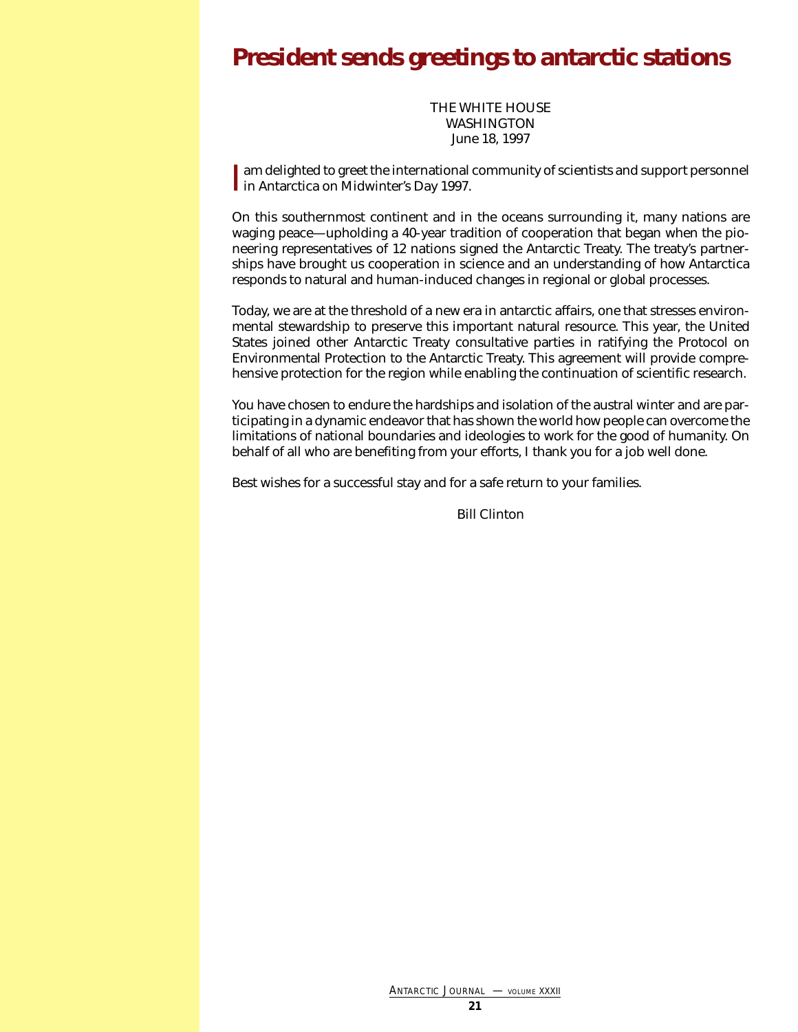# President sends greetings to antarctic stations

THE WHITE HOUSE
WASHINGTON
June 18, 1997

I am delighted to greet the international community of scientists and support personnel in Antarctica on Midwinter's Day 1997.

On this southernmost continent and in the oceans surrounding it, many nations are waging peace—upholding a 40-year tradition of cooperation that began when the pioneering representatives of 12 nations signed the Antarctic Treaty. The treaty's partnerships have brought us cooperation in science and an understanding of how Antarctica responds to natural and human-induced changes in regional or global processes.

Today, we are at the threshold of a new era in antarctic affairs, one that stresses environmental stewardship to preserve this important natural resource. This year, the United States joined other Antarctic Treaty consultative parties in ratifying the Protocol on Environmental Protection to the Antarctic Treaty. This agreement will provide comprehensive protection for the region while enabling the continuation of scientific research.

You have chosen to endure the hardships and isolation of the austral winter and are participating in a dynamic endeavor that has shown the world how people can overcome the limitations of national boundaries and ideologies to work for the good of humanity. On behalf of all who are benefiting from your efforts, I thank you for a job well done.

Best wishes for a successful stay and for a safe return to your families.

Bill Clinton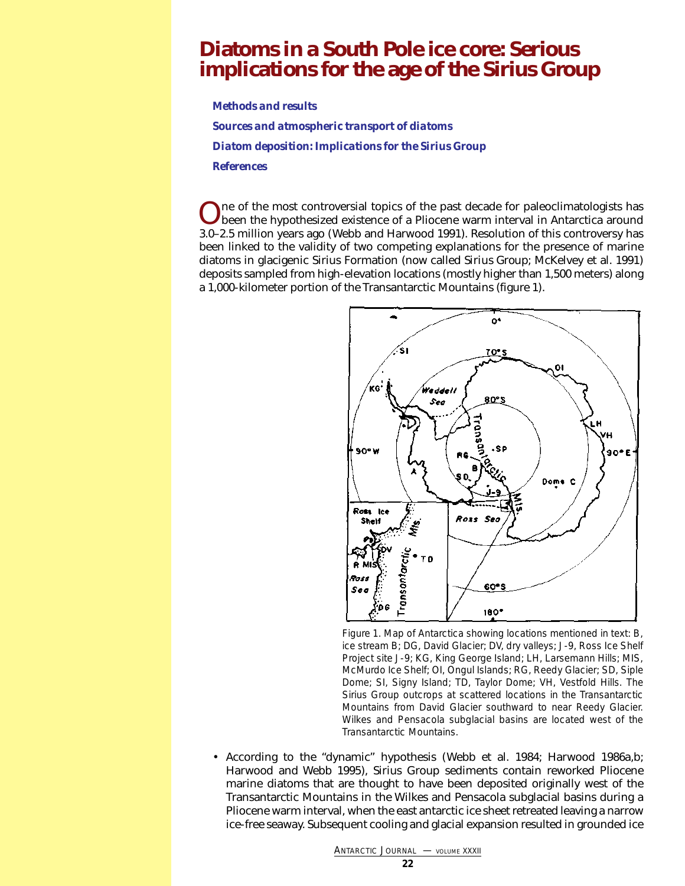# Diatoms in a South Pole ice core: Serious implications for the age of the Sirius Group

***Methods and results***

***Sources and atmospheric transport of diatoms***

***Diatom deposition: Implications for the Sirius Group***

***References***

One of the most controversial topics of the past decade for paleoclimatologists has been the hypothesized existence of a Pliocene warm interval in Antarctica around 3.0–2.5 million years ago (Webb and Harwood 1991). Resolution of this controversy has been linked to the validity of two competing explanations for the presence of marine diatoms in glacigenic Sirius Formation (now called Sirius Group; McKelvey et al. 1991) deposits sampled from high-elevation locations (mostly higher than 1,500 meters) along a 1,000-kilometer portion of the Transantarctic Mountains (figure 1).

Figure 1. Map of Antarctica showing locations mentioned in text: B, ice stream B; DG, David Glacier; DV, dry valleys; J-9, Ross Ice Shelf Project site J-9; KG, King George Island; LH, Larsemann Hills; MIS, McMurdo Ice Shelf; OI, Ongul Islands; RG, Reedy Glacier; SD, Siple Dome; SI, Signy Island; TD, Taylor Dome; VH, Vestfold Hills. The Sirius Group outcrops at scattered locations in the Transantarctic Mountains from David Glacier southward to near Reedy Glacier. Wilkes and Pensacola subglacial basins are located west of the Transantarctic Mountains.

- According to the "dynamic" hypothesis (Webb et al. 1984; Harwood 1986a,b; Harwood and Webb 1995), Sirius Group sediments contain reworked Pliocene marine diatoms that are thought to have been deposited originally west of the Transantarctic Mountains in the Wilkes and Pensacola subglacial basins during a Pliocene warm interval, when the east antarctic ice sheet retreated leaving a narrow ice-free seaway. Subsequent cooling and glacial expansion resulted in grounded ice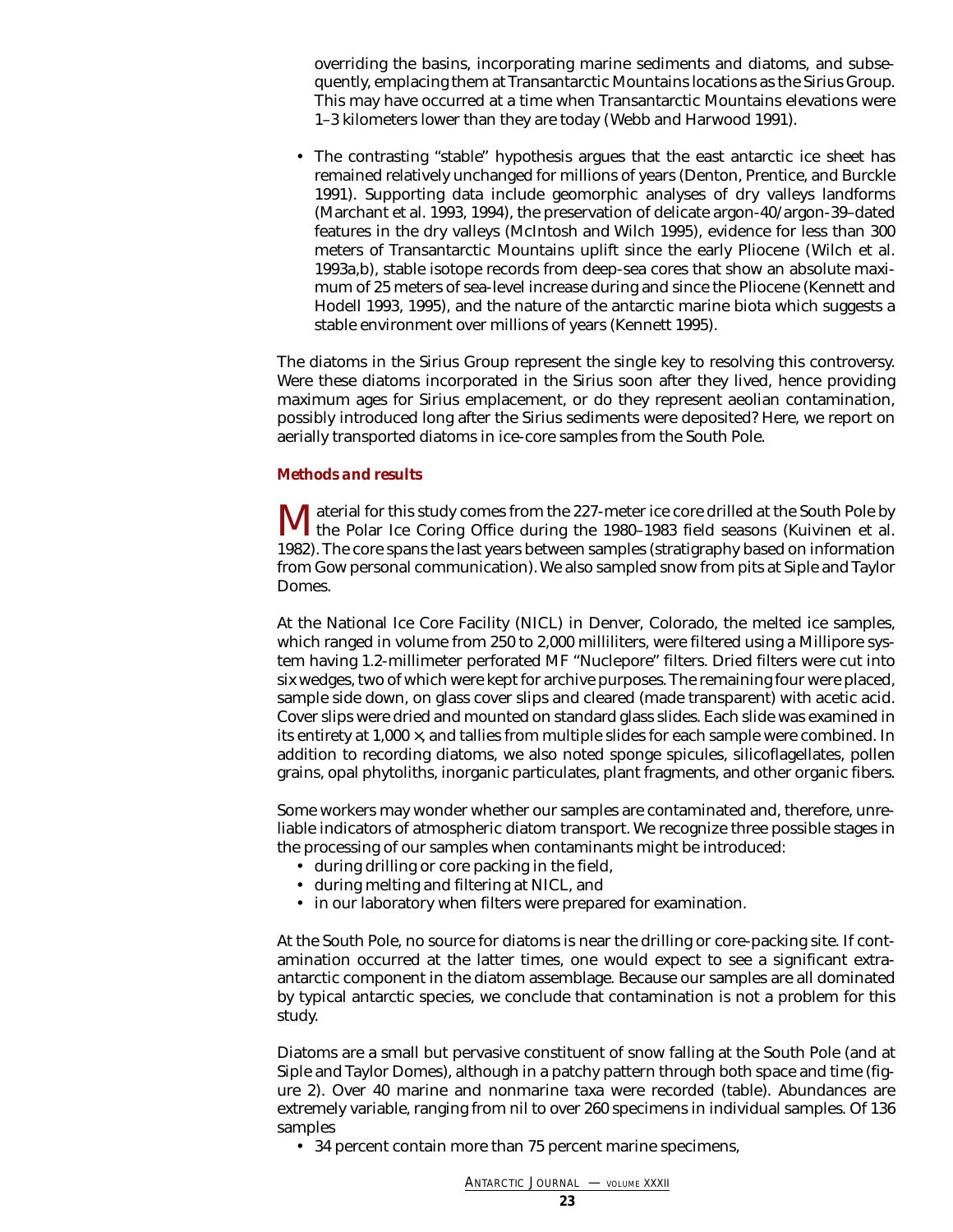overriding the basins, incorporating marine sediments and diatoms, and subsequently, emplacing them at Transantarctic Mountains locations as the Sirius Group. This may have occurred at a time when Transantarctic Mountains elevations were 1–3 kilometers lower than they are today (Webb and Harwood 1991).

- The contrasting "stable" hypothesis argues that the east antarctic ice sheet has remained relatively unchanged for millions of years (Denton, Prentice, and Burckle 1991). Supporting data include geomorphic analyses of dry valleys landforms (Marchant et al. 1993, 1994), the preservation of delicate argon-40/argon-39–dated features in the dry valleys (McIntosh and Wilch 1995), evidence for less than 300 meters of Transantarctic Mountains uplift since the early Pliocene (Wilch et al. 1993a,b), stable isotope records from deep-sea cores that show an absolute maximum of 25 meters of sea-level increase during and since the Pliocene (Kennett and Hodell 1993, 1995), and the nature of the antarctic marine biota which suggests a stable environment over millions of years (Kennett 1995).

The diatoms in the Sirius Group represent the single key to resolving this controversy. Were these diatoms incorporated in the Sirius soon after they lived, hence providing maximum ages for Sirius emplacement, or do they represent aeolian contamination, possibly introduced long after the Sirius sediments were deposited? Here, we report on aerially transported diatoms in ice-core samples from the South Pole.

### Methods and results

Material for this study comes from the 227-meter ice core drilled at the South Pole by the Polar Ice Coring Office during the 1980–1983 field seasons (Kuivinen et al. 1982). The core spans the last years between samples (stratigraphy based on information from Gow personal communication). We also sampled snow from pits at Siple and Taylor Domes.

At the National Ice Core Facility (NICL) in Denver, Colorado, the melted ice samples, which ranged in volume from 250 to 2,000 milliliters, were filtered using a Millipore system having 1.2-millimeter perforated MF "Nuclepore" filters. Dried filters were cut into six wedges, two of which were kept for archive purposes. The remaining four were placed, sample side down, on glass cover slips and cleared (made transparent) with acetic acid. Cover slips were dried and mounted on standard glass slides. Each slide was examined in its entirety at 1,000 ×, and tallies from multiple slides for each sample were combined. In addition to recording diatoms, we also noted sponge spicules, silicoflagellates, pollen grains, opal phytoliths, inorganic particulates, plant fragments, and other organic fibers.

Some workers may wonder whether our samples are contaminated and, therefore, unreliable indicators of atmospheric diatom transport. We recognize three possible stages in the processing of our samples when contaminants might be introduced:

- during drilling or core packing in the field,
- during melting and filtering at NICL, and
- in our laboratory when filters were prepared for examination.

At the South Pole, no source for diatoms is near the drilling or core-packing site. If contamination occurred at the latter times, one would expect to see a significant extra-antarctic component in the diatom assemblage. Because our samples are all dominated by typical antarctic species, we conclude that contamination is not a problem for this study.

Diatoms are a small but pervasive constituent of snow falling at the South Pole (and at Siple and Taylor Domes), although in a patchy pattern through both space and time (figure 2). Over 40 marine and nonmarine taxa were recorded (table). Abundances are extremely variable, ranging from nil to over 260 specimens in individual samples. Of 136 samples

- 34 percent contain more than 75 percent marine specimens,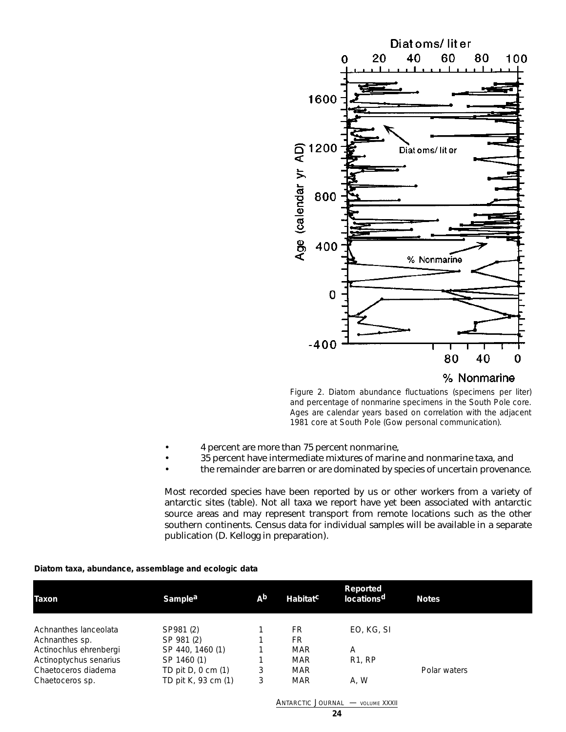Figure 2. Diatom abundance fluctuations (specimens per liter) and percentage of nonmarine specimens in the South Pole core. Ages are calendar years based on correlation with the adjacent 1981 core at South Pole (Gow personal communication).

- 4 percent are more than 75 percent nonmarine,
- 35 percent have intermediate mixtures of marine and nonmarine taxa, and
- the remainder are barren or are dominated by species of uncertain provenance.

Most recorded species have been reported by us or other workers from a variety of antarctic sites (table). Not all taxa we report have yet been associated with antarctic source areas and may represent transport from remote locations such as the other southern continents. Census data for individual samples will be available in a separate publication (D. Kellogg in preparation).

**Diatom taxa, abundance, assemblage and ecologic data**

| Taxon | Sample[a] | A[b] | Habitat[c] | Reported locations[d] | Notes |
|---|---|---|---|---|---|
| Achnanthes lanceolata | SP981 (2) | 1 | FR | EO, KG, SI | |
| Achnanthes sp. | SP 981 (2) | 1 | FR | | |
| Actinochlus ehrenbergi | SP 440, 1460 (1) | 1 | MAR | A | |
| Actinoptychus senarius | SP 1460 (1) | 1 | MAR | R1, RP | |
| Chaetoceros diadema | TD pit D, 0 cm (1) | 3 | MAR | | Polar waters |
| Chaetoceros sp. | TD pit K, 93 cm (1) | 3 | MAR | A, W | |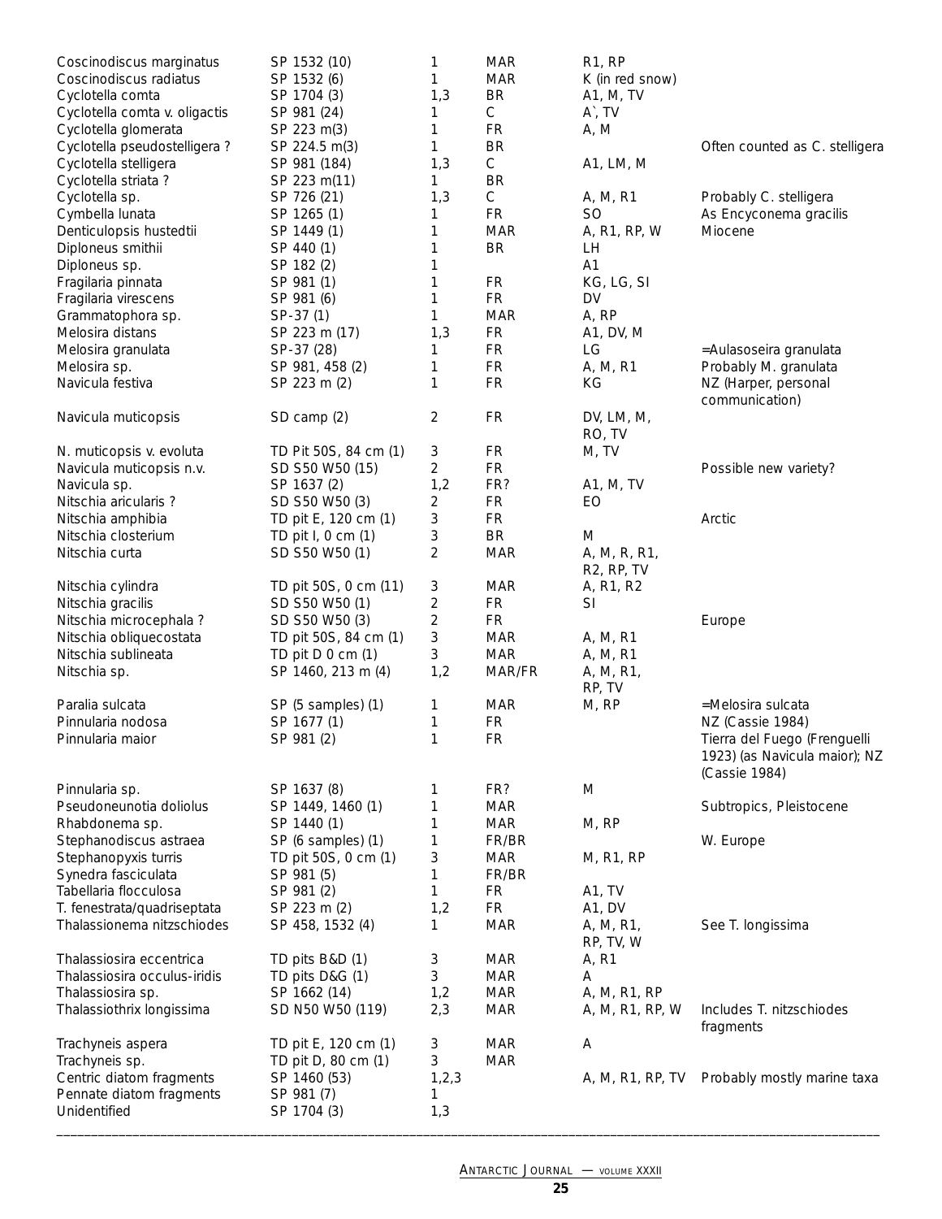| | | | | | |
|---|---|---|---|---|---|
| Coscinodiscus marginatus | SP 1532 (10) | 1 | MAR | R1, RP | |
| Coscinodiscus radiatus | SP 1532 (6) | 1 | MAR | K (in red snow) | |
| Cyclotella comta | SP 1704 (3) | 1,3 | BR | A1, M, TV | |
| Cyclotella comta v. oligactis | SP 981 (24) | 1 | C | A`, TV | |
| Cyclotella glomerata | SP 223 m(3) | 1 | FR | A, M | |
| Cyclotella pseudostelligera ? | SP 224.5 m(3) | 1 | BR | | Often counted as C. stelligera |
| Cyclotella stelligera | SP 981 (184) | 1,3 | C | A1, LM, M | |
| Cyclotella striata ? | SP 223 m(11) | 1 | BR | | |
| Cyclotella sp. | SP 726 (21) | 1,3 | C | A, M, R1 | Probably C. stelligera |
| Cymbella lunata | SP 1265 (1) | 1 | FR | SO | As Encyconema gracilis |
| Denticulopsis hustedtii | SP 1449 (1) | 1 | MAR | A, R1, RP, W | Miocene |
| Diploneus smithii | SP 440 (1) | 1 | BR | LH | |
| Diploneus sp. | SP 182 (2) | 1 | | A1 | |
| Fragilaria pinnata | SP 981 (1) | 1 | FR | KG, LG, SI | |
| Fragilaria virescens | SP 981 (6) | 1 | FR | DV | |
| Grammatophora sp. | SP-37 (1) | 1 | MAR | A, RP | |
| Melosira distans | SP 223 m (17) | 1,3 | FR | A1, DV, M | |
| Melosira granulata | SP-37 (28) | 1 | FR | LG | =Aulasoseira granulata |
| Melosira sp. | SP 981, 458 (2) | 1 | FR | A, M, R1 | Probably M. granulata |
| Navicula festiva | SP 223 m (2) | 1 | FR | KG | NZ (Harper, personal communication) |
| Navicula muticopsis | SD camp (2) | 2 | FR | DV, LM, M, RO, TV | |
| N. muticopsis v. evoluta | TD Pit 50S, 84 cm (1) | 3 | FR | M, TV | |
| Navicula muticopsis n.v. | SD S50 W50 (15) | 2 | FR | | Possible new variety? |
| Navicula sp. | SP 1637 (2) | 1,2 | FR? | A1, M, TV | |
| Nitschia aricularis ? | SD S50 W50 (3) | 2 | FR | EO | |
| Nitschia amphibia | TD pit E, 120 cm (1) | 3 | FR | | Arctic |
| Nitschia closterium | TD pit I, 0 cm (1) | 3 | BR | M | |
| Nitschia curta | SD S50 W50 (1) | 2 | MAR | A, M, R, R1, R2, RP, TV | |
| Nitschia cylindra | TD pit 50S, 0 cm (11) | 3 | MAR | A, R1, R2 | |
| Nitschia gracilis | SD S50 W50 (1) | 2 | FR | SI | |
| Nitschia microcephala ? | SD S50 W50 (3) | 2 | FR | | Europe |
| Nitschia obliquecostata | TD pit 50S, 84 cm (1) | 3 | MAR | A, M, R1 | |
| Nitschia sublineata | TD pit D 0 cm (1) | 3 | MAR | A, M, R1 | |
| Nitschia sp. | SP 1460, 213 m (4) | 1,2 | MAR/FR | A, M, R1, RP, TV | |
| Paralia sulcata | SP (5 samples) (1) | 1 | MAR | M, RP | =Melosira sulcata |
| Pinnularia nodosa | SP 1677 (1) | 1 | FR | | NZ (Cassie 1984) |
| Pinnularia maior | SP 981 (2) | 1 | FR | | Tierra del Fuego (Frenguelli 1923) (as Navicula maior); NZ (Cassie 1984) |
| Pinnularia sp. | SP 1637 (8) | 1 | FR? | M | |
| Pseudoneunotia doliolus | SP 1449, 1460 (1) | 1 | MAR | | Subtropics, Pleistocene |
| Rhabdonema sp. | SP 1440 (1) | 1 | MAR | M, RP | |
| Stephanodiscus astraea | SP (6 samples) (1) | 1 | FR/BR | | W. Europe |
| Stephanopyxis turris | TD pit 50S, 0 cm (1) | 3 | MAR | M, R1, RP | |
| Synedra fasciculata | SP 981 (5) | 1 | FR/BR | | |
| Tabellaria flocculosa | SP 981 (2) | 1 | FR | A1, TV | |
| T. fenestrata/quadriseptata | SP 223 m (2) | 1,2 | FR | A1, DV | |
| Thalassionema nitzschiodes | SP 458, 1532 (4) | 1 | MAR | A, M, R1, RP, TV, W | See T. longissima |
| Thalassiosira eccentrica | TD pits B&D (1) | 3 | MAR | A, R1 | |
| Thalassiosira occulus-iridis | TD pits D&G (1) | 3 | MAR | A | |
| Thalassiosira sp. | SP 1662 (14) | 1,2 | MAR | A, M, R1, RP | |
| Thalassiothrix longissima | SD N50 W50 (119) | 2,3 | MAR | A, M, R1, RP, W | Includes T. nitzschiodes fragments |
| Trachyneis aspera | TD pit E, 120 cm (1) | 3 | MAR | A | |
| Trachyneis sp. | TD pit D, 80 cm (1) | 3 | MAR | | |
| Centric diatom fragments | SP 1460 (53) | 1,2,3 | | A, M, R1, RP, TV | Probably mostly marine taxa |
| Pennate diatom fragments | SP 981 (7) | 1 | | | |
| Unidentified | SP 1704 (3) | 1,3 | | | |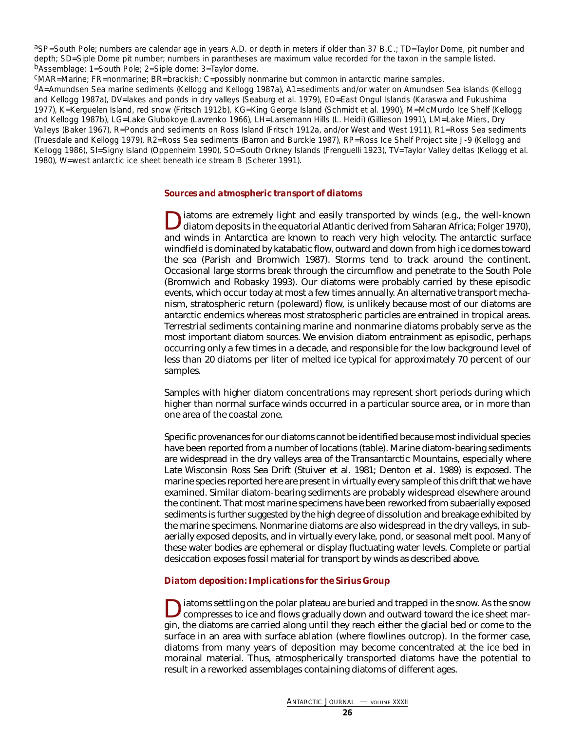[a]SP=South Pole; numbers are calendar age in years A.D. or depth in meters if older than 37 B.C.; TD=Taylor Dome, pit number and depth; SD=Siple Dome pit number; numbers in parantheses are maximum value recorded for the taxon in the sample listed.
[b]Assemblage: 1=South Pole; 2=Siple dome; 3=Taylor dome.
[c]MAR=Marine; FR=nonmarine; BR=brackish; C=possibly nonmarine but common in antarctic marine samples.
[d]A=Amundsen Sea marine sediments (Kellogg and Kellogg 1987a), A1=sediments and/or water on Amundsen Sea islands (Kellogg and Kellogg 1987a), DV=lakes and ponds in dry valleys (Seaburg et al. 1979), EO=East Ongul Islands (Karaswa and Fukushima 1977), K=Kerguelen Island, red snow (Fritsch 1912b), KG=King George Island (Schmidt et al. 1990), M=McMurdo Ice Shelf (Kellogg and Kellogg 1987b), LG=Lake Glubokoye (Lavrenko 1966), LH=Larsemann Hills (L. Heidi) (Gillieson 1991), LM=Lake Miers, Dry Valleys (Baker 1967), R=Ponds and sediments on Ross Island (Fritsch 1912a, and/or West and West 1911), R1=Ross Sea sediments (Truesdale and Kellogg 1979), R2=Ross Sea sediments (Barron and Burckle 1987), RP=Ross Ice Shelf Project site J-9 (Kellogg and Kellogg 1986), SI=Signy Island (Oppenheim 1990), SO=South Orkney Islands (Frenguelli 1923), TV=Taylor Valley deltas (Kellogg et al. 1980), W=west antarctic ice sheet beneath ice stream B (Scherer 1991).

### *Sources and atmospheric transport of diatoms*

Diatoms are extremely light and easily transported by winds (e.g., the well-known diatom deposits in the equatorial Atlantic derived from Saharan Africa; Folger 1970), and winds in Antarctica are known to reach very high velocity. The antarctic surface windfield is dominated by katabatic flow, outward and down from high ice domes toward the sea (Parish and Bromwich 1987). Storms tend to track around the continent. Occasional large storms break through the circumflow and penetrate to the South Pole (Bromwich and Robasky 1993). Our diatoms were probably carried by these episodic events, which occur today at most a few times annually. An alternative transport mechanism, stratospheric return (poleward) flow, is unlikely because most of our diatoms are antarctic endemics whereas most stratospheric particles are entrained in tropical areas. Terrestrial sediments containing marine and nonmarine diatoms probably serve as the most important diatom sources. We envision diatom entrainment as episodic, perhaps occurring only a few times in a decade, and responsible for the low background level of less than 20 diatoms per liter of melted ice typical for approximately 70 percent of our samples.

Samples with higher diatom concentrations may represent short periods during which higher than normal surface winds occurred in a particular source area, or in more than one area of the coastal zone.

Specific provenances for our diatoms cannot be identified because most individual species have been reported from a number of locations (table). Marine diatom-bearing sediments are widespread in the dry valleys area of the Transantarctic Mountains, especially where Late Wisconsin Ross Sea Drift (Stuiver et al. 1981; Denton et al. 1989) is exposed. The marine species reported here are present in virtually every sample of this drift that we have examined. Similar diatom-bearing sediments are probably widespread elsewhere around the continent. That most marine specimens have been reworked from subaerially exposed sediments is further suggested by the high degree of dissolution and breakage exhibited by the marine specimens. Nonmarine diatoms are also widespread in the dry valleys, in subaerially exposed deposits, and in virtually every lake, pond, or seasonal melt pool. Many of these water bodies are ephemeral or display fluctuating water levels. Complete or partial desiccation exposes fossil material for transport by winds as described above.

### *Diatom deposition: Implications for the Sirius Group*

Diatoms settling on the polar plateau are buried and trapped in the snow. As the snow compresses to ice and flows gradually down and outward toward the ice sheet margin, the diatoms are carried along until they reach either the glacial bed or come to the surface in an area with surface ablation (where flowlines outcrop). In the former case, diatoms from many years of deposition may become concentrated at the ice bed in morainal material. Thus, atmospherically transported diatoms have the potential to result in a reworked assemblages containing diatoms of different ages.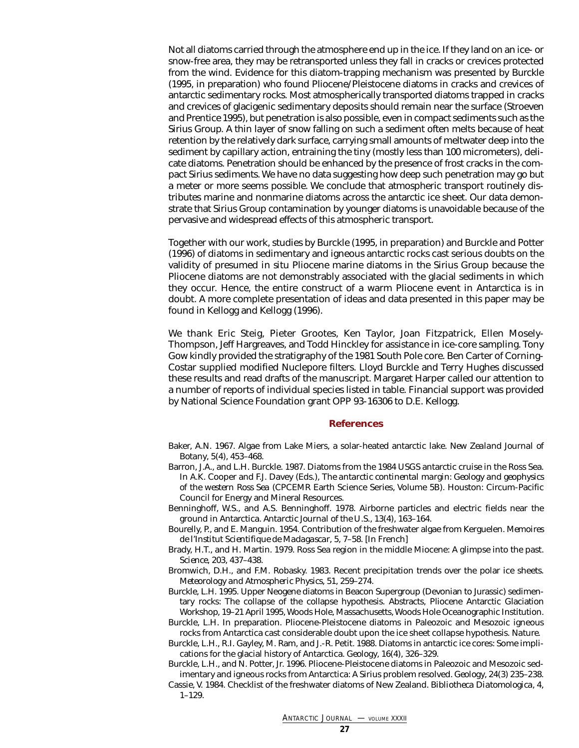Not all diatoms carried through the atmosphere end up in the ice. If they land on an ice- or snow-free area, they may be retransported unless they fall in cracks or crevices protected from the wind. Evidence for this diatom-trapping mechanism was presented by Burckle (1995, in preparation) who found Pliocene/Pleistocene diatoms in cracks and crevices of antarctic sedimentary rocks. Most atmospherically transported diatoms trapped in cracks and crevices of glacigenic sedimentary deposits should remain near the surface (Stroeven and Prentice 1995), but penetration is also possible, even in compact sediments such as the Sirius Group. A thin layer of snow falling on such a sediment often melts because of heat retention by the relatively dark surface, carrying small amounts of meltwater deep into the sediment by capillary action, entraining the tiny (mostly less than 100 micrometers), delicate diatoms. Penetration should be enhanced by the presence of frost cracks in the compact Sirius sediments. We have no data suggesting how deep such penetration may go but a meter or more seems possible. We conclude that atmospheric transport routinely distributes marine and nonmarine diatoms across the antarctic ice sheet. Our data demonstrate that Sirius Group contamination by younger diatoms is unavoidable because of the pervasive and widespread effects of this atmospheric transport.

Together with our work, studies by Burckle (1995, in preparation) and Burckle and Potter (1996) of diatoms in sedimentary and igneous antarctic rocks cast serious doubts on the validity of presumed in situ Pliocene marine diatoms in the Sirius Group because the Pliocene diatoms are not demonstrably associated with the glacial sediments in which they occur. Hence, the entire construct of a warm Pliocene event in Antarctica is in doubt. A more complete presentation of ideas and data presented in this paper may be found in Kellogg and Kellogg (1996).

We thank Eric Steig, Pieter Grootes, Ken Taylor, Joan Fitzpatrick, Ellen Mosely-Thompson, Jeff Hargreaves, and Todd Hinckley for assistance in ice-core sampling. Tony Gow kindly provided the stratigraphy of the 1981 South Pole core. Ben Carter of Corning-Costar supplied modified Nuclepore filters. Lloyd Burckle and Terry Hughes discussed these results and read drafts of the manuscript. Margaret Harper called our attention to a number of reports of individual species listed in table. Financial support was provided by National Science Foundation grant OPP 93-16306 to D.E. Kellogg.

## References

Baker, A.N. 1967. Algae from Lake Miers, a solar-heated antarctic lake. *New Zealand Journal of Botany*, 5(4), 453–468.

Barron, J.A., and L.H. Burckle. 1987. Diatoms from the 1984 USGS antarctic cruise in the Ross Sea. In A.K. Cooper and F.J. Davey (Eds.), *The antarctic continental margin: Geology and geophysics of the western Ross Sea* (CPCEMR Earth Science Series, Volume 5B). Houston: Circum-Pacific Council for Energy and Mineral Resources.

Benninghoff, W.S., and A.S. Benninghoff. 1978. Airborne particles and electric fields near the ground in Antarctica. *Antarctic Journal of the U.S.*, 13(4), 163–164.

Bourelly, P., and E. Manguin. 1954. Contribution of the freshwater algae from Kerguelen. *Memoires de l'Institut Scientifique de Madagascar*, 5, 7–58. [In French]

Brady, H.T., and H. Martin. 1979. Ross Sea region in the middle Miocene: A glimpse into the past. *Science*, 203, 437–438.

Bromwich, D.H., and F.M. Robasky. 1983. Recent precipitation trends over the polar ice sheets. *Meteorology and Atmospheric Physics*, 51, 259–274.

Burckle, L.H. 1995. Upper Neogene diatoms in Beacon Supergroup (Devonian to Jurassic) sedimentary rocks: The collapse of the collapse hypothesis. Abstracts, Pliocene Antarctic Glaciation Workshop, 19–21 April 1995, Woods Hole, Massachusetts, Woods Hole Oceanographic Institution.

Burckle, L.H. In preparation. Pliocene-Pleistocene diatoms in Paleozoic and Mesozoic igneous rocks from Antarctica cast considerable doubt upon the ice sheet collapse hypothesis. *Nature*.

Burckle, L.H., R.I. Gayley, M. Ram, and J.-R. Petit. 1988. Diatoms in antarctic ice cores: Some implications for the glacial history of Antarctica. *Geology*, 16(4), 326–329.

Burckle, L.H., and N. Potter, Jr. 1996. Pliocene-Pleistocene diatoms in Paleozoic and Mesozoic sedimentary and igneous rocks from Antarctica: A Sirius problem resolved. *Geology*, 24(3) 235–238.

Cassie, V. 1984. Checklist of the freshwater diatoms of New Zealand. *Bibliotheca Diatomologica*, 4, 1–129.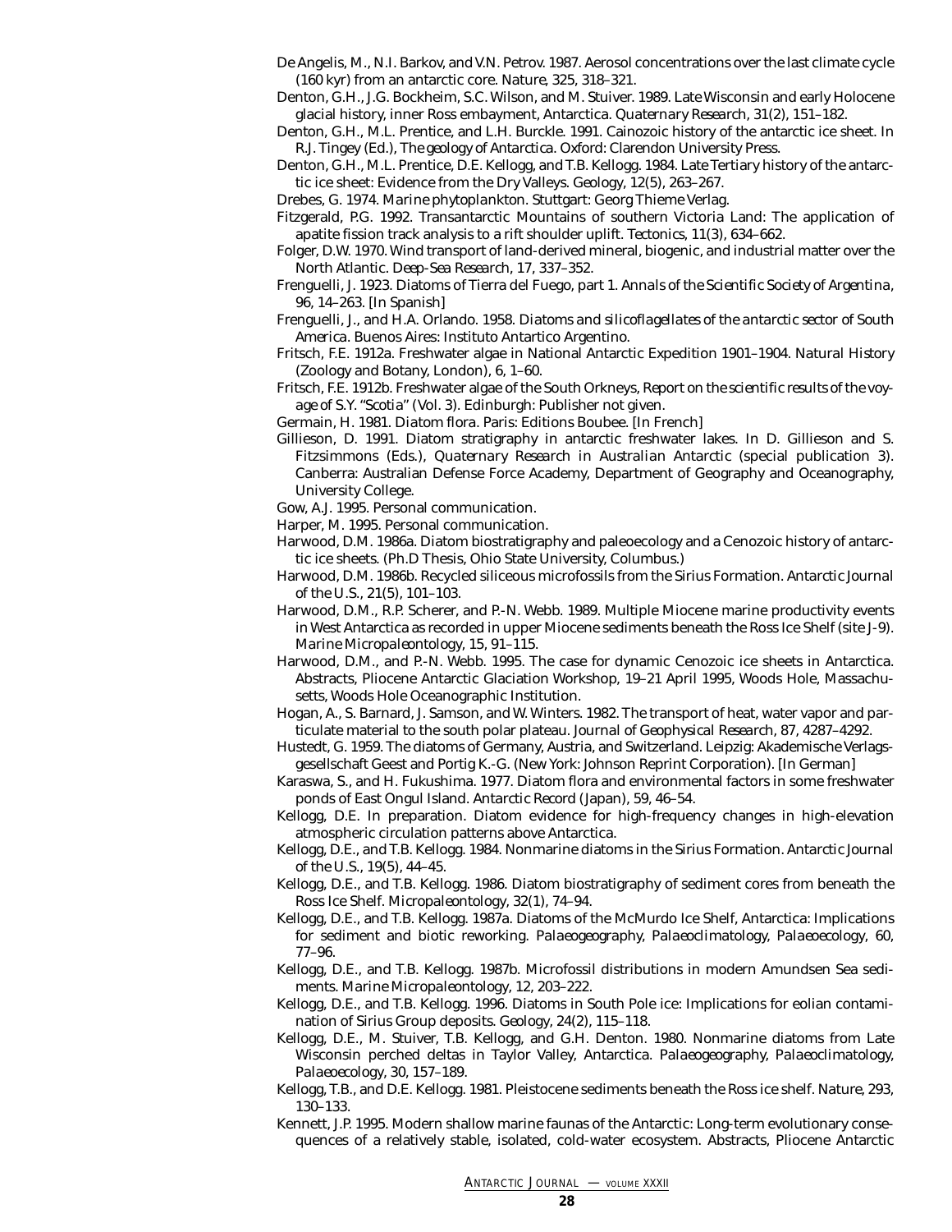De Angelis, M., N.I. Barkov, and V.N. Petrov. 1987. Aerosol concentrations over the last climate cycle (160 kyr) from an antarctic core. *Nature*, 325, 318–321.

Denton, G.H., J.G. Bockheim, S.C. Wilson, and M. Stuiver. 1989. Late Wisconsin and early Holocene glacial history, inner Ross embayment, Antarctica. *Quaternary Research*, 31(2), 151–182.

Denton, G.H., M.L. Prentice, and L.H. Burckle. 1991. Cainozoic history of the antarctic ice sheet. In R.J. Tingey (Ed.), *The geology of Antarctica*. Oxford: Clarendon University Press.

Denton, G.H., M.L. Prentice, D.E. Kellogg, and T.B. Kellogg. 1984. Late Tertiary history of the antarctic ice sheet: Evidence from the Dry Valleys. *Geology*, 12(5), 263–267.

Drebes, G. 1974. *Marine phytoplankton*. Stuttgart: Georg Thieme Verlag.

Fitzgerald, P.G. 1992. Transantarctic Mountains of southern Victoria Land: The application of apatite fission track analysis to a rift shoulder uplift. *Tectonics*, 11(3), 634–662.

Folger, D.W. 1970. Wind transport of land-derived mineral, biogenic, and industrial matter over the North Atlantic. *Deep-Sea Research*, 17, 337–352.

Frenguelli, J. 1923. Diatoms of Tierra del Fuego, part 1. *Annals of the Scientific Society of Argentina*, 96, 14–263. [In Spanish]

Frenguelli, J., and H.A. Orlando. 1958. *Diatoms and silicoflagellates of the antarctic sector of South America*. Buenos Aires: Instituto Antartico Argentino.

Fritsch, F.E. 1912a. Freshwater algae in National Antarctic Expedition 1901–1904. *Natural History (Zoology and Botany, London)*, 6, 1–60.

Fritsch, F.E. 1912b. Freshwater algae of the South Orkneys, *Report on the scientific results of the voyage of S.Y. "Scotia"* (Vol. 3). Edinburgh: Publisher not given.

Germain, H. 1981. *Diatom flora*. Paris: Editions Boubee. [In French]

Gillieson, D. 1991. Diatom stratigraphy in antarctic freshwater lakes. In D. Gillieson and S. Fitzsimmons (Eds.), *Quaternary Research in Australian Antarctic* (special publication 3). Canberra: Australian Defense Force Academy, Department of Geography and Oceanography, University College.

Gow, A.J. 1995. Personal communication.

Harper, M. 1995. Personal communication.

Harwood, D.M. 1986a. Diatom biostratigraphy and paleoecology and a Cenozoic history of antarctic ice sheets. (Ph.D Thesis, Ohio State University, Columbus.)

Harwood, D.M. 1986b. Recycled siliceous microfossils from the Sirius Formation. *Antarctic Journal of the U.S.*, 21(5), 101–103.

Harwood, D.M., R.P. Scherer, and P.-N. Webb. 1989. Multiple Miocene marine productivity events in West Antarctica as recorded in upper Miocene sediments beneath the Ross Ice Shelf (site J-9). *Marine Micropaleontology*, 15, 91–115.

Harwood, D.M., and P.-N. Webb. 1995. The case for dynamic Cenozoic ice sheets in Antarctica. Abstracts, Pliocene Antarctic Glaciation Workshop, 19–21 April 1995, Woods Hole, Massachusetts, Woods Hole Oceanographic Institution.

Hogan, A., S. Barnard, J. Samson, and W. Winters. 1982. The transport of heat, water vapor and particulate material to the south polar plateau. *Journal of Geophysical Research*, 87, 4287–4292.

Hustedt, G. 1959. The diatoms of Germany, Austria, and Switzerland. Leipzig: Akademische Verlagsgesellschaft Geest and Portig K.-G. (New York: Johnson Reprint Corporation). [In German]

Karaswa, S., and H. Fukushima. 1977. Diatom flora and environmental factors in some freshwater ponds of East Ongul Island. *Antarctic Record (Japan)*, 59, 46–54.

Kellogg, D.E. In preparation. Diatom evidence for high-frequency changes in high-elevation atmospheric circulation patterns above Antarctica.

Kellogg, D.E., and T.B. Kellogg. 1984. Nonmarine diatoms in the Sirius Formation. *Antarctic Journal of the U.S.*, 19(5), 44–45.

Kellogg, D.E., and T.B. Kellogg. 1986. Diatom biostratigraphy of sediment cores from beneath the Ross Ice Shelf. *Micropaleontology*, 32(1), 74–94.

Kellogg, D.E., and T.B. Kellogg. 1987a. Diatoms of the McMurdo Ice Shelf, Antarctica: Implications for sediment and biotic reworking. *Palaeogeography, Palaeoclimatology, Palaeoecology*, 60, 77–96.

Kellogg, D.E., and T.B. Kellogg. 1987b. Microfossil distributions in modern Amundsen Sea sediments. *Marine Micropaleontology*, 12, 203–222.

Kellogg, D.E., and T.B. Kellogg. 1996. Diatoms in South Pole ice: Implications for eolian contamination of Sirius Group deposits. *Geology*, 24(2), 115–118.

Kellogg, D.E., M. Stuiver, T.B. Kellogg, and G.H. Denton. 1980. Nonmarine diatoms from Late Wisconsin perched deltas in Taylor Valley, Antarctica. *Palaeogeography, Palaeoclimatology, Palaeoecology*, 30, 157–189.

Kellogg, T.B., and D.E. Kellogg. 1981. Pleistocene sediments beneath the Ross ice shelf. *Nature*, 293, 130–133.

Kennett, J.P. 1995. Modern shallow marine faunas of the Antarctic: Long-term evolutionary consequences of a relatively stable, isolated, cold-water ecosystem. Abstracts, Pliocene Antarctic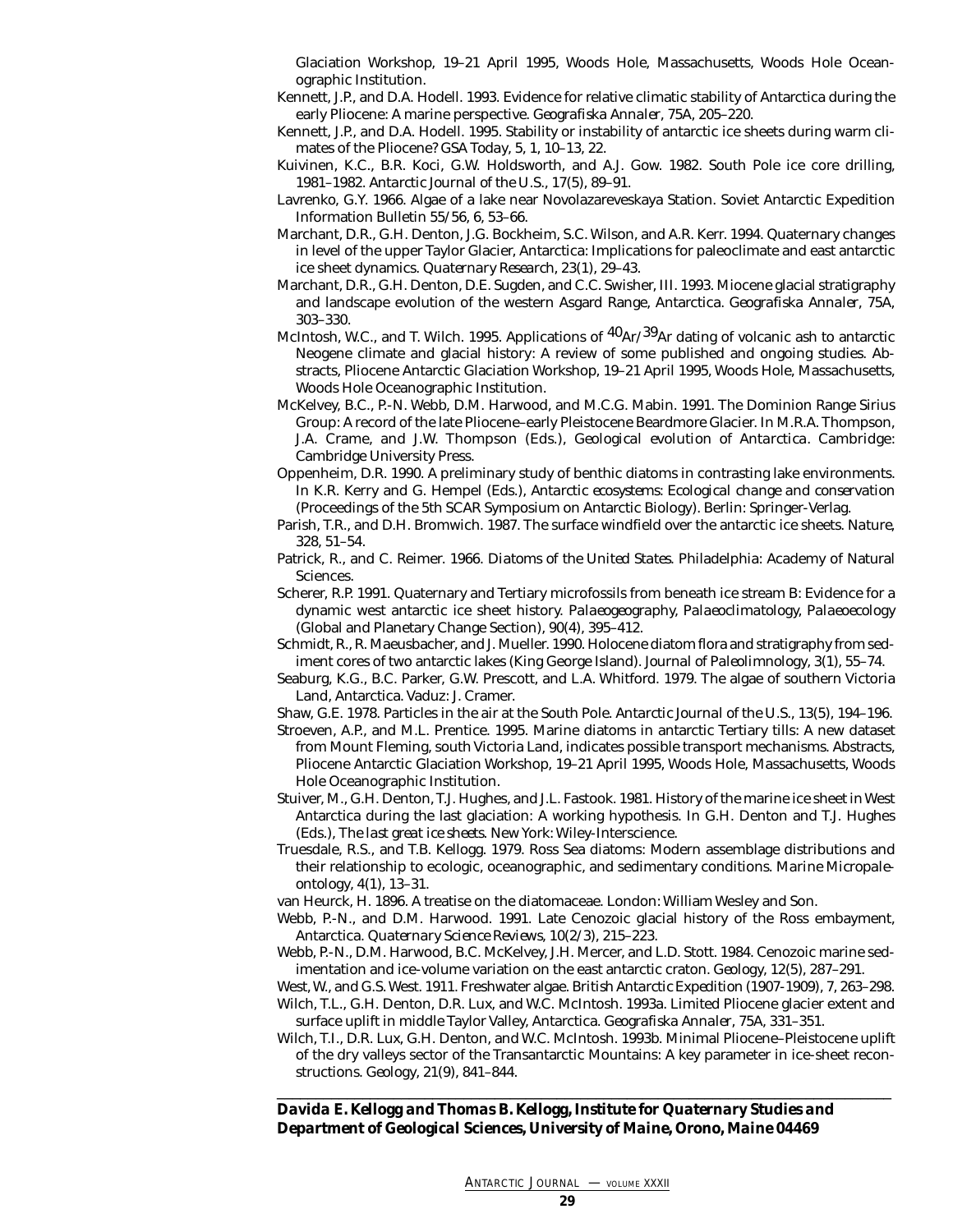Glaciation Workshop, 19–21 April 1995, Woods Hole, Massachusetts, Woods Hole Oceanographic Institution.

Kennett, J.P., and D.A. Hodell. 1993. Evidence for relative climatic stability of Antarctica during the early Pliocene: A marine perspective. *Geografiska Annaler*, 75A, 205–220.

Kennett, J.P., and D.A. Hodell. 1995. Stability or instability of antarctic ice sheets during warm climates of the Pliocene? *GSA Today*, 5, 1, 10–13, 22.

Kuivinen, K.C., B.R. Koci, G.W. Holdsworth, and A.J. Gow. 1982. South Pole ice core drilling, 1981–1982. *Antarctic Journal of the U.S.*, 17(5), 89–91.

Lavrenko, G.Y. 1966. Algae of a lake near Novolazareveskaya Station. Soviet Antarctic Expedition Information Bulletin 55/56, 6, 53–66.

Marchant, D.R., G.H. Denton, J.G. Bockheim, S.C. Wilson, and A.R. Kerr. 1994. Quaternary changes in level of the upper Taylor Glacier, Antarctica: Implications for paleoclimate and east antarctic ice sheet dynamics. *Quaternary Research*, 23(1), 29–43.

Marchant, D.R., G.H. Denton, D.E. Sugden, and C.C. Swisher, III. 1993. Miocene glacial stratigraphy and landscape evolution of the western Asgard Range, Antarctica. *Geografiska Annaler*, 75A, 303–330.

McIntosh, W.C., and T. Wilch. 1995. Applications of $^{40}Ar/^{39}Ar$ dating of volcanic ash to antarctic Neogene climate and glacial history: A review of some published and ongoing studies. Abstracts, Pliocene Antarctic Glaciation Workshop, 19–21 April 1995, Woods Hole, Massachusetts, Woods Hole Oceanographic Institution.

McKelvey, B.C., P.-N. Webb, D.M. Harwood, and M.C.G. Mabin. 1991. The Dominion Range Sirius Group: A record of the late Pliocene–early Pleistocene Beardmore Glacier. In M.R.A. Thompson, J.A. Crame, and J.W. Thompson (Eds.), *Geological evolution of Antarctica*. Cambridge: Cambridge University Press.

Oppenheim, D.R. 1990. A preliminary study of benthic diatoms in contrasting lake environments. In K.R. Kerry and G. Hempel (Eds.), *Antarctic ecosystems: Ecological change and conservation* (Proceedings of the 5th SCAR Symposium on Antarctic Biology). Berlin: Springer-Verlag.

Parish, T.R., and D.H. Bromwich. 1987. The surface windfield over the antarctic ice sheets. *Nature*, 328, 51–54.

Patrick, R., and C. Reimer. 1966. *Diatoms of the United States*. Philadelphia: Academy of Natural Sciences.

Scherer, R.P. 1991. Quaternary and Tertiary microfossils from beneath ice stream B: Evidence for a dynamic west antarctic ice sheet history. *Palaeogeography, Palaeoclimatology, Palaeoecology* (Global and Planetary Change Section), 90(4), 395–412.

Schmidt, R., R. Maeusbacher, and J. Mueller. 1990. Holocene diatom flora and stratigraphy from sediment cores of two antarctic lakes (King George Island). *Journal of Paleolimnology*, 3(1), 55–74.

Seaburg, K.G., B.C. Parker, G.W. Prescott, and L.A. Whitford. 1979. The algae of southern Victoria Land, Antarctica. Vaduz: J. Cramer.

Shaw, G.E. 1978. Particles in the air at the South Pole. *Antarctic Journal of the U.S.*, 13(5), 194–196.

Stroeven, A.P., and M.L. Prentice. 1995. Marine diatoms in antarctic Tertiary tills: A new dataset from Mount Fleming, south Victoria Land, indicates possible transport mechanisms. Abstracts, Pliocene Antarctic Glaciation Workshop, 19–21 April 1995, Woods Hole, Massachusetts, Woods Hole Oceanographic Institution.

Stuiver, M., G.H. Denton, T.J. Hughes, and J.L. Fastook. 1981. History of the marine ice sheet in West Antarctica during the last glaciation: A working hypothesis. In G.H. Denton and T.J. Hughes (Eds.), *The last great ice sheets*. New York: Wiley-Interscience.

Truesdale, R.S., and T.B. Kellogg. 1979. Ross Sea diatoms: Modern assemblage distributions and their relationship to ecologic, oceanographic, and sedimentary conditions. *Marine Micropaleontology*, 4(1), 13–31.

van Heurck, H. 1896. A treatise on the diatomaceae. London: William Wesley and Son.

Webb, P.-N., and D.M. Harwood. 1991. Late Cenozoic glacial history of the Ross embayment, Antarctica. *Quaternary Science Reviews*, 10(2/3), 215–223.

Webb, P.-N., D.M. Harwood, B.C. McKelvey, J.H. Mercer, and L.D. Stott. 1984. Cenozoic marine sedimentation and ice-volume variation on the east antarctic craton. *Geology*, 12(5), 287–291.

West, W., and G.S. West. 1911. Freshwater algae. British Antarctic Expedition (1907-1909), 7, 263–298.

Wilch, T.L., G.H. Denton, D.R. Lux, and W.C. McIntosh. 1993a. Limited Pliocene glacier extent and surface uplift in middle Taylor Valley, Antarctica. *Geografiska Annaler*, 75A, 331–351.

Wilch, T.I., D.R. Lux, G.H. Denton, and W.C. McIntosh. 1993b. Minimal Pliocene–Pleistocene uplift of the dry valleys sector of the Transantarctic Mountains: A key parameter in ice-sheet reconstructions. *Geology*, 21(9), 841–844.

---

***Davida E. Kellogg and Thomas B. Kellogg, Institute for Quaternary Studies and Department of Geological Sciences, University of Maine, Orono, Maine 04469***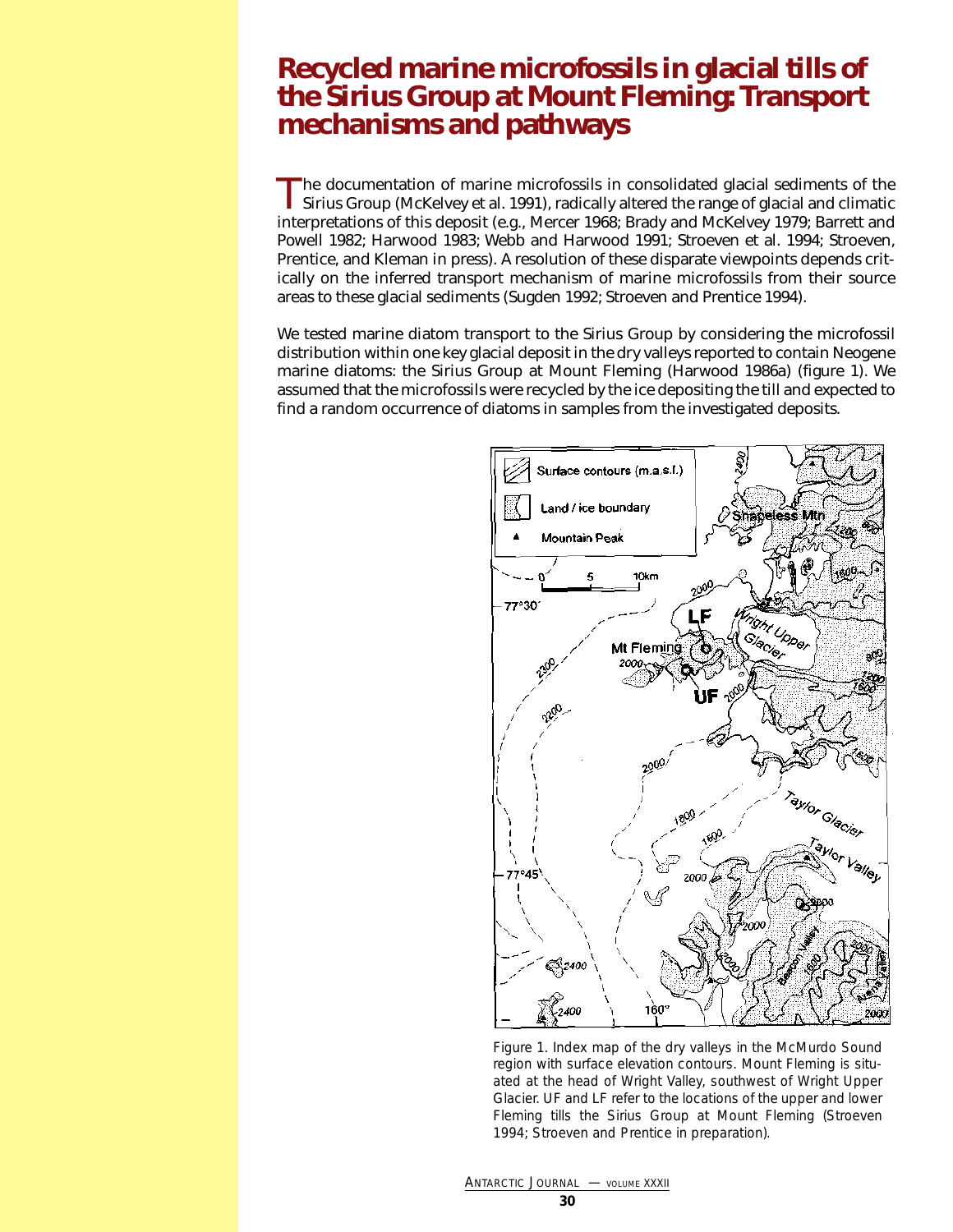# Recycled marine microfossils in glacial tills of the Sirius Group at Mount Fleming: Transport mechanisms and pathways

The documentation of marine microfossils in consolidated glacial sediments of the Sirius Group (McKelvey et al. 1991), radically altered the range of glacial and climatic interpretations of this deposit (e.g., Mercer 1968; Brady and McKelvey 1979; Barrett and Powell 1982; Harwood 1983; Webb and Harwood 1991; Stroeven et al. 1994; Stroeven, Prentice, and Kleman in press). A resolution of these disparate viewpoints depends critically on the inferred transport mechanism of marine microfossils from their source areas to these glacial sediments (Sugden 1992; Stroeven and Prentice 1994).

We tested marine diatom transport to the Sirius Group by considering the microfossil distribution within one key glacial deposit in the dry valleys reported to contain Neogene marine diatoms: the Sirius Group at Mount Fleming (Harwood 1986a) (figure 1). We assumed that the microfossils were recycled by the ice depositing the till and expected to find a random occurrence of diatoms in samples from the investigated deposits.

Figure 1. Index map of the dry valleys in the McMurdo Sound region with surface elevation contours. Mount Fleming is situated at the head of Wright Valley, southwest of Wright Upper Glacier. UF and LF refer to the locations of the upper and lower Fleming tills the Sirius Group at Mount Fleming (Stroeven 1994; Stroeven and Prentice in preparation).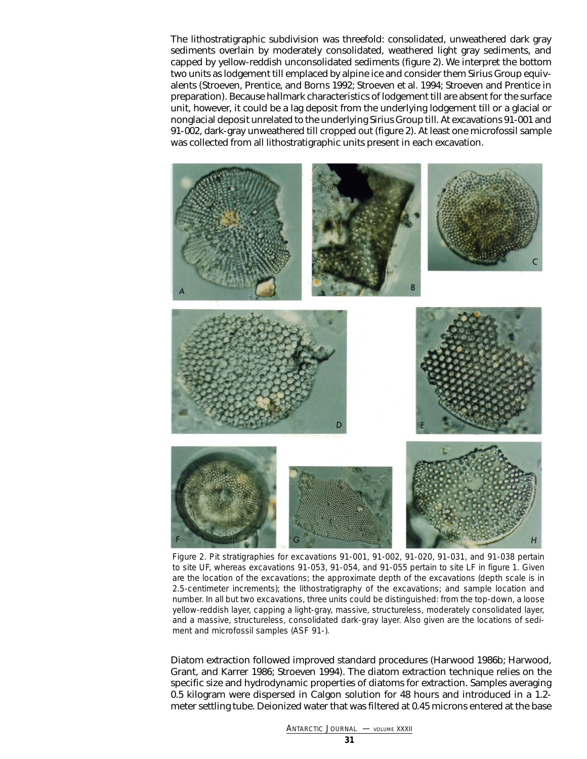The lithostratigraphic subdivision was threefold: consolidated, unweathered dark gray sediments overlain by moderately consolidated, weathered light gray sediments, and capped by yellow-reddish unconsolidated sediments (figure 2). We interpret the bottom two units as lodgement till emplaced by alpine ice and consider them Sirius Group equivalents (Stroeven, Prentice, and Borns 1992; Stroeven et al. 1994; Stroeven and Prentice in preparation). Because hallmark characteristics of lodgement till are absent for the surface unit, however, it could be a lag deposit from the underlying lodgement till or a glacial or nonglacial deposit unrelated to the underlying Sirius Group till. At excavations 91-001 and 91-002, dark-gray unweathered till cropped out (figure 2). At least one microfossil sample was collected from all lithostratigraphic units present in each excavation.

Figure 2. Pit stratigraphies for excavations 91-001, 91-002, 91-020, 91-031, and 91-038 pertain to site UF, whereas excavations 91-053, 91-054, and 91-055 pertain to site LF in figure 1. Given are the location of the excavations; the approximate depth of the excavations (depth scale is in 2.5-centimeter increments); the lithostratigraphy of the excavations; and sample location and number. In all but two excavations, three units could be distinguished: from the top-down, a loose yellow-reddish layer, capping a light-gray, massive, structureless, moderately consolidated layer, and a massive, structureless, consolidated dark-gray layer. Also given are the locations of sediment and microfossil samples (ASF 91-).

Diatom extraction followed improved standard procedures (Harwood 1986b; Harwood, Grant, and Karrer 1986; Stroeven 1994). The diatom extraction technique relies on the specific size and hydrodynamic properties of diatoms for extraction. Samples averaging 0.5 kilogram were dispersed in Calgon solution for 48 hours and introduced in a 1.2-meter settling tube. Deionized water that was filtered at 0.45 microns entered at the base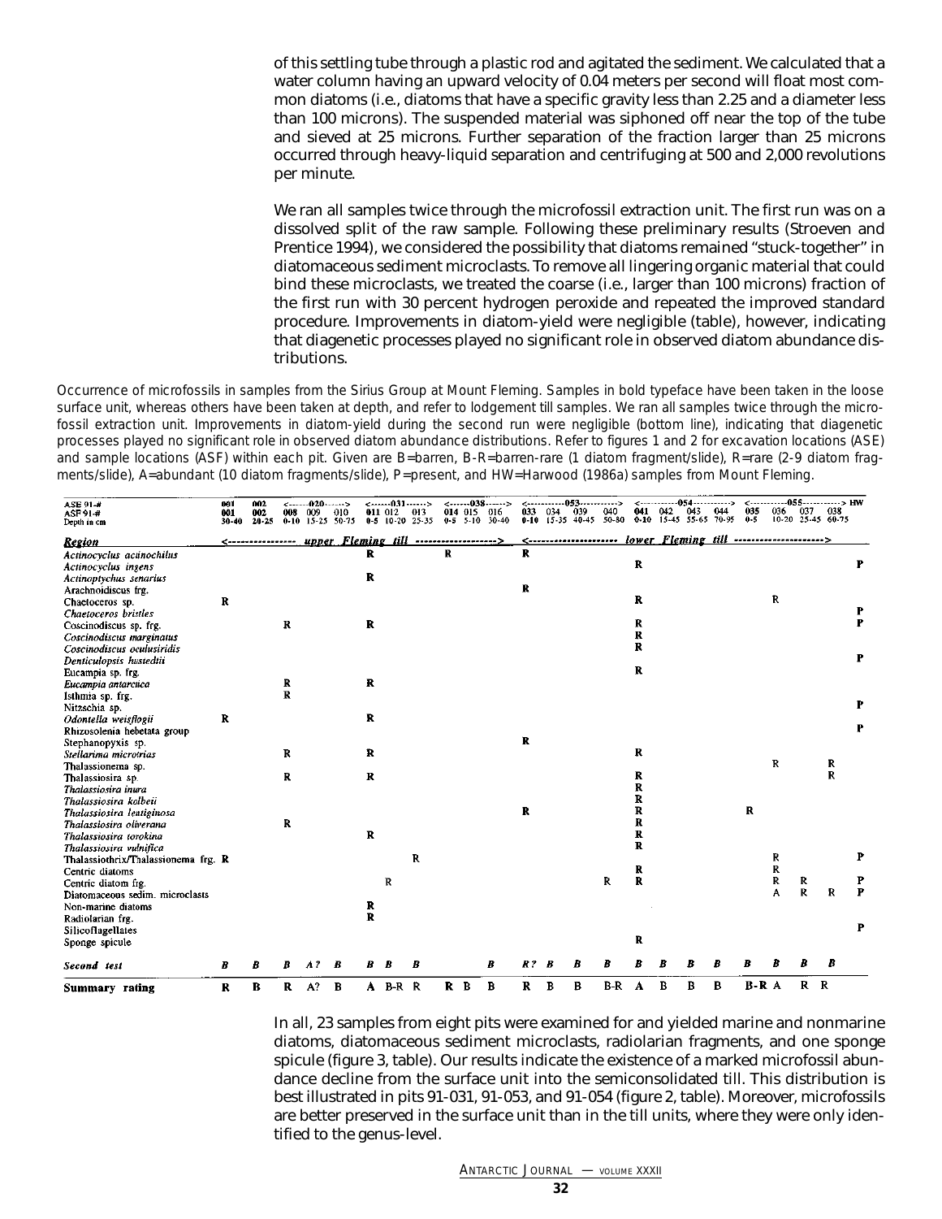of this settling tube through a plastic rod and agitated the sediment. We calculated that a water column having an upward velocity of 0.04 meters per second will float most common diatoms (i.e., diatoms that have a specific gravity less than 2.25 and a diameter less than 100 microns). The suspended material was siphoned off near the top of the tube and sieved at 25 microns. Further separation of the fraction larger than 25 microns occurred through heavy-liquid separation and centrifuging at 500 and 2,000 revolutions per minute.

We ran all samples twice through the microfossil extraction unit. The first run was on a dissolved split of the raw sample. Following these preliminary results (Stroeven and Prentice 1994), we considered the possibility that diatoms remained "stuck-together" in diatomaceous sediment microclasts. To remove all lingering organic material that could bind these microclasts, we treated the coarse (i.e., larger than 100 microns) fraction of the first run with 30 percent hydrogen peroxide and repeated the improved standard procedure. Improvements in diatom-yield were negligible (table), however, indicating that diagenetic processes played no significant role in observed diatom abundance distributions.

Occurrence of microfossils in samples from the Sirius Group at Mount Fleming. Samples in bold typeface have been taken in the loose surface unit, whereas others have been taken at depth, and refer to lodgement till samples. We ran all samples twice through the microfossil extraction unit. Improvements in diatom-yield during the second run were negligible (bottom line), indicating that diagenetic processes played no significant role in observed diatom abundance distributions. Refer to figures 1 and 2 for excavation locations (ASE) and sample locations (ASF) within each pit. Given are B=barren, B-R=barren-rare (1 diatom fragment/slide), R=rare (2-9 diatom fragments/slide), A=abundant (10 diatom fragments/slide), P=present, and HW=Harwood (1986a) samples from Mount Fleming.

| ASE 91-# | 001 | 002 | 020 | | | 031 | | | 038 | | | 053 | | | | 054 | | | | 055 | | | | HW |
|---|---|---|---|---|---|---|---|---|---|---|---|---|---|---|---|---|---|---|---|---|---|---|---|---|
| ASF 91-# | 001 | 002 | 008 | 009 | 010 | 011 | 012 | 013 | 014 | 015 | 016 | 033 | 034 | 039 | 040 | 041 | 042 | 043 | 044 | 035 | 036 | 037 | 038 | |
| Depth in cm | 30-40 | 20-25 | 0-10 | 15-25 | 50-75 | 0-5 | 10-20 | 25-35 | 0-5 | 5-10 | 30-40 | 0-10 | 15-35 | 40-45 | 50-80 | 0-10 | 15-45 | 55-65 | 70-95 | 0-5 | 10-20 | 25-45 | 60-75 | |
| *Region* | upper Fleming till | | | | | | | | | | | lower Fleming till | | | | | | | | | | | | |
| *Actinocyclus actinochilus* | | | | | | R | | | R | | | R | | | | | | | | | | | | |
| *Actinocyclus ingens* | | | | | | | | | | | | | | | | R | | | | | | | | P |
| *Actinoptychus senarius* | | | | | | R | | | | | | | | | | | | | | | | | | |
| Arachnoidiscus frg. | | | | | | | | | | | | R | | | | | | | | | | | | |
| Chaetoceros sp. | R | | | | | | | | | | | | | | | R | | | | | R | | | |
| *Chaetoceros bristles* | | | | | | | | | | | | | | | | | | | | | | | | P |
| Coscinodiscus sp. frg. | | | R | | | R | | | | | | | | | | R | | | | | | | | P |
| *Coscinodiscus marginatus* | | | | | | | | | | | | | | | | R | | | | | | | | |
| *Coscinodiscus oculusiridis* | | | | | | | | | | | | | | | | R | | | | | | | | |
| *Denticulopsis hustedtii* | | | | | | | | | | | | | | | | | | | | | | | | P |
| Eucampia sp. frg. | | | | | | | | | | | | | | | | R | | | | | | | | |
| *Eucampia antarctica* | | | R | | | R | | | | | | | | | | | | | | | | | | |
| Isthmia sp. frg. | | | R | | | | | | | | | | | | | | | | | | | | | |
| Nitzschia sp. | | | | | | | | | | | | | | | | | | | | | | | | P |
| *Odontella weisflogii* | R | | | | | R | | | | | | | | | | | | | | | | | | |
| Rhizosolenia hebetata group | | | | | | | | | | | | | | | | | | | | | | | | P |
| Stephanopyxis sp. | | | | | | | | | | | | R | | | | | | | | | | | | |
| *Stellarima microtrias* | | | R | | | R | | | | | | | | | | R | | | | | | | | |
| Thalassionema sp. | | | | | | | | | | | | | | | | | | | | | R | | R | |
| Thalassiosira sp. | | | R | | | R | | | | | | | | | | R | | | | | | | R | |
| *Thalassiosira inura* | | | | | | | | | | | | | | | | R | | | | | | | | |
| *Thalassiosira kolbeii* | | | | | | | | | | | | | | | | R | | | | | | | | |
| *Thalassiosira lentiginosa* | | | | | | | | | | | | R | | | | R | | | | R | | | | |
| *Thalassiosira oliverana* | | | R | | | | | | | | | | | | | R | | | | | | | | |
| *Thalassiosira torokina* | | | | | | R | | | | | | | | | | R | | | | | | | | |
| *Thalassiosira vulnifica* | | | | | | | | | | | | | | | | R | | | | | | | | |
| Thalassiothrix/Thalassionema frg. | R | | | | | | | R | | | | | | | | | | | | | R | | | P |
| Centric diatoms | | | | | | | | | | | | | | | | R | | | | | R | | | |
| Centric diatom frg. | | | | | | | R | | | | | | | | R | R | | | | | R | R | | P |
| Diatomaceous sedim. microclasts | | | | | | | | | | | | | | | | | | | | | A | R | R | P |
| Non-marine diatoms | | | | | | R | | | | | | | | | | | | | | | | | | |
| Radiolarian frg. | | | | | | R | | | | | | | | | | | | | | | | | | |
| Silicoflagellates | | | | | | | | | | | | | | | | | | | | | | | | P |
| Sponge spicule | | | | | | | | | | | | | | | | R | | | | | | | | |
| *Second test* | *B* | *B* | *B* | *A?* | *B* | *B* | *B* | *B* | | | *B* | *R?* | *B* | *B* | *B* | *B* | *B* | *B* | *B* | *B* | *B* | *B* | *B* | |
| **Summary rating** | R | B | R | A? | B | A | B-R | R | R | B | B | R | B | B | B-R | A | B | B | B | B-R | A | R | R | |

In all, 23 samples from eight pits were examined for and yielded marine and nonmarine diatoms, diatomaceous sediment microclasts, radiolarian fragments, and one sponge spicule (figure 3, table). Our results indicate the existence of a marked microfossil abundance decline from the surface unit into the semiconsolidated till. This distribution is best illustrated in pits 91-031, 91-053, and 91-054 (figure 2, table). Moreover, microfossils are better preserved in the surface unit than in the till units, where they were only identified to the genus-level.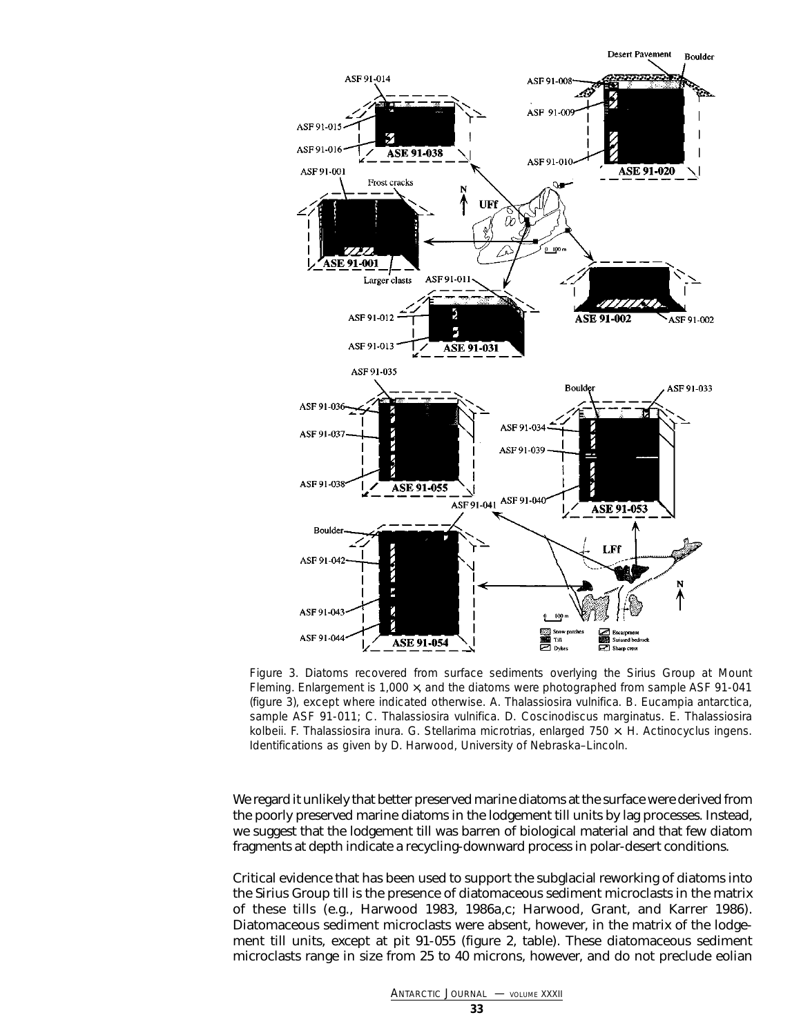Figure 3. Diatoms recovered from surface sediments overlying the Sirius Group at Mount Fleming. Enlargement is 1,000 ×, and the diatoms were photographed from sample ASF 91-041 (figure 3), except where indicated otherwise. A. Thalassiosira vulnifica. B. Eucampia antarctica, sample ASF 91-011; C. Thalassiosira vulnifica. D. Coscinodiscus marginatus. E. Thalassiosira kolbeii. F. Thalassiosira inura. G. Stellarima microtrias, enlarged 750 × H. Actinocyclus ingens. Identifications as given by D. Harwood, University of Nebraska–Lincoln.

We regard it unlikely that better preserved marine diatoms at the surface were derived from the poorly preserved marine diatoms in the lodgement till units by lag processes. Instead, we suggest that the lodgement till was barren of biological material and that few diatom fragments at depth indicate a recycling-downward process in polar-desert conditions.

Critical evidence that has been used to support the subglacial reworking of diatoms into the Sirius Group till is the presence of diatomaceous sediment microclasts in the matrix of these tills (e.g., Harwood 1983, 1986a,c; Harwood, Grant, and Karrer 1986). Diatomaceous sediment microclasts were absent, however, in the matrix of the lodgement till units, except at pit 91-055 (figure 2, table). These diatomaceous sediment microclasts range in size from 25 to 40 microns, however, and do not preclude eolian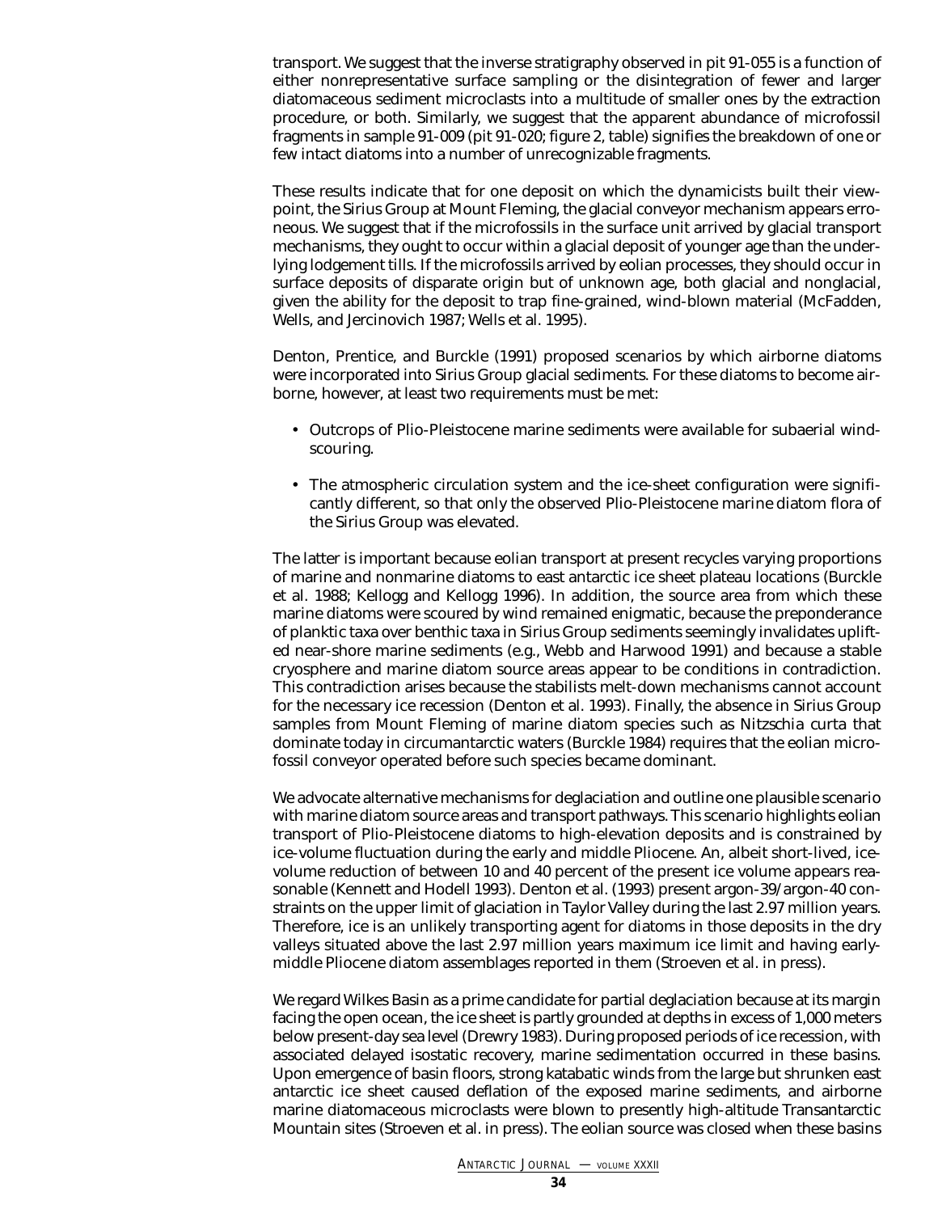transport. We suggest that the inverse stratigraphy observed in pit 91-055 is a function of either nonrepresentative surface sampling or the disintegration of fewer and larger diatomaceous sediment microclasts into a multitude of smaller ones by the extraction procedure, or both. Similarly, we suggest that the apparent abundance of microfossil fragments in sample 91-009 (pit 91-020; figure 2, table) signifies the breakdown of one or few intact diatoms into a number of unrecognizable fragments.

These results indicate that for one deposit on which the dynamicists built their viewpoint, the Sirius Group at Mount Fleming, the glacial conveyor mechanism appears erroneous. We suggest that if the microfossils in the surface unit arrived by glacial transport mechanisms, they ought to occur within a glacial deposit of younger age than the underlying lodgement tills. If the microfossils arrived by eolian processes, they should occur in surface deposits of disparate origin but of unknown age, both glacial and nonglacial, given the ability for the deposit to trap fine-grained, wind-blown material (McFadden, Wells, and Jercinovich 1987; Wells et al. 1995).

Denton, Prentice, and Burckle (1991) proposed scenarios by which airborne diatoms were incorporated into Sirius Group glacial sediments. For these diatoms to become airborne, however, at least two requirements must be met:

- Outcrops of Plio-Pleistocene marine sediments were available for subaerial wind-scouring.
- The atmospheric circulation system and the ice-sheet configuration were significantly different, so that only the observed Plio-Pleistocene *marine* diatom flora of the Sirius Group was elevated.

The latter is important because eolian transport at present recycles varying proportions of marine and nonmarine diatoms to east antarctic ice sheet plateau locations (Burckle et al. 1988; Kellogg and Kellogg 1996). In addition, the source area from which these marine diatoms were scoured by wind remained enigmatic, because the preponderance of planktic taxa over benthic taxa in Sirius Group sediments seemingly invalidates uplifted near-shore marine sediments (e.g., Webb and Harwood 1991) and because a stable cryosphere and marine diatom source areas appear to be conditions in contradiction. This contradiction arises because the stabilists melt-down mechanisms cannot account for the necessary ice recession (Denton et al. 1993). Finally, the absence in Sirius Group samples from Mount Fleming of marine diatom species such as *Nitzschia curta* that dominate today in circumantarctic waters (Burckle 1984) requires that the eolian microfossil conveyor operated before such species became dominant.

We advocate alternative mechanisms for deglaciation and outline one plausible scenario with marine diatom source areas and transport pathways. This scenario highlights eolian transport of Plio-Pleistocene diatoms to high-elevation deposits and is constrained by ice-volume fluctuation during the early and middle Pliocene. An, albeit short-lived, ice-volume reduction of between 10 and 40 percent of the present ice volume appears reasonable (Kennett and Hodell 1993). Denton et al. (1993) present argon-39/argon-40 constraints on the upper limit of glaciation in Taylor Valley during the last 2.97 million years. Therefore, ice is an unlikely transporting agent for diatoms in those deposits in the dry valleys situated above the last 2.97 million years maximum ice limit and having early-middle Pliocene diatom assemblages reported in them (Stroeven et al. in press).

We regard Wilkes Basin as a prime candidate for partial deglaciation because at its margin facing the open ocean, the ice sheet is partly grounded at depths in excess of 1,000 meters below present-day sea level (Drewry 1983). During proposed periods of ice recession, with associated delayed isostatic recovery, marine sedimentation occurred in these basins. Upon emergence of basin floors, strong katabatic winds from the large but shrunken east antarctic ice sheet caused deflation of the exposed marine sediments, and airborne marine diatomaceous microclasts were blown to presently high-altitude Transantarctic Mountain sites (Stroeven et al. in press). The eolian source was closed when these basins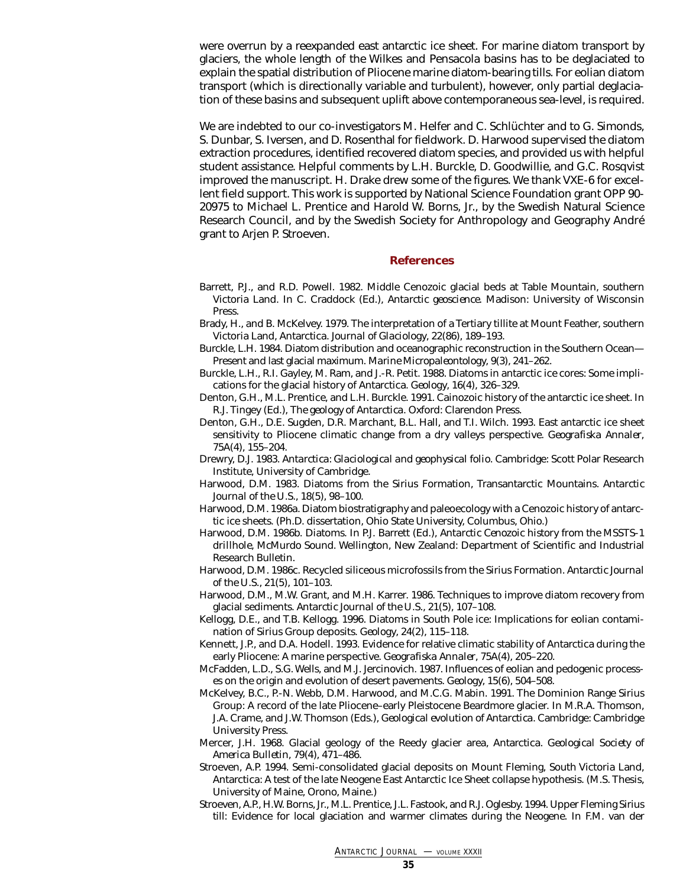were overrun by a reexpanded east antarctic ice sheet. For marine diatom transport by glaciers, the whole length of the Wilkes and Pensacola basins has to be deglaciated to explain the spatial distribution of Pliocene marine diatom-bearing tills. For eolian diatom transport (which is directionally variable and turbulent), however, only partial deglaciation of these basins and subsequent uplift above contemporaneous sea-level, is required.

We are indebted to our co-investigators M. Helfer and C. Schlüchter and to G. Simonds, S. Dunbar, S. Iversen, and D. Rosenthal for fieldwork. D. Harwood supervised the diatom extraction procedures, identified recovered diatom species, and provided us with helpful student assistance. Helpful comments by L.H. Burckle, D. Goodwillie, and G.C. Rosqvist improved the manuscript. H. Drake drew some of the figures. We thank VXE-6 for excellent field support. This work is supported by National Science Foundation grant OPP 90-20975 to Michael L. Prentice and Harold W. Borns, Jr., by the Swedish Natural Science Research Council, and by the Swedish Society for Anthropology and Geography André grant to Arjen P. Stroeven.

## References

Barrett, P.J., and R.D. Powell. 1982. Middle Cenozoic glacial beds at Table Mountain, southern Victoria Land. In C. Craddock (Ed.), *Antarctic geoscience.* Madison: University of Wisconsin Press.

Brady, H., and B. McKelvey. 1979. The interpretation of a Tertiary tillite at Mount Feather, southern Victoria Land, Antarctica. *Journal of Glaciology,* 22(86), 189–193.

Burckle, L.H. 1984. Diatom distribution and oceanographic reconstruction in the Southern Ocean—Present and last glacial maximum. *Marine Micropaleontology,* 9(3), 241–262.

Burckle, L.H., R.I. Gayley, M. Ram, and J.-R. Petit. 1988. Diatoms in antarctic ice cores: Some implications for the glacial history of Antarctica. *Geology,* 16(4), 326–329.

Denton, G.H., M.L. Prentice, and L.H. Burckle. 1991. Cainozoic history of the antarctic ice sheet. In R.J. Tingey (Ed.), *The geology of Antarctica.* Oxford: Clarendon Press.

Denton, G.H., D.E. Sugden, D.R. Marchant, B.L. Hall, and T.I. Wilch. 1993. East antarctic ice sheet sensitivity to Pliocene climatic change from a dry valleys perspective. *Geografiska Annaler,* 75A(4), 155–204.

Drewry, D.J. 1983. *Antarctica: Glaciological and geophysical folio.* Cambridge: Scott Polar Research Institute, University of Cambridge.

Harwood, D.M. 1983. Diatoms from the Sirius Formation, Transantarctic Mountains. *Antarctic Journal of the U.S.,* 18(5), 98–100.

Harwood, D.M. 1986a. Diatom biostratigraphy and paleoecology with a Cenozoic history of antarctic ice sheets. (Ph.D. dissertation, Ohio State University, Columbus, Ohio.)

Harwood, D.M. 1986b. Diatoms. In P.J. Barrett (Ed.), *Antarctic Cenozoic history from the MSSTS-1 drillhole, McMurdo Sound.* Wellington, New Zealand: Department of Scientific and Industrial Research Bulletin.

Harwood, D.M. 1986c. Recycled siliceous microfossils from the Sirius Formation. *Antarctic Journal of the U.S.,* 21(5), 101–103.

Harwood, D.M., M.W. Grant, and M.H. Karrer. 1986. Techniques to improve diatom recovery from glacial sediments. *Antarctic Journal of the U.S.,* 21(5), 107–108.

Kellogg, D.E., and T.B. Kellogg. 1996. Diatoms in South Pole ice: Implications for eolian contamination of Sirius Group deposits. *Geology,* 24(2), 115–118.

Kennett, J.P., and D.A. Hodell. 1993. Evidence for relative climatic stability of Antarctica during the early Pliocene: A marine perspective. *Geografiska Annaler,* 75A(4), 205–220.

McFadden, L.D., S.G. Wells, and M.J. Jercinovich. 1987. Influences of eolian and pedogenic processes on the origin and evolution of desert pavements. *Geology,* 15(6), 504–508.

McKelvey, B.C., P.-N. Webb, D.M. Harwood, and M.C.G. Mabin. 1991. The Dominion Range Sirius Group: A record of the late Pliocene–early Pleistocene Beardmore glacier. In M.R.A. Thomson, J.A. Crame, and J.W. Thomson (Eds.), *Geological evolution of Antarctica.* Cambridge: Cambridge University Press.

Mercer, J.H. 1968. Glacial geology of the Reedy glacier area, Antarctica. *Geological Society of America Bulletin,* 79(4), 471–486.

Stroeven, A.P. 1994. Semi-consolidated glacial deposits on Mount Fleming, South Victoria Land, Antarctica: A test of the late Neogene East Antarctic Ice Sheet collapse hypothesis. (M.S. Thesis, University of Maine, Orono, Maine.)

Stroeven, A.P., H.W. Borns, Jr., M.L. Prentice, J.L. Fastook, and R.J. Oglesby. 1994. Upper Fleming Sirius till: Evidence for local glaciation and warmer climates during the Neogene. In F.M. van der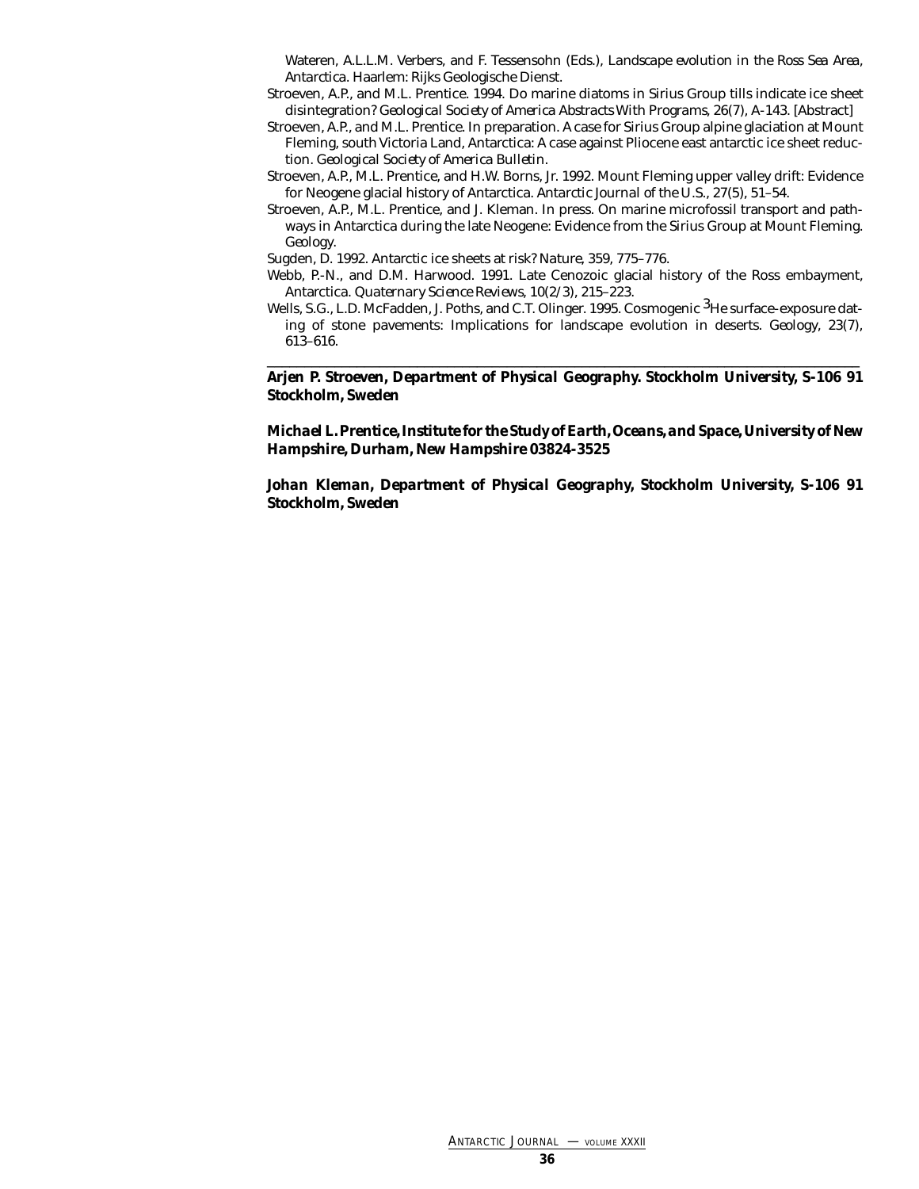Wateren, A.L.L.M. Verbers, and F. Tessensohn (Eds.), *Landscape evolution in the Ross Sea Area, Antarctica*. Haarlem: Rijks Geologische Dienst.

Stroeven, A.P., and M.L. Prentice. 1994. Do marine diatoms in Sirius Group tills indicate ice sheet disintegration? *Geological Society of America Abstracts With Programs*, 26(7), A-143. [Abstract]

Stroeven, A.P., and M.L. Prentice. In preparation. A case for Sirius Group alpine glaciation at Mount Fleming, south Victoria Land, Antarctica: A case against Pliocene east antarctic ice sheet reduction. *Geological Society of America Bulletin*.

Stroeven, A.P., M.L. Prentice, and H.W. Borns, Jr. 1992. Mount Fleming upper valley drift: Evidence for Neogene glacial history of Antarctica. Antarctic Journal of the U.S., 27(5), 51–54.

Stroeven, A.P., M.L. Prentice, and J. Kleman. In press. On marine microfossil transport and pathways in Antarctica during the late Neogene: Evidence from the Sirius Group at Mount Fleming. Geology.

Sugden, D. 1992. Antarctic ice sheets at risk? Nature, 359, 775–776.

Webb, P.-N., and D.M. Harwood. 1991. Late Cenozoic glacial history of the Ross embayment, Antarctica. *Quaternary Science Reviews*, 10(2/3), 215–223.

Wells, S.G., L.D. McFadden, J. Poths, and C.T. Olinger. 1995. Cosmogenic $^{3}$He surface-exposure dating of stone pavements: Implications for landscape evolution in deserts. Geology, 23(7), 613–616.

---

***Arjen P. Stroeven**, Department of Physical Geography. Stockholm University, S-106 91 Stockholm, Sweden*

***Michael L. Prentice**, Institute for the Study of Earth, Oceans, and Space, University of New Hampshire, Durham, New Hampshire 03824-3525*

***Johan Kleman**, Department of Physical Geography, Stockholm University, S-106 91 Stockholm, Sweden*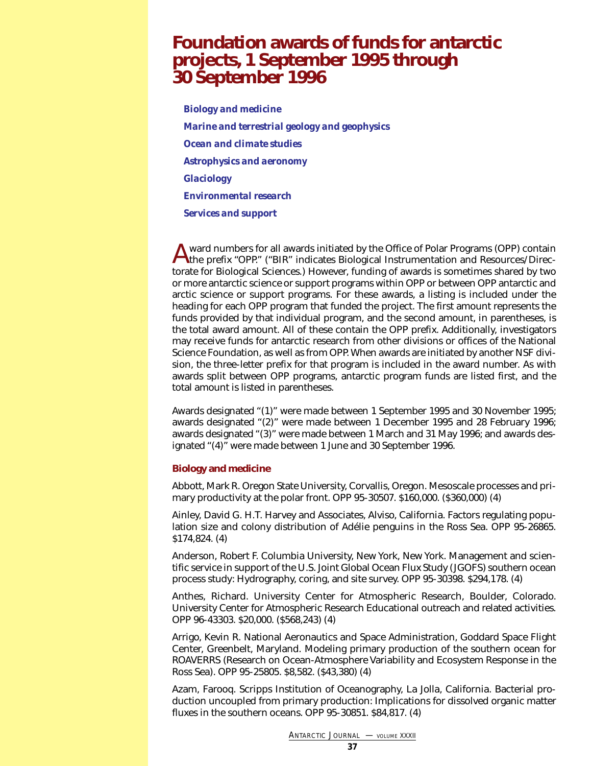# Foundation awards of funds for antarctic projects, 1 September 1995 through 30 September 1996

*Biology and medicine*

*Marine and terrestrial geology and geophysics*

*Ocean and climate studies*

*Astrophysics and aeronomy*

*Glaciology*

*Environmental research*

*Services and support*

Award numbers for all awards initiated by the Office of Polar Programs (OPP) contain the prefix "OPP." ("BIR" indicates Biological Instrumentation and Resources/Directorate for Biological Sciences.) However, funding of awards is sometimes shared by two or more antarctic science or support programs within OPP or between OPP antarctic and arctic science or support programs. For these awards, a listing is included under the heading for each OPP program that funded the project. The first amount represents the funds provided by that individual program, and the second amount, in parentheses, is the total award amount. All of these contain the OPP prefix. Additionally, investigators may receive funds for antarctic research from other divisions or offices of the National Science Foundation, as well as from OPP. When awards are initiated by another NSF division, the three-letter prefix for that program is included in the award number. As with awards split between OPP programs, antarctic program funds are listed first, and the total amount is listed in parentheses.

Awards designated "(1)" were made between 1 September 1995 and 30 November 1995; awards designated "(2)" were made between 1 December 1995 and 28 February 1996; awards designated "(3)" were made between 1 March and 31 May 1996; and awards designated "(4)" were made between 1 June and 30 September 1996.

### Biology and medicine

Abbott, Mark R. Oregon State University, Corvallis, Oregon. Mesoscale processes and primary productivity at the polar front. OPP 95-30507. $160,000. ($360,000) (4)

Ainley, David G. H.T. Harvey and Associates, Alviso, California. Factors regulating population size and colony distribution of Adélie penguins in the Ross Sea. OPP 95-26865. $174,824. (4)

Anderson, Robert F. Columbia University, New York, New York. Management and scientific service in support of the U.S. Joint Global Ocean Flux Study (JGOFS) southern ocean process study: Hydrography, coring, and site survey. OPP 95-30398. $294,178. (4)

Anthes, Richard. University Center for Atmospheric Research, Boulder, Colorado. University Center for Atmospheric Research Educational outreach and related activities. OPP 96-43303. $20,000. ($568,243) (4)

Arrigo, Kevin R. National Aeronautics and Space Administration, Goddard Space Flight Center, Greenbelt, Maryland. Modeling primary production of the southern ocean for ROAVERRS (Research on Ocean-Atmosphere Variability and Ecosystem Response in the Ross Sea). OPP 95-25805. $8,582. ($43,380) (4)

Azam, Farooq. Scripps Institution of Oceanography, La Jolla, California. Bacterial production uncoupled from primary production: Implications for dissolved organic matter fluxes in the southern oceans. OPP 95-30851. $84,817. (4)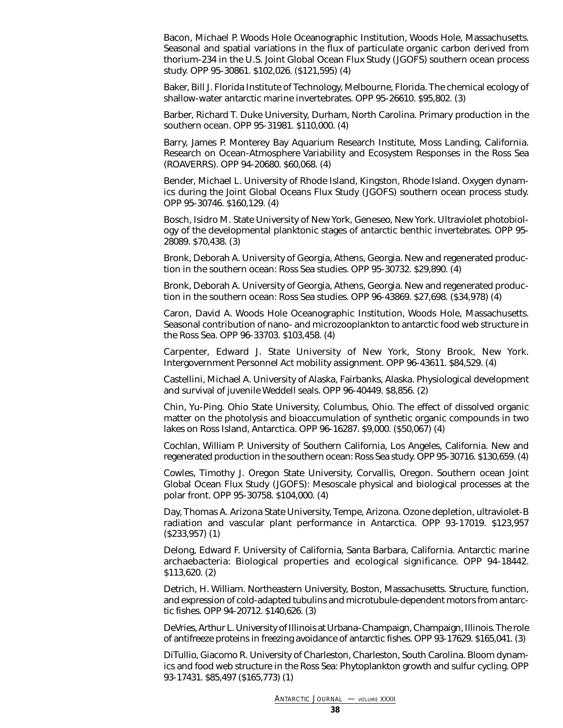Bacon, Michael P. Woods Hole Oceanographic Institution, Woods Hole, Massachusetts. Seasonal and spatial variations in the flux of particulate organic carbon derived from thorium-234 in the U.S. Joint Global Ocean Flux Study (JGOFS) southern ocean process study. OPP 95-30861. $102,026. ($121,595) (4)

Baker, Bill J. Florida Institute of Technology, Melbourne, Florida. The chemical ecology of shallow-water antarctic marine invertebrates. OPP 95-26610. $95,802. (3)

Barber, Richard T. Duke University, Durham, North Carolina. Primary production in the southern ocean. OPP 95-31981. $110,000. (4)

Barry, James P. Monterey Bay Aquarium Research Institute, Moss Landing, California. Research on Ocean-Atmosphere Variability and Ecosystem Responses in the Ross Sea (ROAVERRS). OPP 94-20680. $60,068. (4)

Bender, Michael L. University of Rhode Island, Kingston, Rhode Island. Oxygen dynamics during the Joint Global Oceans Flux Study (JGOFS) southern ocean process study. OPP 95-30746. $160,129. (4)

Bosch, Isidro M. State University of New York, Geneseo, New York. Ultraviolet photobiology of the developmental planktonic stages of antarctic benthic invertebrates. OPP 95-28089. $70,438. (3)

Bronk, Deborah A. University of Georgia, Athens, Georgia. New and regenerated production in the southern ocean: Ross Sea studies. OPP 95-30732. $29,890. (4)

Bronk, Deborah A. University of Georgia, Athens, Georgia. New and regenerated production in the southern ocean: Ross Sea studies. OPP 96-43869. $27,698. ($34,978) (4)

Caron, David A. Woods Hole Oceanographic Institution, Woods Hole, Massachusetts. Seasonal contribution of nano- and microzooplankton to antarctic food web structure in the Ross Sea. OPP 96-33703. $103,458. (4)

Carpenter, Edward J. State University of New York, Stony Brook, New York. Intergovernment Personnel Act mobility assignment. OPP 96-43611. $84,529. (4)

Castellini, Michael A. University of Alaska, Fairbanks, Alaska. Physiological development and survival of juvenile Weddell seals. OPP 96-40449. $8,856. (2)

Chin, Yu-Ping. Ohio State University, Columbus, Ohio. The effect of dissolved organic matter on the photolysis and bioaccumulation of synthetic organic compounds in two lakes on Ross Island, Antarctica. OPP 96-16287. $9,000. ($50,067) (4)

Cochlan, William P. University of Southern California, Los Angeles, California. New and regenerated production in the southern ocean: Ross Sea study. OPP 95-30716. $130,659. (4)

Cowles, Timothy J. Oregon State University, Corvallis, Oregon. Southern ocean Joint Global Ocean Flux Study (JGOFS): Mesoscale physical and biological processes at the polar front. OPP 95-30758. $104,000. (4)

Day, Thomas A. Arizona State University, Tempe, Arizona. Ozone depletion, ultraviolet-B radiation and vascular plant performance in Antarctica. OPP 93-17019. $123,957 ($233,957) (1)

Delong, Edward F. University of California, Santa Barbara, California. Antarctic marine archaebacteria: Biological properties and ecological significance. OPP 94-18442. $113,620. (2)

Detrich, H. William. Northeastern University, Boston, Massachusetts. Structure, function, and expression of cold-adapted tubulins and microtubule-dependent motors from antarctic fishes. OPP 94-20712. $140,626. (3)

DeVries, Arthur L. University of Illinois at Urbana–Champaign, Champaign, Illinois. The role of antifreeze proteins in freezing avoidance of antarctic fishes. OPP 93-17629. $165,041. (3)

DiTullio, Giacomo R. University of Charleston, Charleston, South Carolina. Bloom dynamics and food web structure in the Ross Sea: Phytoplankton growth and sulfur cycling. OPP 93-17431. $85,497 ($165,773) (1)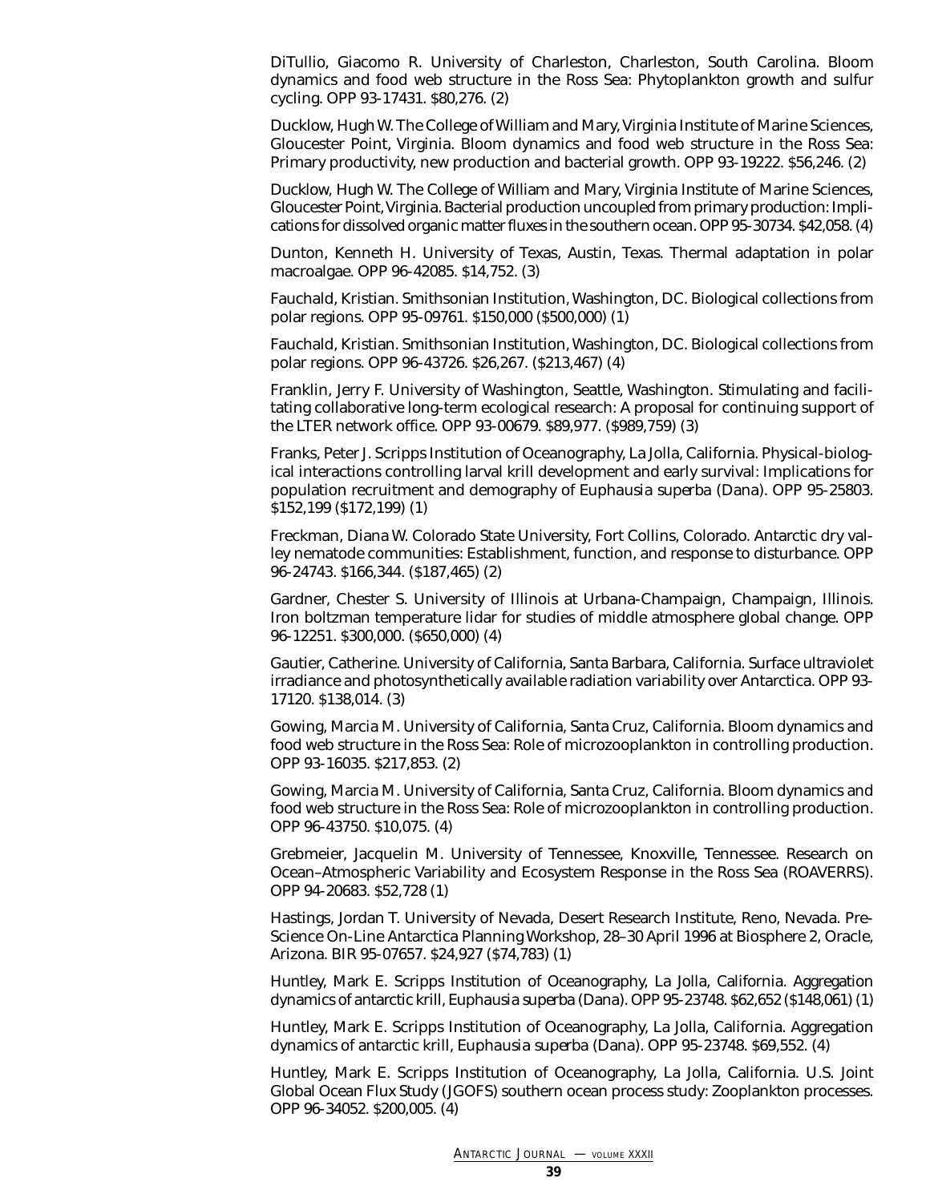DiTullio, Giacomo R. University of Charleston, Charleston, South Carolina. Bloom dynamics and food web structure in the Ross Sea: Phytoplankton growth and sulfur cycling. OPP 93-17431. $80,276. (2)

Ducklow, Hugh W. The College of William and Mary, Virginia Institute of Marine Sciences, Gloucester Point, Virginia. Bloom dynamics and food web structure in the Ross Sea: Primary productivity, new production and bacterial growth. OPP 93-19222. $56,246. (2)

Ducklow, Hugh W. The College of William and Mary, Virginia Institute of Marine Sciences, Gloucester Point, Virginia. Bacterial production uncoupled from primary production: Implications for dissolved organic matter fluxes in the southern ocean. OPP 95-30734. $42,058. (4)

Dunton, Kenneth H. University of Texas, Austin, Texas. Thermal adaptation in polar macroalgae. OPP 96-42085. $14,752. (3)

Fauchald, Kristian. Smithsonian Institution, Washington, DC. Biological collections from polar regions. OPP 95-09761. $150,000 ($500,000) (1)

Fauchald, Kristian. Smithsonian Institution, Washington, DC. Biological collections from polar regions. OPP 96-43726. $26,267. ($213,467) (4)

Franklin, Jerry F. University of Washington, Seattle, Washington. Stimulating and facilitating collaborative long-term ecological research: A proposal for continuing support of the LTER network office. OPP 93-00679. $89,977. ($989,759) (3)

Franks, Peter J. Scripps Institution of Oceanography, La Jolla, California. Physical-biological interactions controlling larval krill development and early survival: Implications for population recruitment and demography of *Euphausia superba* (Dana). OPP 95-25803. $152,199 ($172,199) (1)

Freckman, Diana W. Colorado State University, Fort Collins, Colorado. Antarctic dry valley nematode communities: Establishment, function, and response to disturbance. OPP 96-24743. $166,344. ($187,465) (2)

Gardner, Chester S. University of Illinois at Urbana-Champaign, Champaign, Illinois. Iron boltzman temperature lidar for studies of middle atmosphere global change. OPP 96-12251. $300,000. ($650,000) (4)

Gautier, Catherine. University of California, Santa Barbara, California. Surface ultraviolet irradiance and photosynthetically available radiation variability over Antarctica. OPP 93-17120. $138,014. (3)

Gowing, Marcia M. University of California, Santa Cruz, California. Bloom dynamics and food web structure in the Ross Sea: Role of microzooplankton in controlling production. OPP 93-16035. $217,853. (2)

Gowing, Marcia M. University of California, Santa Cruz, California. Bloom dynamics and food web structure in the Ross Sea: Role of microzooplankton in controlling production. OPP 96-43750. $10,075. (4)

Grebmeier, Jacquelin M. University of Tennessee, Knoxville, Tennessee. Research on Ocean–Atmospheric Variability and Ecosystem Response in the Ross Sea (ROAVERRS). OPP 94-20683. $52,728 (1)

Hastings, Jordan T. University of Nevada, Desert Research Institute, Reno, Nevada. Pre-Science On-Line Antarctica Planning Workshop, 28–30 April 1996 at Biosphere 2, Oracle, Arizona. BIR 95-07657. $24,927 ($74,783) (1)

Huntley, Mark E. Scripps Institution of Oceanography, La Jolla, California. Aggregation dynamics of antarctic krill, *Euphausia superba* (Dana). OPP 95-23748. $62,652 ($148,061) (1)

Huntley, Mark E. Scripps Institution of Oceanography, La Jolla, California. Aggregation dynamics of antarctic krill, *Euphausia superba* (Dana). OPP 95-23748. $69,552. (4)

Huntley, Mark E. Scripps Institution of Oceanography, La Jolla, California. U.S. Joint Global Ocean Flux Study (JGOFS) southern ocean process study: Zooplankton processes. OPP 96-34052. $200,005. (4)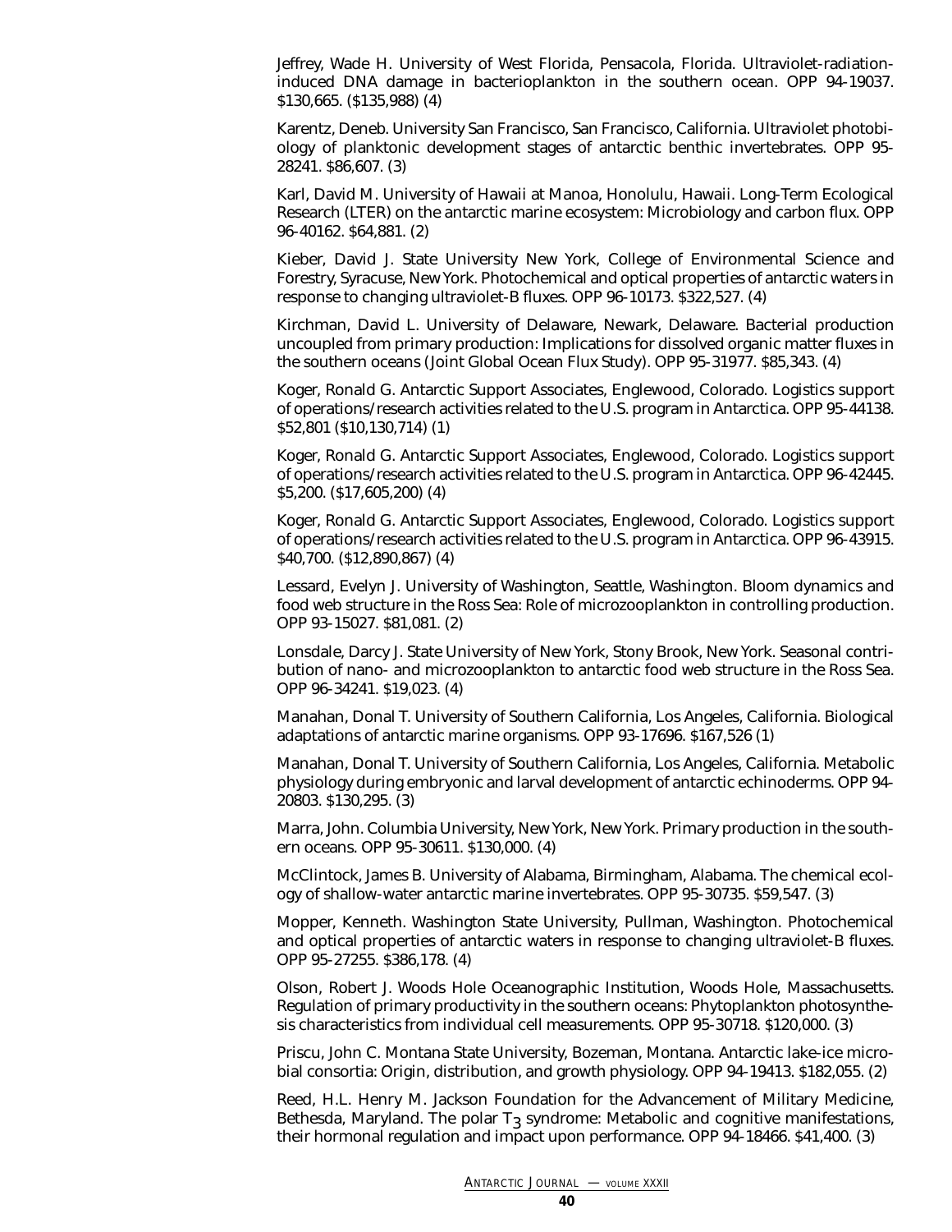Jeffrey, Wade H. University of West Florida, Pensacola, Florida. Ultraviolet-radiation-induced DNA damage in bacterioplankton in the southern ocean. OPP 94-19037. $130,665. ($135,988) (4)

Karentz, Deneb. University San Francisco, San Francisco, California. Ultraviolet photobiology of planktonic development stages of antarctic benthic invertebrates. OPP 95-28241. $86,607. (3)

Karl, David M. University of Hawaii at Manoa, Honolulu, Hawaii. Long-Term Ecological Research (LTER) on the antarctic marine ecosystem: Microbiology and carbon flux. OPP 96-40162. $64,881. (2)

Kieber, David J. State University New York, College of Environmental Science and Forestry, Syracuse, New York. Photochemical and optical properties of antarctic waters in response to changing ultraviolet-B fluxes. OPP 96-10173. $322,527. (4)

Kirchman, David L. University of Delaware, Newark, Delaware. Bacterial production uncoupled from primary production: Implications for dissolved organic matter fluxes in the southern oceans (Joint Global Ocean Flux Study). OPP 95-31977. $85,343. (4)

Koger, Ronald G. Antarctic Support Associates, Englewood, Colorado. Logistics support of operations/research activities related to the U.S. program in Antarctica. OPP 95-44138. $52,801 ($10,130,714) (1)

Koger, Ronald G. Antarctic Support Associates, Englewood, Colorado. Logistics support of operations/research activities related to the U.S. program in Antarctica. OPP 96-42445. $5,200. ($17,605,200) (4)

Koger, Ronald G. Antarctic Support Associates, Englewood, Colorado. Logistics support of operations/research activities related to the U.S. program in Antarctica. OPP 96-43915. $40,700. ($12,890,867) (4)

Lessard, Evelyn J. University of Washington, Seattle, Washington. Bloom dynamics and food web structure in the Ross Sea: Role of microzooplankton in controlling production. OPP 93-15027. $81,081. (2)

Lonsdale, Darcy J. State University of New York, Stony Brook, New York. Seasonal contribution of nano- and microzooplankton to antarctic food web structure in the Ross Sea. OPP 96-34241. $19,023. (4)

Manahan, Donal T. University of Southern California, Los Angeles, California. Biological adaptations of antarctic marine organisms. OPP 93-17696. $167,526 (1)

Manahan, Donal T. University of Southern California, Los Angeles, California. Metabolic physiology during embryonic and larval development of antarctic echinoderms. OPP 94-20803. $130,295. (3)

Marra, John. Columbia University, New York, New York. Primary production in the southern oceans. OPP 95-30611. $130,000. (4)

McClintock, James B. University of Alabama, Birmingham, Alabama. The chemical ecology of shallow-water antarctic marine invertebrates. OPP 95-30735. $59,547. (3)

Mopper, Kenneth. Washington State University, Pullman, Washington. Photochemical and optical properties of antarctic waters in response to changing ultraviolet-B fluxes. OPP 95-27255. $386,178. (4)

Olson, Robert J. Woods Hole Oceanographic Institution, Woods Hole, Massachusetts. Regulation of primary productivity in the southern oceans: Phytoplankton photosynthesis characteristics from individual cell measurements. OPP 95-30718. $120,000. (3)

Priscu, John C. Montana State University, Bozeman, Montana. Antarctic lake-ice microbial consortia: Origin, distribution, and growth physiology. OPP 94-19413. $182,055. (2)

Reed, H.L. Henry M. Jackson Foundation for the Advancement of Military Medicine, Bethesda, Maryland. The polar $T_3$ syndrome: Metabolic and cognitive manifestations, their hormonal regulation and impact upon performance. OPP 94-18466. $41,400. (3)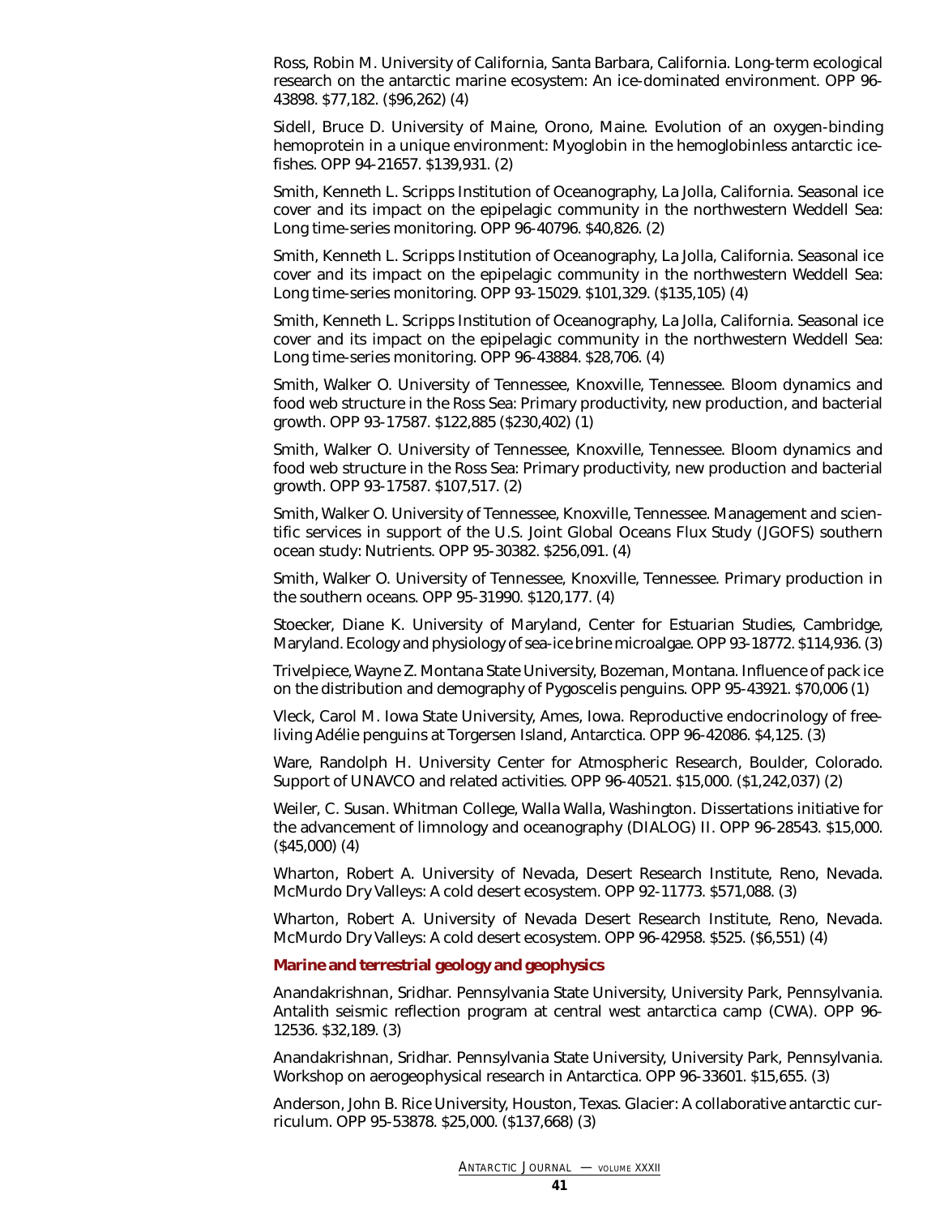Ross, Robin M. University of California, Santa Barbara, California. Long-term ecological research on the antarctic marine ecosystem: An ice-dominated environment. OPP 96-43898. $77,182. ($96,262) (4)

Sidell, Bruce D. University of Maine, Orono, Maine. Evolution of an oxygen-binding hemoprotein in a unique environment: Myoglobin in the hemoglobinless antarctic ice-fishes. OPP 94-21657. $139,931. (2)

Smith, Kenneth L. Scripps Institution of Oceanography, La Jolla, California. Seasonal ice cover and its impact on the epipelagic community in the northwestern Weddell Sea: Long time-series monitoring. OPP 96-40796. $40,826. (2)

Smith, Kenneth L. Scripps Institution of Oceanography, La Jolla, California. Seasonal ice cover and its impact on the epipelagic community in the northwestern Weddell Sea: Long time-series monitoring. OPP 93-15029. $101,329. ($135,105) (4)

Smith, Kenneth L. Scripps Institution of Oceanography, La Jolla, California. Seasonal ice cover and its impact on the epipelagic community in the northwestern Weddell Sea: Long time-series monitoring. OPP 96-43884. $28,706. (4)

Smith, Walker O. University of Tennessee, Knoxville, Tennessee. Bloom dynamics and food web structure in the Ross Sea: Primary productivity, new production, and bacterial growth. OPP 93-17587. $122,885 ($230,402) (1)

Smith, Walker O. University of Tennessee, Knoxville, Tennessee. Bloom dynamics and food web structure in the Ross Sea: Primary productivity, new production and bacterial growth. OPP 93-17587. $107,517. (2)

Smith, Walker O. University of Tennessee, Knoxville, Tennessee. Management and scientific services in support of the U.S. Joint Global Oceans Flux Study (JGOFS) southern ocean study: Nutrients. OPP 95-30382. $256,091. (4)

Smith, Walker O. University of Tennessee, Knoxville, Tennessee. Primary production in the southern oceans. OPP 95-31990. $120,177. (4)

Stoecker, Diane K. University of Maryland, Center for Estuarian Studies, Cambridge, Maryland. Ecology and physiology of sea-ice brine microalgae. OPP 93-18772. $114,936. (3)

Trivelpiece, Wayne Z. Montana State University, Bozeman, Montana. Influence of pack ice on the distribution and demography of Pygoscelis penguins. OPP 95-43921. $70,006 (1)

Vleck, Carol M. Iowa State University, Ames, Iowa. Reproductive endocrinology of free-living Adélie penguins at Torgersen Island, Antarctica. OPP 96-42086. $4,125. (3)

Ware, Randolph H. University Center for Atmospheric Research, Boulder, Colorado. Support of UNAVCO and related activities. OPP 96-40521. $15,000. ($1,242,037) (2)

Weiler, C. Susan. Whitman College, Walla Walla, Washington. Dissertations initiative for the advancement of limnology and oceanography (DIALOG) II. OPP 96-28543. $15,000. ($45,000) (4)

Wharton, Robert A. University of Nevada, Desert Research Institute, Reno, Nevada. McMurdo Dry Valleys: A cold desert ecosystem. OPP 92-11773. $571,088. (3)

Wharton, Robert A. University of Nevada Desert Research Institute, Reno, Nevada. McMurdo Dry Valleys: A cold desert ecosystem. OPP 96-42958. $525. ($6,551) (4)

**Marine and terrestrial geology and geophysics**

Anandakrishnan, Sridhar. Pennsylvania State University, University Park, Pennsylvania. Antalith seismic reflection program at central west antarctica camp (CWA). OPP 96-12536. $32,189. (3)

Anandakrishnan, Sridhar. Pennsylvania State University, University Park, Pennsylvania. Workshop on aerogeophysical research in Antarctica. OPP 96-33601. $15,655. (3)

Anderson, John B. Rice University, Houston, Texas. Glacier: A collaborative antarctic curriculum. OPP 95-53878. $25,000. ($137,668) (3)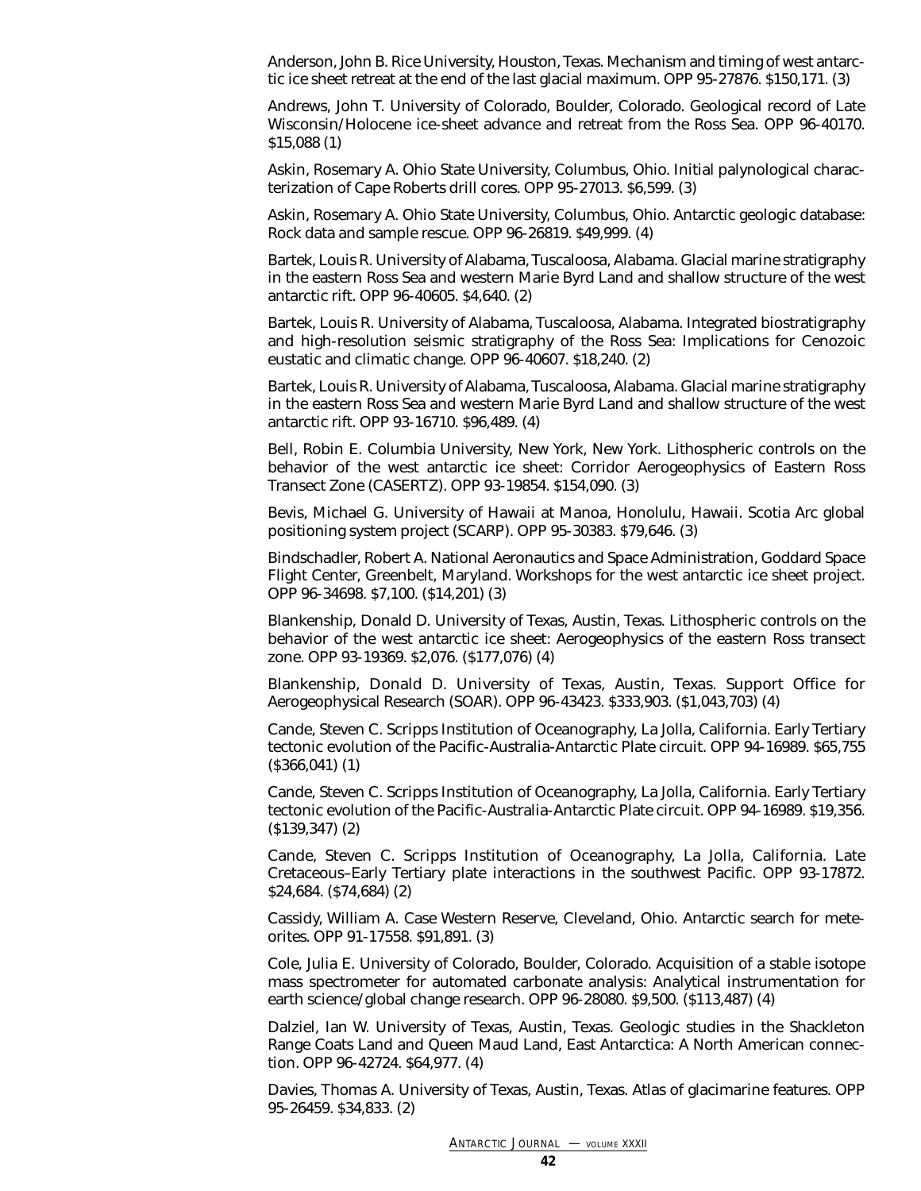Anderson, John B. Rice University, Houston, Texas. Mechanism and timing of west antarctic ice sheet retreat at the end of the last glacial maximum. OPP 95-27876. $150,171. (3)

Andrews, John T. University of Colorado, Boulder, Colorado. Geological record of Late Wisconsin/Holocene ice-sheet advance and retreat from the Ross Sea. OPP 96-40170. $15,088 (1)

Askin, Rosemary A. Ohio State University, Columbus, Ohio. Initial palynological characterization of Cape Roberts drill cores. OPP 95-27013. $6,599. (3)

Askin, Rosemary A. Ohio State University, Columbus, Ohio. Antarctic geologic database: Rock data and sample rescue. OPP 96-26819. $49,999. (4)

Bartek, Louis R. University of Alabama, Tuscaloosa, Alabama. Glacial marine stratigraphy in the eastern Ross Sea and western Marie Byrd Land and shallow structure of the west antarctic rift. OPP 96-40605. $4,640. (2)

Bartek, Louis R. University of Alabama, Tuscaloosa, Alabama. Integrated biostratigraphy and high-resolution seismic stratigraphy of the Ross Sea: Implications for Cenozoic eustatic and climatic change. OPP 96-40607. $18,240. (2)

Bartek, Louis R. University of Alabama, Tuscaloosa, Alabama. Glacial marine stratigraphy in the eastern Ross Sea and western Marie Byrd Land and shallow structure of the west antarctic rift. OPP 93-16710. $96,489. (4)

Bell, Robin E. Columbia University, New York, New York. Lithospheric controls on the behavior of the west antarctic ice sheet: Corridor Aerogeophysics of Eastern Ross Transect Zone (CASERTZ). OPP 93-19854. $154,090. (3)

Bevis, Michael G. University of Hawaii at Manoa, Honolulu, Hawaii. Scotia Arc global positioning system project (SCARP). OPP 95-30383. $79,646. (3)

Bindschadler, Robert A. National Aeronautics and Space Administration, Goddard Space Flight Center, Greenbelt, Maryland. Workshops for the west antarctic ice sheet project. OPP 96-34698. $7,100. ($14,201) (3)

Blankenship, Donald D. University of Texas, Austin, Texas. Lithospheric controls on the behavior of the west antarctic ice sheet: Aerogeophysics of the eastern Ross transect zone. OPP 93-19369. $2,076. ($177,076) (4)

Blankenship, Donald D. University of Texas, Austin, Texas. Support Office for Aerogeophysical Research (SOAR). OPP 96-43423. $333,903. ($1,043,703) (4)

Cande, Steven C. Scripps Institution of Oceanography, La Jolla, California. Early Tertiary tectonic evolution of the Pacific-Australia-Antarctic Plate circuit. OPP 94-16989. $65,755 ($366,041) (1)

Cande, Steven C. Scripps Institution of Oceanography, La Jolla, California. Early Tertiary tectonic evolution of the Pacific-Australia-Antarctic Plate circuit. OPP 94-16989. $19,356. ($139,347) (2)

Cande, Steven C. Scripps Institution of Oceanography, La Jolla, California. Late Cretaceous–Early Tertiary plate interactions in the southwest Pacific. OPP 93-17872. $24,684. ($74,684) (2)

Cassidy, William A. Case Western Reserve, Cleveland, Ohio. Antarctic search for meteorites. OPP 91-17558. $91,891. (3)

Cole, Julia E. University of Colorado, Boulder, Colorado. Acquisition of a stable isotope mass spectrometer for automated carbonate analysis: Analytical instrumentation for earth science/global change research. OPP 96-28080. $9,500. ($113,487) (4)

Dalziel, Ian W. University of Texas, Austin, Texas. Geologic studies in the Shackleton Range Coats Land and Queen Maud Land, East Antarctica: A North American connection. OPP 96-42724. $64,977. (4)

Davies, Thomas A. University of Texas, Austin, Texas. Atlas of glacimarine features. OPP 95-26459. $34,833. (2)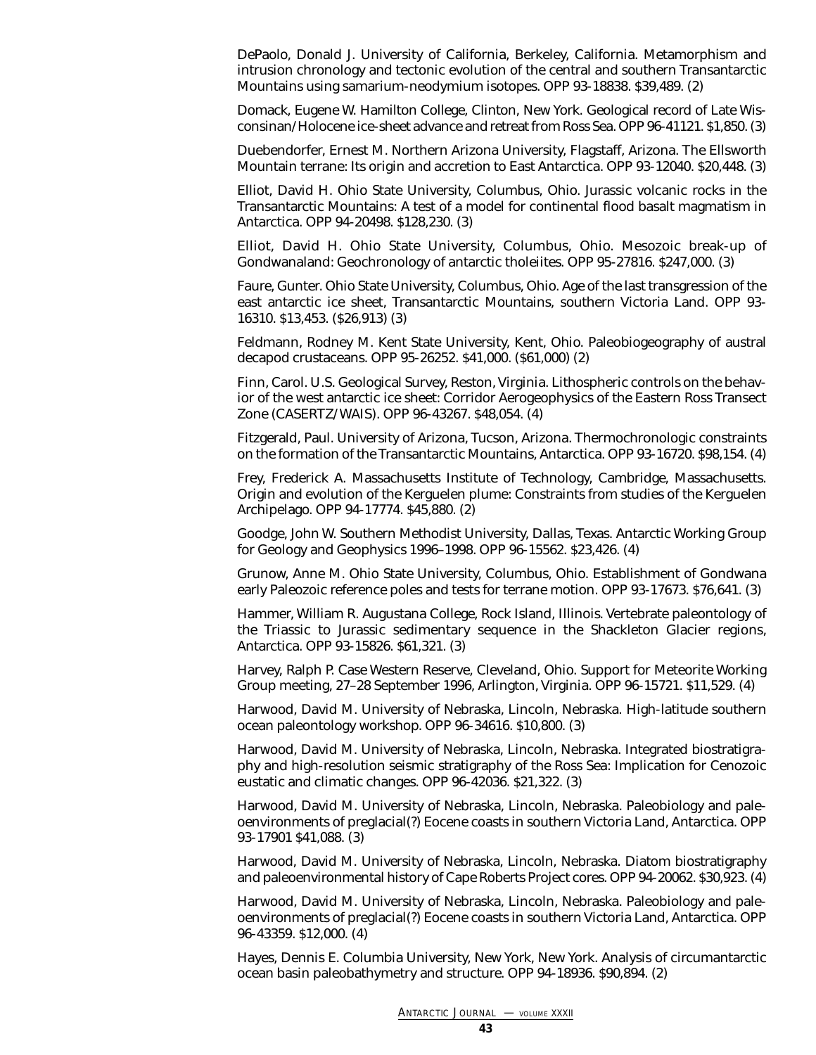DePaolo, Donald J. University of California, Berkeley, California. Metamorphism and intrusion chronology and tectonic evolution of the central and southern Transantarctic Mountains using samarium-neodymium isotopes. OPP 93-18838. $39,489. (2)

Domack, Eugene W. Hamilton College, Clinton, New York. Geological record of Late Wisconsinan/Holocene ice-sheet advance and retreat from Ross Sea. OPP 96-41121. $1,850. (3)

Duebendorfer, Ernest M. Northern Arizona University, Flagstaff, Arizona. The Ellsworth Mountain terrane: Its origin and accretion to East Antarctica. OPP 93-12040. $20,448. (3)

Elliot, David H. Ohio State University, Columbus, Ohio. Jurassic volcanic rocks in the Transantarctic Mountains: A test of a model for continental flood basalt magmatism in Antarctica. OPP 94-20498. $128,230. (3)

Elliot, David H. Ohio State University, Columbus, Ohio. Mesozoic break-up of Gondwanaland: Geochronology of antarctic tholeiites. OPP 95-27816. $247,000. (3)

Faure, Gunter. Ohio State University, Columbus, Ohio. Age of the last transgression of the east antarctic ice sheet, Transantarctic Mountains, southern Victoria Land. OPP 93-16310. $13,453. ($26,913) (3)

Feldmann, Rodney M. Kent State University, Kent, Ohio. Paleobiogeography of austral decapod crustaceans. OPP 95-26252. $41,000. ($61,000) (2)

Finn, Carol. U.S. Geological Survey, Reston, Virginia. Lithospheric controls on the behavior of the west antarctic ice sheet: Corridor Aerogeophysics of the Eastern Ross Transect Zone (CASERTZ/WAIS). OPP 96-43267. $48,054. (4)

Fitzgerald, Paul. University of Arizona, Tucson, Arizona. Thermochronologic constraints on the formation of the Transantarctic Mountains, Antarctica. OPP 93-16720. $98,154. (4)

Frey, Frederick A. Massachusetts Institute of Technology, Cambridge, Massachusetts. Origin and evolution of the Kerguelen plume: Constraints from studies of the Kerguelen Archipelago. OPP 94-17774. $45,880. (2)

Goodge, John W. Southern Methodist University, Dallas, Texas. Antarctic Working Group for Geology and Geophysics 1996–1998. OPP 96-15562. $23,426. (4)

Grunow, Anne M. Ohio State University, Columbus, Ohio. Establishment of Gondwana early Paleozoic reference poles and tests for terrane motion. OPP 93-17673. $76,641. (3)

Hammer, William R. Augustana College, Rock Island, Illinois. Vertebrate paleontology of the Triassic to Jurassic sedimentary sequence in the Shackleton Glacier regions, Antarctica. OPP 93-15826. $61,321. (3)

Harvey, Ralph P. Case Western Reserve, Cleveland, Ohio. Support for Meteorite Working Group meeting, 27–28 September 1996, Arlington, Virginia. OPP 96-15721. $11,529. (4)

Harwood, David M. University of Nebraska, Lincoln, Nebraska. High-latitude southern ocean paleontology workshop. OPP 96-34616. $10,800. (3)

Harwood, David M. University of Nebraska, Lincoln, Nebraska. Integrated biostratigraphy and high-resolution seismic stratigraphy of the Ross Sea: Implication for Cenozoic eustatic and climatic changes. OPP 96-42036. $21,322. (3)

Harwood, David M. University of Nebraska, Lincoln, Nebraska. Paleobiology and paleoenvironments of preglacial(?) Eocene coasts in southern Victoria Land, Antarctica. OPP 93-17901 $41,088. (3)

Harwood, David M. University of Nebraska, Lincoln, Nebraska. Diatom biostratigraphy and paleoenvironmental history of Cape Roberts Project cores. OPP 94-20062. $30,923. (4)

Harwood, David M. University of Nebraska, Lincoln, Nebraska. Paleobiology and paleoenvironments of preglacial(?) Eocene coasts in southern Victoria Land, Antarctica. OPP 96-43359. $12,000. (4)

Hayes, Dennis E. Columbia University, New York, New York. Analysis of circumantarctic ocean basin paleobathymetry and structure. OPP 94-18936. $90,894. (2)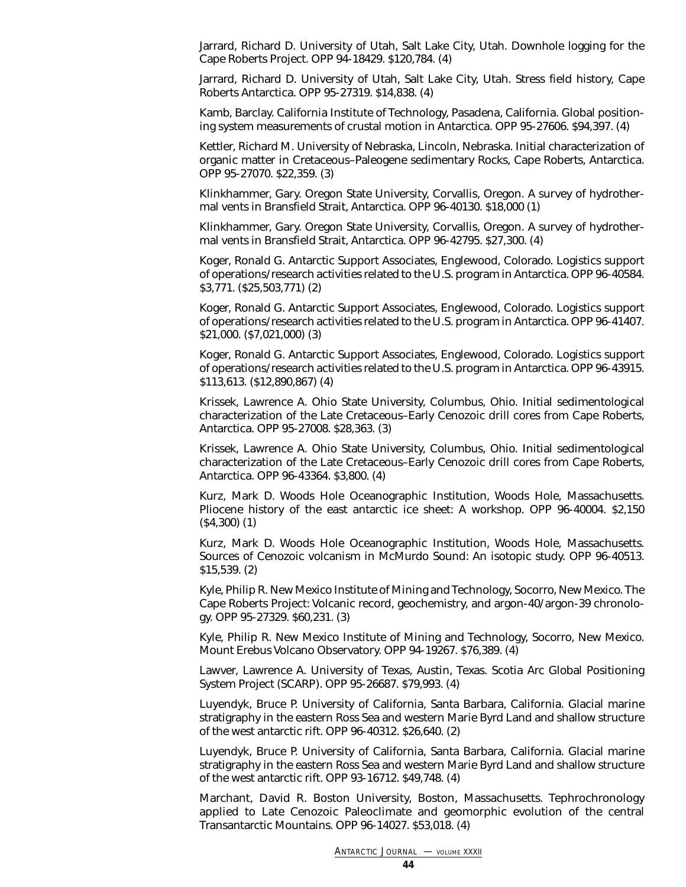Jarrard, Richard D. University of Utah, Salt Lake City, Utah. Downhole logging for the Cape Roberts Project. OPP 94-18429. $120,784. (4)

Jarrard, Richard D. University of Utah, Salt Lake City, Utah. Stress field history, Cape Roberts Antarctica. OPP 95-27319. $14,838. (4)

Kamb, Barclay. California Institute of Technology, Pasadena, California. Global positioning system measurements of crustal motion in Antarctica. OPP 95-27606. $94,397. (4)

Kettler, Richard M. University of Nebraska, Lincoln, Nebraska. Initial characterization of organic matter in Cretaceous–Paleogene sedimentary Rocks, Cape Roberts, Antarctica. OPP 95-27070. $22,359. (3)

Klinkhammer, Gary. Oregon State University, Corvallis, Oregon. A survey of hydrothermal vents in Bransfield Strait, Antarctica. OPP 96-40130. $18,000 (1)

Klinkhammer, Gary. Oregon State University, Corvallis, Oregon. A survey of hydrothermal vents in Bransfield Strait, Antarctica. OPP 96-42795. $27,300. (4)

Koger, Ronald G. Antarctic Support Associates, Englewood, Colorado. Logistics support of operations/research activities related to the U.S. program in Antarctica. OPP 96-40584. $3,771. ($25,503,771) (2)

Koger, Ronald G. Antarctic Support Associates, Englewood, Colorado. Logistics support of operations/research activities related to the U.S. program in Antarctica. OPP 96-41407. $21,000. ($7,021,000) (3)

Koger, Ronald G. Antarctic Support Associates, Englewood, Colorado. Logistics support of operations/research activities related to the U.S. program in Antarctica. OPP 96-43915. $113,613. ($12,890,867) (4)

Krissek, Lawrence A. Ohio State University, Columbus, Ohio. Initial sedimentological characterization of the Late Cretaceous–Early Cenozoic drill cores from Cape Roberts, Antarctica. OPP 95-27008. $28,363. (3)

Krissek, Lawrence A. Ohio State University, Columbus, Ohio. Initial sedimentological characterization of the Late Cretaceous–Early Cenozoic drill cores from Cape Roberts, Antarctica. OPP 96-43364. $3,800. (4)

Kurz, Mark D. Woods Hole Oceanographic Institution, Woods Hole, Massachusetts. Pliocene history of the east antarctic ice sheet: A workshop. OPP 96-40004. $2,150 ($4,300) (1)

Kurz, Mark D. Woods Hole Oceanographic Institution, Woods Hole, Massachusetts. Sources of Cenozoic volcanism in McMurdo Sound: An isotopic study. OPP 96-40513. $15,539. (2)

Kyle, Philip R. New Mexico Institute of Mining and Technology, Socorro, New Mexico. The Cape Roberts Project: Volcanic record, geochemistry, and argon-40/argon-39 chronology. OPP 95-27329. $60,231. (3)

Kyle, Philip R. New Mexico Institute of Mining and Technology, Socorro, New Mexico. Mount Erebus Volcano Observatory. OPP 94-19267. $76,389. (4)

Lawver, Lawrence A. University of Texas, Austin, Texas. Scotia Arc Global Positioning System Project (SCARP). OPP 95-26687. $79,993. (4)

Luyendyk, Bruce P. University of California, Santa Barbara, California. Glacial marine stratigraphy in the eastern Ross Sea and western Marie Byrd Land and shallow structure of the west antarctic rift. OPP 96-40312. $26,640. (2)

Luyendyk, Bruce P. University of California, Santa Barbara, California. Glacial marine stratigraphy in the eastern Ross Sea and western Marie Byrd Land and shallow structure of the west antarctic rift. OPP 93-16712. $49,748. (4)

Marchant, David R. Boston University, Boston, Massachusetts. Tephrochronology applied to Late Cenozoic Paleoclimate and geomorphic evolution of the central Transantarctic Mountains. OPP 96-14027. $53,018. (4)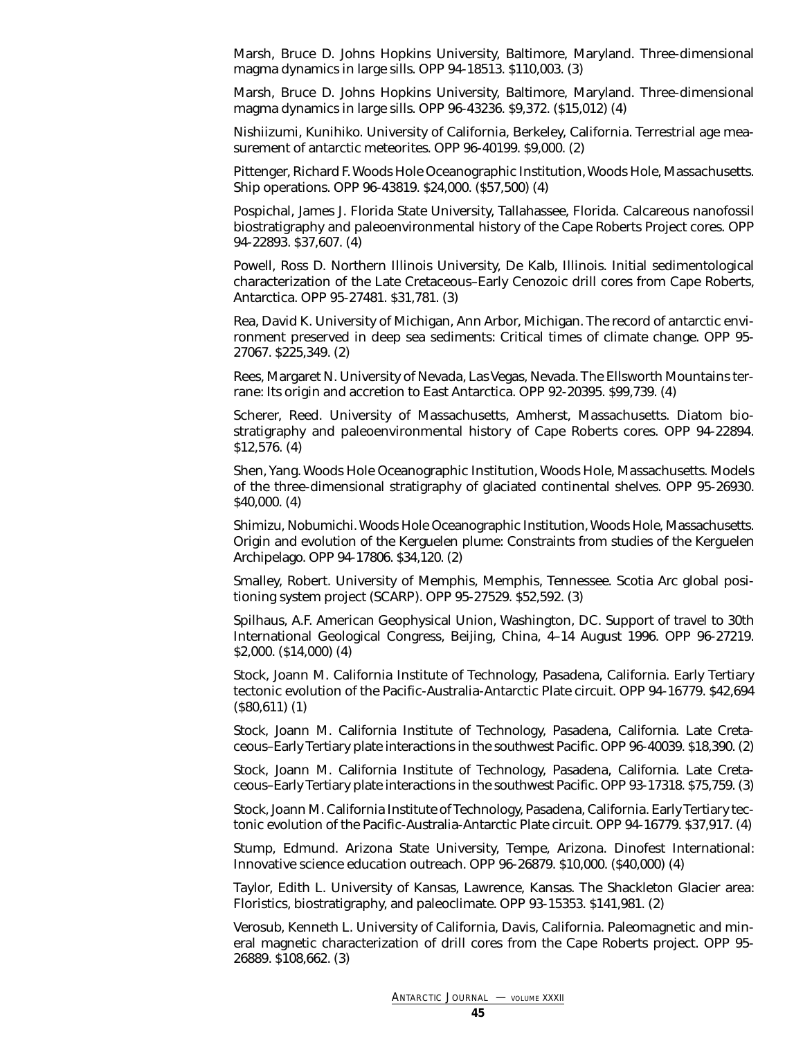Marsh, Bruce D. Johns Hopkins University, Baltimore, Maryland. Three-dimensional magma dynamics in large sills. OPP 94-18513. $110,003. (3)

Marsh, Bruce D. Johns Hopkins University, Baltimore, Maryland. Three-dimensional magma dynamics in large sills. OPP 96-43236. $9,372. ($15,012) (4)

Nishiizumi, Kunihiko. University of California, Berkeley, California. Terrestrial age measurement of antarctic meteorites. OPP 96-40199. $9,000. (2)

Pittenger, Richard F. Woods Hole Oceanographic Institution, Woods Hole, Massachusetts. Ship operations. OPP 96-43819. $24,000. ($57,500) (4)

Pospichal, James J. Florida State University, Tallahassee, Florida. Calcareous nanofossil biostratigraphy and paleoenvironmental history of the Cape Roberts Project cores. OPP 94-22893. $37,607. (4)

Powell, Ross D. Northern Illinois University, De Kalb, Illinois. Initial sedimentological characterization of the Late Cretaceous–Early Cenozoic drill cores from Cape Roberts, Antarctica. OPP 95-27481. $31,781. (3)

Rea, David K. University of Michigan, Ann Arbor, Michigan. The record of antarctic environment preserved in deep sea sediments: Critical times of climate change. OPP 95-27067. $225,349. (2)

Rees, Margaret N. University of Nevada, Las Vegas, Nevada. The Ellsworth Mountains terrane: Its origin and accretion to East Antarctica. OPP 92-20395. $99,739. (4)

Scherer, Reed. University of Massachusetts, Amherst, Massachusetts. Diatom biostratigraphy and paleoenvironmental history of Cape Roberts cores. OPP 94-22894. $12,576. (4)

Shen, Yang. Woods Hole Oceanographic Institution, Woods Hole, Massachusetts. Models of the three-dimensional stratigraphy of glaciated continental shelves. OPP 95-26930. $40,000. (4)

Shimizu, Nobumichi. Woods Hole Oceanographic Institution, Woods Hole, Massachusetts. Origin and evolution of the Kerguelen plume: Constraints from studies of the Kerguelen Archipelago. OPP 94-17806. $34,120. (2)

Smalley, Robert. University of Memphis, Memphis, Tennessee. Scotia Arc global positioning system project (SCARP). OPP 95-27529. $52,592. (3)

Spilhaus, A.F. American Geophysical Union, Washington, DC. Support of travel to 30th International Geological Congress, Beijing, China, 4–14 August 1996. OPP 96-27219. $2,000. ($14,000) (4)

Stock, Joann M. California Institute of Technology, Pasadena, California. Early Tertiary tectonic evolution of the Pacific-Australia-Antarctic Plate circuit. OPP 94-16779. $42,694 ($80,611) (1)

Stock, Joann M. California Institute of Technology, Pasadena, California. Late Cretaceous–Early Tertiary plate interactions in the southwest Pacific. OPP 96-40039. $18,390. (2)

Stock, Joann M. California Institute of Technology, Pasadena, California. Late Cretaceous–Early Tertiary plate interactions in the southwest Pacific. OPP 93-17318. $75,759. (3)

Stock, Joann M. California Institute of Technology, Pasadena, California. Early Tertiary tectonic evolution of the Pacific-Australia-Antarctic Plate circuit. OPP 94-16779. $37,917. (4)

Stump, Edmund. Arizona State University, Tempe, Arizona. Dinofest International: Innovative science education outreach. OPP 96-26879. $10,000. ($40,000) (4)

Taylor, Edith L. University of Kansas, Lawrence, Kansas. The Shackleton Glacier area: Floristics, biostratigraphy, and paleoclimate. OPP 93-15353. $141,981. (2)

Verosub, Kenneth L. University of California, Davis, California. Paleomagnetic and mineral magnetic characterization of drill cores from the Cape Roberts project. OPP 95-26889. $108,662. (3)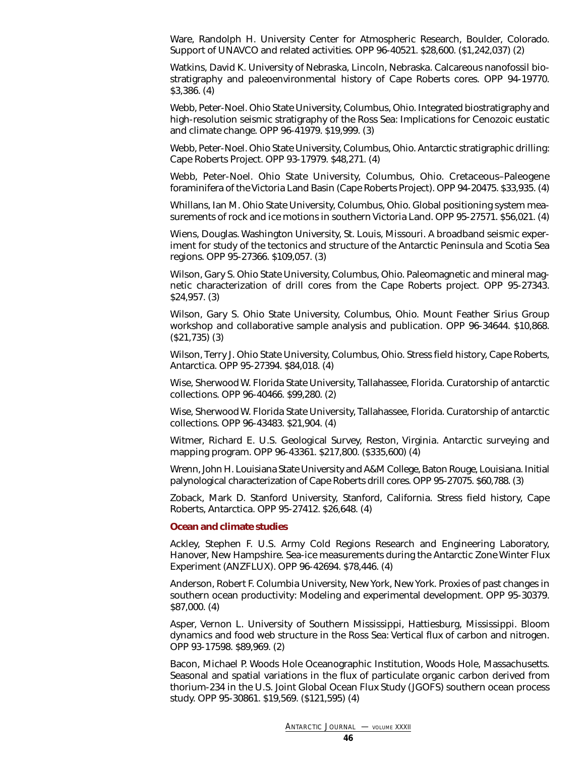Ware, Randolph H. University Center for Atmospheric Research, Boulder, Colorado. Support of UNAVCO and related activities. OPP 96-40521. $28,600. ($1,242,037) (2)

Watkins, David K. University of Nebraska, Lincoln, Nebraska. Calcareous nanofossil biostratigraphy and paleoenvironmental history of Cape Roberts cores. OPP 94-19770. $3,386. (4)

Webb, Peter-Noel. Ohio State University, Columbus, Ohio. Integrated biostratigraphy and high-resolution seismic stratigraphy of the Ross Sea: Implications for Cenozoic eustatic and climate change. OPP 96-41979. $19,999. (3)

Webb, Peter-Noel. Ohio State University, Columbus, Ohio. Antarctic stratigraphic drilling: Cape Roberts Project. OPP 93-17979. $48,271. (4)

Webb, Peter-Noel. Ohio State University, Columbus, Ohio. Cretaceous–Paleogene foraminifera of the Victoria Land Basin (Cape Roberts Project). OPP 94-20475. $33,935. (4)

Whillans, Ian M. Ohio State University, Columbus, Ohio. Global positioning system measurements of rock and ice motions in southern Victoria Land. OPP 95-27571. $56,021. (4)

Wiens, Douglas. Washington University, St. Louis, Missouri. A broadband seismic experiment for study of the tectonics and structure of the Antarctic Peninsula and Scotia Sea regions. OPP 95-27366. $109,057. (3)

Wilson, Gary S. Ohio State University, Columbus, Ohio. Paleomagnetic and mineral magnetic characterization of drill cores from the Cape Roberts project. OPP 95-27343. $24,957. (3)

Wilson, Gary S. Ohio State University, Columbus, Ohio. Mount Feather Sirius Group workshop and collaborative sample analysis and publication. OPP 96-34644. $10,868. ($21,735) (3)

Wilson, Terry J. Ohio State University, Columbus, Ohio. Stress field history, Cape Roberts, Antarctica. OPP 95-27394. $84,018. (4)

Wise, Sherwood W. Florida State University, Tallahassee, Florida. Curatorship of antarctic collections. OPP 96-40466. $99,280. (2)

Wise, Sherwood W. Florida State University, Tallahassee, Florida. Curatorship of antarctic collections. OPP 96-43483. $21,904. (4)

Witmer, Richard E. U.S. Geological Survey, Reston, Virginia. Antarctic surveying and mapping program. OPP 96-43361. $217,800. ($335,600) (4)

Wrenn, John H. Louisiana State University and A&M College, Baton Rouge, Louisiana. Initial palynological characterization of Cape Roberts drill cores. OPP 95-27075. $60,788. (3)

Zoback, Mark D. Stanford University, Stanford, California. Stress field history, Cape Roberts, Antarctica. OPP 95-27412. $26,648. (4)

### Ocean and climate studies

Ackley, Stephen F. U.S. Army Cold Regions Research and Engineering Laboratory, Hanover, New Hampshire. Sea-ice measurements during the Antarctic Zone Winter Flux Experiment (ANZFLUX). OPP 96-42694. $78,446. (4)

Anderson, Robert F. Columbia University, New York, New York. Proxies of past changes in southern ocean productivity: Modeling and experimental development. OPP 95-30379. $87,000. (4)

Asper, Vernon L. University of Southern Mississippi, Hattiesburg, Mississippi. Bloom dynamics and food web structure in the Ross Sea: Vertical flux of carbon and nitrogen. OPP 93-17598. $89,969. (2)

Bacon, Michael P. Woods Hole Oceanographic Institution, Woods Hole, Massachusetts. Seasonal and spatial variations in the flux of particulate organic carbon derived from thorium-234 in the U.S. Joint Global Ocean Flux Study (JGOFS) southern ocean process study. OPP 95-30861. $19,569. ($121,595) (4)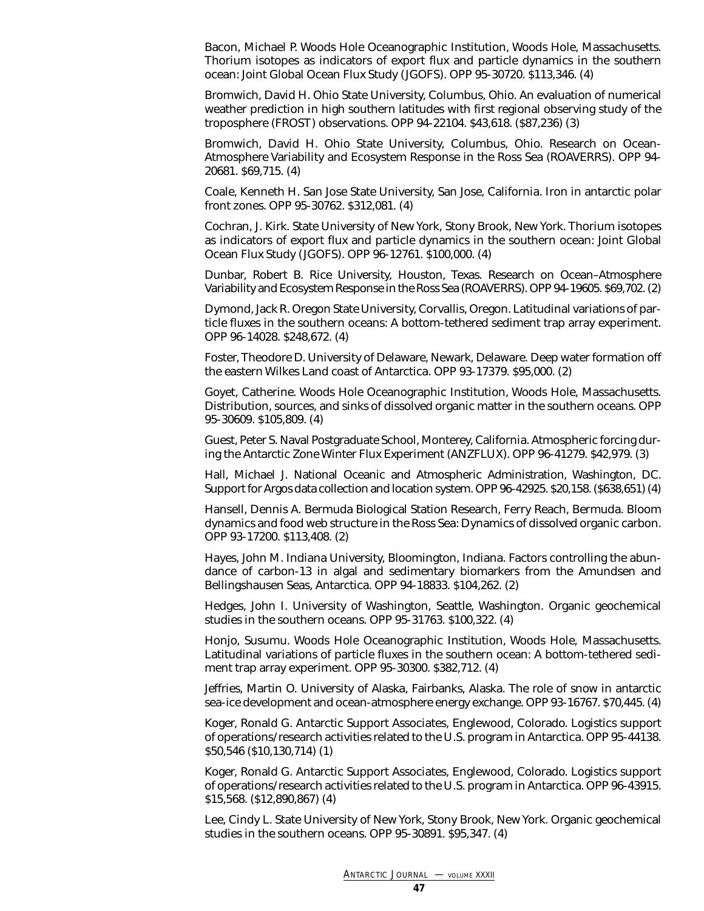Bacon, Michael P. Woods Hole Oceanographic Institution, Woods Hole, Massachusetts. Thorium isotopes as indicators of export flux and particle dynamics in the southern ocean: Joint Global Ocean Flux Study (JGOFS). OPP 95-30720. $113,346. (4)

Bromwich, David H. Ohio State University, Columbus, Ohio. An evaluation of numerical weather prediction in high southern latitudes with first regional observing study of the troposphere (FROST) observations. OPP 94-22104. $43,618. ($87,236) (3)

Bromwich, David H. Ohio State University, Columbus, Ohio. Research on Ocean-Atmosphere Variability and Ecosystem Response in the Ross Sea (ROAVERRS). OPP 94-20681. $69,715. (4)

Coale, Kenneth H. San Jose State University, San Jose, California. Iron in antarctic polar front zones. OPP 95-30762. $312,081. (4)

Cochran, J. Kirk. State University of New York, Stony Brook, New York. Thorium isotopes as indicators of export flux and particle dynamics in the southern ocean: Joint Global Ocean Flux Study (JGOFS). OPP 96-12761. $100,000. (4)

Dunbar, Robert B. Rice University, Houston, Texas. Research on Ocean–Atmosphere Variability and Ecosystem Response in the Ross Sea (ROAVERRS). OPP 94-19605. $69,702. (2)

Dymond, Jack R. Oregon State University, Corvallis, Oregon. Latitudinal variations of particle fluxes in the southern oceans: A bottom-tethered sediment trap array experiment. OPP 96-14028. $248,672. (4)

Foster, Theodore D. University of Delaware, Newark, Delaware. Deep water formation off the eastern Wilkes Land coast of Antarctica. OPP 93-17379. $95,000. (2)

Goyet, Catherine. Woods Hole Oceanographic Institution, Woods Hole, Massachusetts. Distribution, sources, and sinks of dissolved organic matter in the southern oceans. OPP 95-30609. $105,809. (4)

Guest, Peter S. Naval Postgraduate School, Monterey, California. Atmospheric forcing during the Antarctic Zone Winter Flux Experiment (ANZFLUX). OPP 96-41279. $42,979. (3)

Hall, Michael J. National Oceanic and Atmospheric Administration, Washington, DC. Support for Argos data collection and location system. OPP 96-42925. $20,158. ($638,651) (4)

Hansell, Dennis A. Bermuda Biological Station Research, Ferry Reach, Bermuda. Bloom dynamics and food web structure in the Ross Sea: Dynamics of dissolved organic carbon. OPP 93-17200. $113,408. (2)

Hayes, John M. Indiana University, Bloomington, Indiana. Factors controlling the abundance of carbon-13 in algal and sedimentary biomarkers from the Amundsen and Bellingshausen Seas, Antarctica. OPP 94-18833. $104,262. (2)

Hedges, John I. University of Washington, Seattle, Washington. Organic geochemical studies in the southern oceans. OPP 95-31763. $100,322. (4)

Honjo, Susumu. Woods Hole Oceanographic Institution, Woods Hole, Massachusetts. Latitudinal variations of particle fluxes in the southern ocean: A bottom-tethered sediment trap array experiment. OPP 95-30300. $382,712. (4)

Jeffries, Martin O. University of Alaska, Fairbanks, Alaska. The role of snow in antarctic sea-ice development and ocean-atmosphere energy exchange. OPP 93-16767. $70,445. (4)

Koger, Ronald G. Antarctic Support Associates, Englewood, Colorado. Logistics support of operations/research activities related to the U.S. program in Antarctica. OPP 95-44138. $50,546 ($10,130,714) (1)

Koger, Ronald G. Antarctic Support Associates, Englewood, Colorado. Logistics support of operations/research activities related to the U.S. program in Antarctica. OPP 96-43915. $15,568. ($12,890,867) (4)

Lee, Cindy L. State University of New York, Stony Brook, New York. Organic geochemical studies in the southern oceans. OPP 95-30891. $95,347. (4)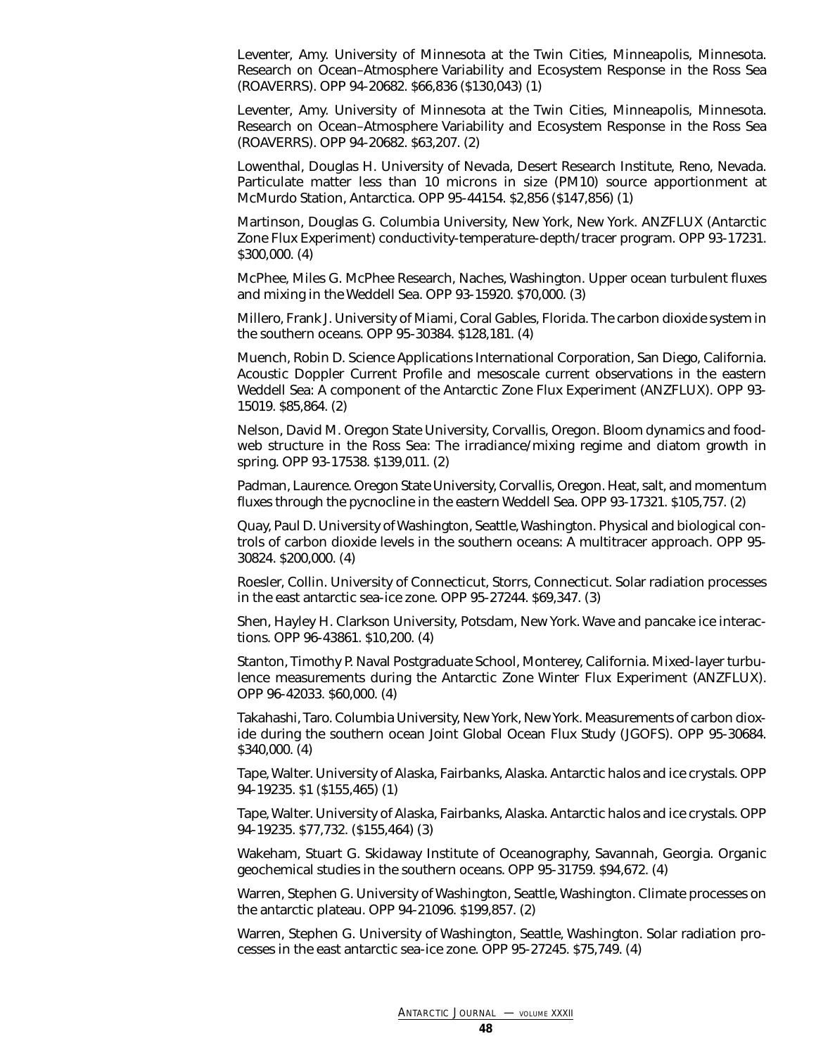Leventer, Amy. University of Minnesota at the Twin Cities, Minneapolis, Minnesota. Research on Ocean–Atmosphere Variability and Ecosystem Response in the Ross Sea (ROAVERRS). OPP 94-20682. $66,836 ($130,043) (1)

Leventer, Amy. University of Minnesota at the Twin Cities, Minneapolis, Minnesota. Research on Ocean–Atmosphere Variability and Ecosystem Response in the Ross Sea (ROAVERRS). OPP 94-20682. $63,207. (2)

Lowenthal, Douglas H. University of Nevada, Desert Research Institute, Reno, Nevada. Particulate matter less than 10 microns in size (PM10) source apportionment at McMurdo Station, Antarctica. OPP 95-44154. $2,856 ($147,856) (1)

Martinson, Douglas G. Columbia University, New York, New York. ANZFLUX (Antarctic Zone Flux Experiment) conductivity-temperature-depth/tracer program. OPP 93-17231. $300,000. (4)

McPhee, Miles G. McPhee Research, Naches, Washington. Upper ocean turbulent fluxes and mixing in the Weddell Sea. OPP 93-15920. $70,000. (3)

Millero, Frank J. University of Miami, Coral Gables, Florida. The carbon dioxide system in the southern oceans. OPP 95-30384. $128,181. (4)

Muench, Robin D. Science Applications International Corporation, San Diego, California. Acoustic Doppler Current Profile and mesoscale current observations in the eastern Weddell Sea: A component of the Antarctic Zone Flux Experiment (ANZFLUX). OPP 93-15019. $85,864. (2)

Nelson, David M. Oregon State University, Corvallis, Oregon. Bloom dynamics and food-web structure in the Ross Sea: The irradiance/mixing regime and diatom growth in spring. OPP 93-17538. $139,011. (2)

Padman, Laurence. Oregon State University, Corvallis, Oregon. Heat, salt, and momentum fluxes through the pycnocline in the eastern Weddell Sea. OPP 93-17321. $105,757. (2)

Quay, Paul D. University of Washington, Seattle, Washington. Physical and biological controls of carbon dioxide levels in the southern oceans: A multitracer approach. OPP 95-30824. $200,000. (4)

Roesler, Collin. University of Connecticut, Storrs, Connecticut. Solar radiation processes in the east antarctic sea-ice zone. OPP 95-27244. $69,347. (3)

Shen, Hayley H. Clarkson University, Potsdam, New York. Wave and pancake ice interactions. OPP 96-43861. $10,200. (4)

Stanton, Timothy P. Naval Postgraduate School, Monterey, California. Mixed-layer turbulence measurements during the Antarctic Zone Winter Flux Experiment (ANZFLUX). OPP 96-42033. $60,000. (4)

Takahashi, Taro. Columbia University, New York, New York. Measurements of carbon dioxide during the southern ocean Joint Global Ocean Flux Study (JGOFS). OPP 95-30684. $340,000. (4)

Tape, Walter. University of Alaska, Fairbanks, Alaska. Antarctic halos and ice crystals. OPP 94-19235. $1 ($155,465) (1)

Tape, Walter. University of Alaska, Fairbanks, Alaska. Antarctic halos and ice crystals. OPP 94-19235. $77,732. ($155,464) (3)

Wakeham, Stuart G. Skidaway Institute of Oceanography, Savannah, Georgia. Organic geochemical studies in the southern oceans. OPP 95-31759. $94,672. (4)

Warren, Stephen G. University of Washington, Seattle, Washington. Climate processes on the antarctic plateau. OPP 94-21096. $199,857. (2)

Warren, Stephen G. University of Washington, Seattle, Washington. Solar radiation processes in the east antarctic sea-ice zone. OPP 95-27245. $75,749. (4)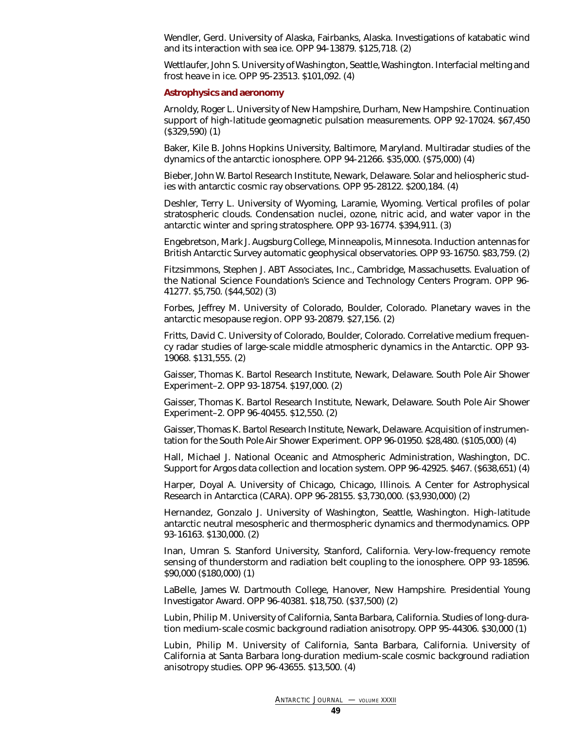Wendler, Gerd. University of Alaska, Fairbanks, Alaska. Investigations of katabatic wind and its interaction with sea ice. OPP 94-13879. $125,718. (2)

Wettlaufer, John S. University of Washington, Seattle, Washington. Interfacial melting and frost heave in ice. OPP 95-23513. $101,092. (4)

### Astrophysics and aeronomy

Arnoldy, Roger L. University of New Hampshire, Durham, New Hampshire. Continuation support of high-latitude geomagnetic pulsation measurements. OPP 92-17024. $67,450 ($329,590) (1)

Baker, Kile B. Johns Hopkins University, Baltimore, Maryland. Multiradar studies of the dynamics of the antarctic ionosphere. OPP 94-21266. $35,000. ($75,000) (4)

Bieber, John W. Bartol Research Institute, Newark, Delaware. Solar and heliospheric studies with antarctic cosmic ray observations. OPP 95-28122. $200,184. (4)

Deshler, Terry L. University of Wyoming, Laramie, Wyoming. Vertical profiles of polar stratospheric clouds. Condensation nuclei, ozone, nitric acid, and water vapor in the antarctic winter and spring stratosphere. OPP 93-16774. $394,911. (3)

Engebretson, Mark J. Augsburg College, Minneapolis, Minnesota. Induction antennas for British Antarctic Survey automatic geophysical observatories. OPP 93-16750. $83,759. (2)

Fitzsimmons, Stephen J. ABT Associates, Inc., Cambridge, Massachusetts. Evaluation of the National Science Foundation's Science and Technology Centers Program. OPP 96-41277. $5,750. ($44,502) (3)

Forbes, Jeffrey M. University of Colorado, Boulder, Colorado. Planetary waves in the antarctic mesopause region. OPP 93-20879. $27,156. (2)

Fritts, David C. University of Colorado, Boulder, Colorado. Correlative medium frequency radar studies of large-scale middle atmospheric dynamics in the Antarctic. OPP 93-19068. $131,555. (2)

Gaisser, Thomas K. Bartol Research Institute, Newark, Delaware. South Pole Air Shower Experiment–2. OPP 93-18754. $197,000. (2)

Gaisser, Thomas K. Bartol Research Institute, Newark, Delaware. South Pole Air Shower Experiment–2. OPP 96-40455. $12,550. (2)

Gaisser, Thomas K. Bartol Research Institute, Newark, Delaware. Acquisition of instrumentation for the South Pole Air Shower Experiment. OPP 96-01950. $28,480. ($105,000) (4)

Hall, Michael J. National Oceanic and Atmospheric Administration, Washington, DC. Support for Argos data collection and location system. OPP 96-42925. $467. ($638,651) (4)

Harper, Doyal A. University of Chicago, Chicago, Illinois. A Center for Astrophysical Research in Antarctica (CARA). OPP 96-28155. $3,730,000. ($3,930,000) (2)

Hernandez, Gonzalo J. University of Washington, Seattle, Washington. High-latitude antarctic neutral mesospheric and thermospheric dynamics and thermodynamics. OPP 93-16163. $130,000. (2)

Inan, Umran S. Stanford University, Stanford, California. Very-low-frequency remote sensing of thunderstorm and radiation belt coupling to the ionosphere. OPP 93-18596. $90,000 ($180,000) (1)

LaBelle, James W. Dartmouth College, Hanover, New Hampshire. Presidential Young Investigator Award. OPP 96-40381. $18,750. ($37,500) (2)

Lubin, Philip M. University of California, Santa Barbara, California. Studies of long-duration medium-scale cosmic background radiation anisotropy. OPP 95-44306. $30,000 (1)

Lubin, Philip M. University of California, Santa Barbara, California. University of California at Santa Barbara long-duration medium-scale cosmic background radiation anisotropy studies. OPP 96-43655. $13,500. (4)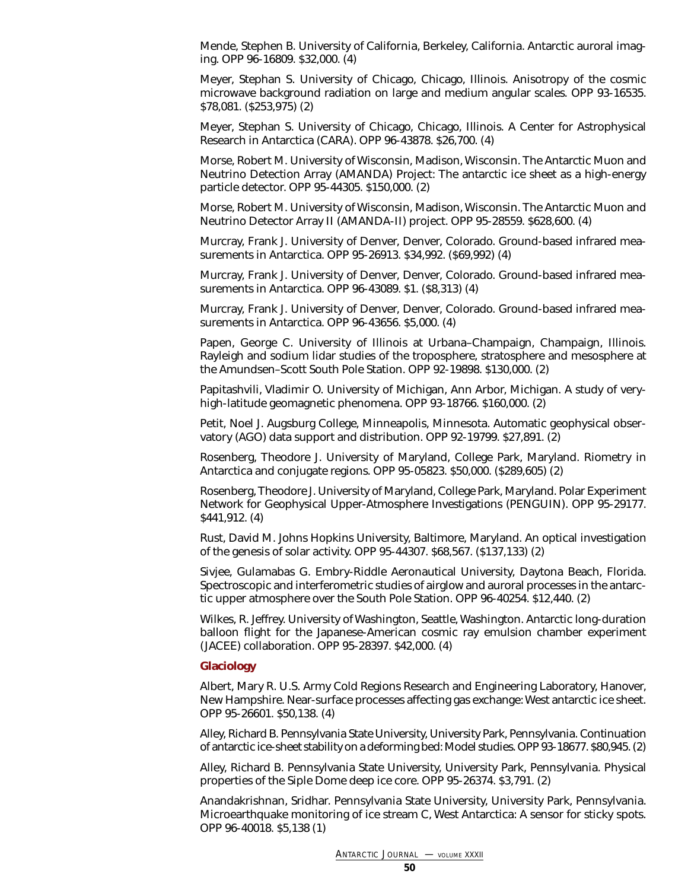Mende, Stephen B. University of California, Berkeley, California. Antarctic auroral imaging. OPP 96-16809. $32,000. (4)

Meyer, Stephan S. University of Chicago, Chicago, Illinois. Anisotropy of the cosmic microwave background radiation on large and medium angular scales. OPP 93-16535. $78,081. ($253,975) (2)

Meyer, Stephan S. University of Chicago, Chicago, Illinois. A Center for Astrophysical Research in Antarctica (CARA). OPP 96-43878. $26,700. (4)

Morse, Robert M. University of Wisconsin, Madison, Wisconsin. The Antarctic Muon and Neutrino Detection Array (AMANDA) Project: The antarctic ice sheet as a high-energy particle detector. OPP 95-44305. $150,000. (2)

Morse, Robert M. University of Wisconsin, Madison, Wisconsin. The Antarctic Muon and Neutrino Detector Array II (AMANDA-II) project. OPP 95-28559. $628,600. (4)

Murcray, Frank J. University of Denver, Denver, Colorado. Ground-based infrared measurements in Antarctica. OPP 95-26913. $34,992. ($69,992) (4)

Murcray, Frank J. University of Denver, Denver, Colorado. Ground-based infrared measurements in Antarctica. OPP 96-43089. $1. ($8,313) (4)

Murcray, Frank J. University of Denver, Denver, Colorado. Ground-based infrared measurements in Antarctica. OPP 96-43656. $5,000. (4)

Papen, George C. University of Illinois at Urbana–Champaign, Champaign, Illinois. Rayleigh and sodium lidar studies of the troposphere, stratosphere and mesosphere at the Amundsen–Scott South Pole Station. OPP 92-19898. $130,000. (2)

Papitashvili, Vladimir O. University of Michigan, Ann Arbor, Michigan. A study of very-high-latitude geomagnetic phenomena. OPP 93-18766. $160,000. (2)

Petit, Noel J. Augsburg College, Minneapolis, Minnesota. Automatic geophysical observatory (AGO) data support and distribution. OPP 92-19799. $27,891. (2)

Rosenberg, Theodore J. University of Maryland, College Park, Maryland. Riometry in Antarctica and conjugate regions. OPP 95-05823. $50,000. ($289,605) (2)

Rosenberg, Theodore J. University of Maryland, College Park, Maryland. Polar Experiment Network for Geophysical Upper-Atmosphere Investigations (PENGUIN). OPP 95-29177. $441,912. (4)

Rust, David M. Johns Hopkins University, Baltimore, Maryland. An optical investigation of the genesis of solar activity. OPP 95-44307. $68,567. ($137,133) (2)

Sivjee, Gulamabas G. Embry-Riddle Aeronautical University, Daytona Beach, Florida. Spectroscopic and interferometric studies of airglow and auroral processes in the antarctic upper atmosphere over the South Pole Station. OPP 96-40254. $12,440. (2)

Wilkes, R. Jeffrey. University of Washington, Seattle, Washington. Antarctic long-duration balloon flight for the Japanese-American cosmic ray emulsion chamber experiment (JACEE) collaboration. OPP 95-28397. $42,000. (4)

### Glaciology

Albert, Mary R. U.S. Army Cold Regions Research and Engineering Laboratory, Hanover, New Hampshire. Near-surface processes affecting gas exchange: West antarctic ice sheet. OPP 95-26601. $50,138. (4)

Alley, Richard B. Pennsylvania State University, University Park, Pennsylvania. Continuation of antarctic ice-sheet stability on a deforming bed: Model studies. OPP 93-18677. $80,945. (2)

Alley, Richard B. Pennsylvania State University, University Park, Pennsylvania. Physical properties of the Siple Dome deep ice core. OPP 95-26374. $3,791. (2)

Anandakrishnan, Sridhar. Pennsylvania State University, University Park, Pennsylvania. Microearthquake monitoring of ice stream C, West Antarctica: A sensor for sticky spots. OPP 96-40018. $5,138 (1)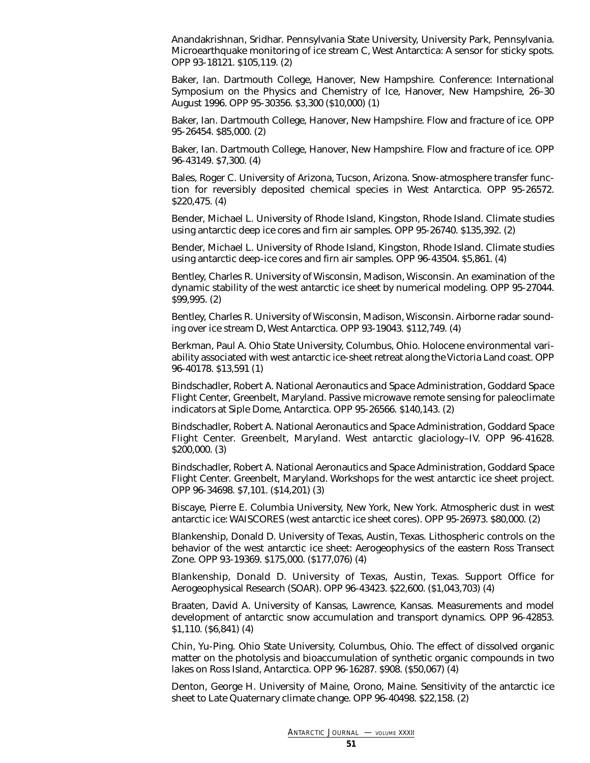Anandakrishnan, Sridhar. Pennsylvania State University, University Park, Pennsylvania. Microearthquake monitoring of ice stream C, West Antarctica: A sensor for sticky spots. OPP 93-18121. $105,119. (2)

Baker, Ian. Dartmouth College, Hanover, New Hampshire. Conference: International Symposium on the Physics and Chemistry of Ice, Hanover, New Hampshire, 26–30 August 1996. OPP 95-30356. $3,300 ($10,000) (1)

Baker, Ian. Dartmouth College, Hanover, New Hampshire. Flow and fracture of ice. OPP 95-26454. $85,000. (2)

Baker, Ian. Dartmouth College, Hanover, New Hampshire. Flow and fracture of ice. OPP 96-43149. $7,300. (4)

Bales, Roger C. University of Arizona, Tucson, Arizona. Snow-atmosphere transfer function for reversibly deposited chemical species in West Antarctica. OPP 95-26572. $220,475. (4)

Bender, Michael L. University of Rhode Island, Kingston, Rhode Island. Climate studies using antarctic deep ice cores and firn air samples. OPP 95-26740. $135,392. (2)

Bender, Michael L. University of Rhode Island, Kingston, Rhode Island. Climate studies using antarctic deep-ice cores and firn air samples. OPP 96-43504. $5,861. (4)

Bentley, Charles R. University of Wisconsin, Madison, Wisconsin. An examination of the dynamic stability of the west antarctic ice sheet by numerical modeling. OPP 95-27044. $99,995. (2)

Bentley, Charles R. University of Wisconsin, Madison, Wisconsin. Airborne radar sounding over ice stream D, West Antarctica. OPP 93-19043. $112,749. (4)

Berkman, Paul A. Ohio State University, Columbus, Ohio. Holocene environmental variability associated with west antarctic ice-sheet retreat along the Victoria Land coast. OPP 96-40178. $13,591 (1)

Bindschadler, Robert A. National Aeronautics and Space Administration, Goddard Space Flight Center, Greenbelt, Maryland. Passive microwave remote sensing for paleoclimate indicators at Siple Dome, Antarctica. OPP 95-26566. $140,143. (2)

Bindschadler, Robert A. National Aeronautics and Space Administration, Goddard Space Flight Center. Greenbelt, Maryland. West antarctic glaciology–IV. OPP 96-41628. $200,000. (3)

Bindschadler, Robert A. National Aeronautics and Space Administration, Goddard Space Flight Center. Greenbelt, Maryland. Workshops for the west antarctic ice sheet project. OPP 96-34698. $7,101. ($14,201) (3)

Biscaye, Pierre E. Columbia University, New York, New York. Atmospheric dust in west antarctic ice: WAISCORES (west antarctic ice sheet cores). OPP 95-26973. $80,000. (2)

Blankenship, Donald D. University of Texas, Austin, Texas. Lithospheric controls on the behavior of the west antarctic ice sheet: Aerogeophysics of the eastern Ross Transect Zone. OPP 93-19369. $175,000. ($177,076) (4)

Blankenship, Donald D. University of Texas, Austin, Texas. Support Office for Aerogeophysical Research (SOAR). OPP 96-43423. $22,600. ($1,043,703) (4)

Braaten, David A. University of Kansas, Lawrence, Kansas. Measurements and model development of antarctic snow accumulation and transport dynamics. OPP 96-42853. $1,110. ($6,841) (4)

Chin, Yu-Ping. Ohio State University, Columbus, Ohio. The effect of dissolved organic matter on the photolysis and bioaccumulation of synthetic organic compounds in two lakes on Ross Island, Antarctica. OPP 96-16287. $908. ($50,067) (4)

Denton, George H. University of Maine, Orono, Maine. Sensitivity of the antarctic ice sheet to Late Quaternary climate change. OPP 96-40498. $22,158. (2)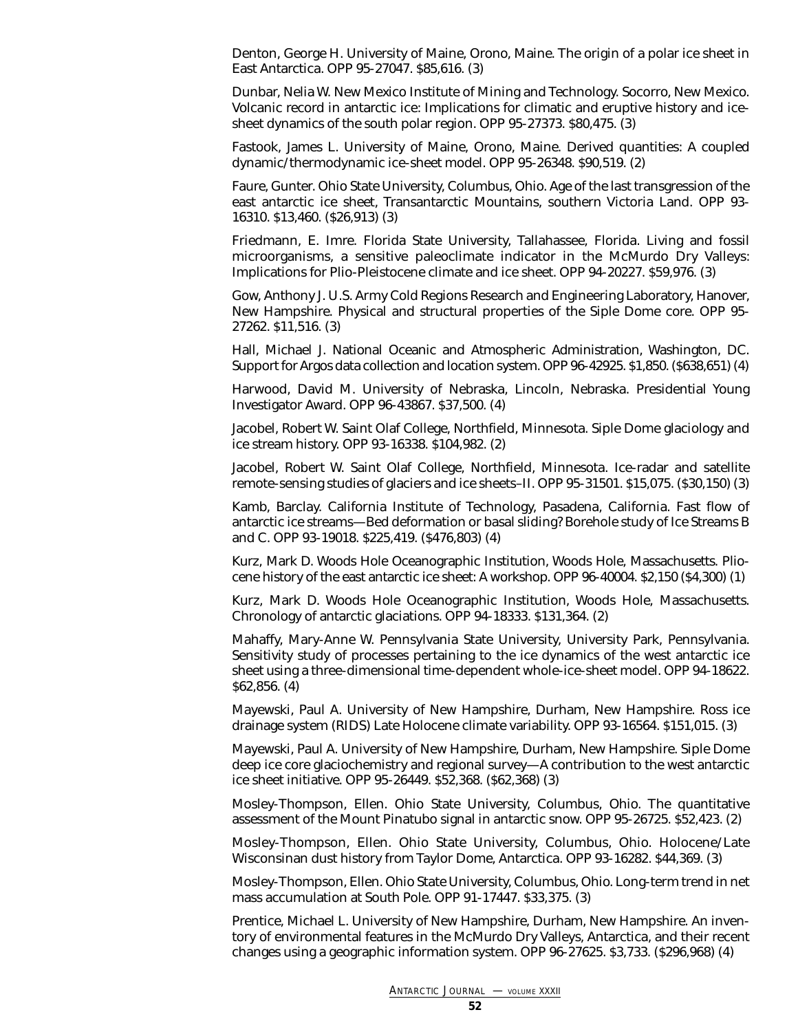Denton, George H. University of Maine, Orono, Maine. The origin of a polar ice sheet in East Antarctica. OPP 95-27047. $85,616. (3)

Dunbar, Nelia W. New Mexico Institute of Mining and Technology. Socorro, New Mexico. Volcanic record in antarctic ice: Implications for climatic and eruptive history and ice-sheet dynamics of the south polar region. OPP 95-27373. $80,475. (3)

Fastook, James L. University of Maine, Orono, Maine. Derived quantities: A coupled dynamic/thermodynamic ice-sheet model. OPP 95-26348. $90,519. (2)

Faure, Gunter. Ohio State University, Columbus, Ohio. Age of the last transgression of the east antarctic ice sheet, Transantarctic Mountains, southern Victoria Land. OPP 93-16310. $13,460. ($26,913) (3)

Friedmann, E. Imre. Florida State University, Tallahassee, Florida. Living and fossil microorganisms, a sensitive paleoclimate indicator in the McMurdo Dry Valleys: Implications for Plio-Pleistocene climate and ice sheet. OPP 94-20227. $59,976. (3)

Gow, Anthony J. U.S. Army Cold Regions Research and Engineering Laboratory, Hanover, New Hampshire. Physical and structural properties of the Siple Dome core. OPP 95-27262. $11,516. (3)

Hall, Michael J. National Oceanic and Atmospheric Administration, Washington, DC. Support for Argos data collection and location system. OPP 96-42925. $1,850. ($638,651) (4)

Harwood, David M. University of Nebraska, Lincoln, Nebraska. Presidential Young Investigator Award. OPP 96-43867. $37,500. (4)

Jacobel, Robert W. Saint Olaf College, Northfield, Minnesota. Siple Dome glaciology and ice stream history. OPP 93-16338. $104,982. (2)

Jacobel, Robert W. Saint Olaf College, Northfield, Minnesota. Ice-radar and satellite remote-sensing studies of glaciers and ice sheets–II. OPP 95-31501. $15,075. ($30,150) (3)

Kamb, Barclay. California Institute of Technology, Pasadena, California. Fast flow of antarctic ice streams—Bed deformation or basal sliding? Borehole study of Ice Streams B and C. OPP 93-19018. $225,419. ($476,803) (4)

Kurz, Mark D. Woods Hole Oceanographic Institution, Woods Hole, Massachusetts. Pliocene history of the east antarctic ice sheet: A workshop. OPP 96-40004. $2,150 ($4,300) (1)

Kurz, Mark D. Woods Hole Oceanographic Institution, Woods Hole, Massachusetts. Chronology of antarctic glaciations. OPP 94-18333. $131,364. (2)

Mahaffy, Mary-Anne W. Pennsylvania State University, University Park, Pennsylvania. Sensitivity study of processes pertaining to the ice dynamics of the west antarctic ice sheet using a three-dimensional time-dependent whole-ice-sheet model. OPP 94-18622. $62,856. (4)

Mayewski, Paul A. University of New Hampshire, Durham, New Hampshire. Ross ice drainage system (RIDS) Late Holocene climate variability. OPP 93-16564. $151,015. (3)

Mayewski, Paul A. University of New Hampshire, Durham, New Hampshire. Siple Dome deep ice core glaciochemistry and regional survey—A contribution to the west antarctic ice sheet initiative. OPP 95-26449. $52,368. ($62,368) (3)

Mosley-Thompson, Ellen. Ohio State University, Columbus, Ohio. The quantitative assessment of the Mount Pinatubo signal in antarctic snow. OPP 95-26725. $52,423. (2)

Mosley-Thompson, Ellen. Ohio State University, Columbus, Ohio. Holocene/Late Wisconsinan dust history from Taylor Dome, Antarctica. OPP 93-16282. $44,369. (3)

Mosley-Thompson, Ellen. Ohio State University, Columbus, Ohio. Long-term trend in net mass accumulation at South Pole. OPP 91-17447. $33,375. (3)

Prentice, Michael L. University of New Hampshire, Durham, New Hampshire. An inventory of environmental features in the McMurdo Dry Valleys, Antarctica, and their recent changes using a geographic information system. OPP 96-27625. $3,733. ($296,968) (4)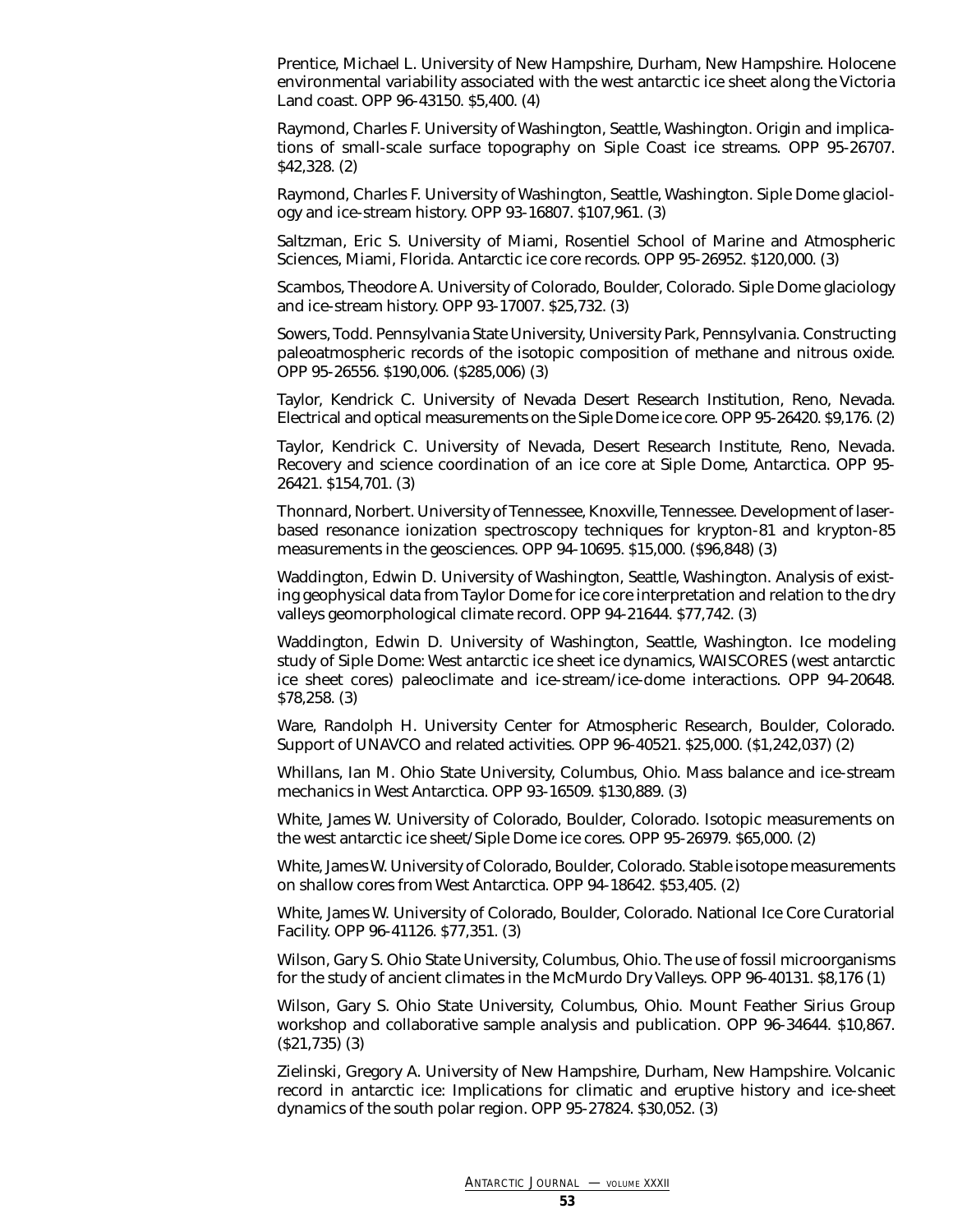Prentice, Michael L. University of New Hampshire, Durham, New Hampshire. Holocene environmental variability associated with the west antarctic ice sheet along the Victoria Land coast. OPP 96-43150. $5,400. (4)

Raymond, Charles F. University of Washington, Seattle, Washington. Origin and implications of small-scale surface topography on Siple Coast ice streams. OPP 95-26707. $42,328. (2)

Raymond, Charles F. University of Washington, Seattle, Washington. Siple Dome glaciology and ice-stream history. OPP 93-16807. $107,961. (3)

Saltzman, Eric S. University of Miami, Rosentiel School of Marine and Atmospheric Sciences, Miami, Florida. Antarctic ice core records. OPP 95-26952. $120,000. (3)

Scambos, Theodore A. University of Colorado, Boulder, Colorado. Siple Dome glaciology and ice-stream history. OPP 93-17007. $25,732. (3)

Sowers, Todd. Pennsylvania State University, University Park, Pennsylvania. Constructing paleoatmospheric records of the isotopic composition of methane and nitrous oxide. OPP 95-26556. $190,006. ($285,006) (3)

Taylor, Kendrick C. University of Nevada Desert Research Institution, Reno, Nevada. Electrical and optical measurements on the Siple Dome ice core. OPP 95-26420. $9,176. (2)

Taylor, Kendrick C. University of Nevada, Desert Research Institute, Reno, Nevada. Recovery and science coordination of an ice core at Siple Dome, Antarctica. OPP 95-26421. $154,701. (3)

Thonnard, Norbert. University of Tennessee, Knoxville, Tennessee. Development of laser-based resonance ionization spectroscopy techniques for krypton-81 and krypton-85 measurements in the geosciences. OPP 94-10695. $15,000. ($96,848) (3)

Waddington, Edwin D. University of Washington, Seattle, Washington. Analysis of existing geophysical data from Taylor Dome for ice core interpretation and relation to the dry valleys geomorphological climate record. OPP 94-21644. $77,742. (3)

Waddington, Edwin D. University of Washington, Seattle, Washington. Ice modeling study of Siple Dome: West antarctic ice sheet ice dynamics, WAISCORES (west antarctic ice sheet cores) paleoclimate and ice-stream/ice-dome interactions. OPP 94-20648. $78,258. (3)

Ware, Randolph H. University Center for Atmospheric Research, Boulder, Colorado. Support of UNAVCO and related activities. OPP 96-40521. $25,000. ($1,242,037) (2)

Whillans, Ian M. Ohio State University, Columbus, Ohio. Mass balance and ice-stream mechanics in West Antarctica. OPP 93-16509. $130,889. (3)

White, James W. University of Colorado, Boulder, Colorado. Isotopic measurements on the west antarctic ice sheet/Siple Dome ice cores. OPP 95-26979. $65,000. (2)

White, James W. University of Colorado, Boulder, Colorado. Stable isotope measurements on shallow cores from West Antarctica. OPP 94-18642. $53,405. (2)

White, James W. University of Colorado, Boulder, Colorado. National Ice Core Curatorial Facility. OPP 96-41126. $77,351. (3)

Wilson, Gary S. Ohio State University, Columbus, Ohio. The use of fossil microorganisms for the study of ancient climates in the McMurdo Dry Valleys. OPP 96-40131. $8,176 (1)

Wilson, Gary S. Ohio State University, Columbus, Ohio. Mount Feather Sirius Group workshop and collaborative sample analysis and publication. OPP 96-34644. $10,867. ($21,735) (3)

Zielinski, Gregory A. University of New Hampshire, Durham, New Hampshire. Volcanic record in antarctic ice: Implications for climatic and eruptive history and ice-sheet dynamics of the south polar region. OPP 95-27824. $30,052. (3)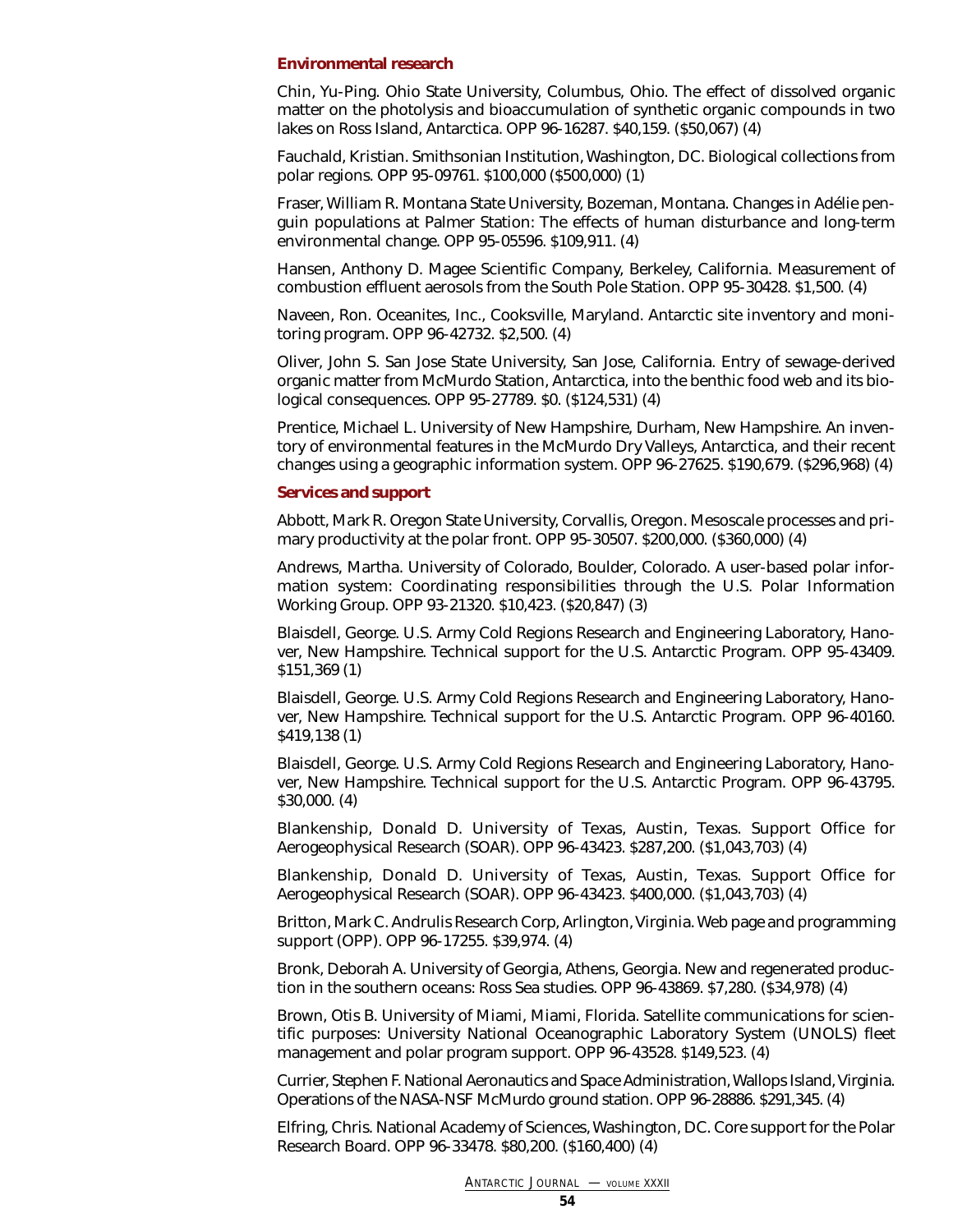### Environmental research

Chin, Yu-Ping. Ohio State University, Columbus, Ohio. The effect of dissolved organic matter on the photolysis and bioaccumulation of synthetic organic compounds in two lakes on Ross Island, Antarctica. OPP 96-16287. $40,159. ($50,067) (4)

Fauchald, Kristian. Smithsonian Institution, Washington, DC. Biological collections from polar regions. OPP 95-09761. $100,000 ($500,000) (1)

Fraser, William R. Montana State University, Bozeman, Montana. Changes in Adélie penguin populations at Palmer Station: The effects of human disturbance and long-term environmental change. OPP 95-05596. $109,911. (4)

Hansen, Anthony D. Magee Scientific Company, Berkeley, California. Measurement of combustion effluent aerosols from the South Pole Station. OPP 95-30428. $1,500. (4)

Naveen, Ron. Oceanites, Inc., Cooksville, Maryland. Antarctic site inventory and monitoring program. OPP 96-42732. $2,500. (4)

Oliver, John S. San Jose State University, San Jose, California. Entry of sewage-derived organic matter from McMurdo Station, Antarctica, into the benthic food web and its biological consequences. OPP 95-27789. $0. ($124,531) (4)

Prentice, Michael L. University of New Hampshire, Durham, New Hampshire. An inventory of environmental features in the McMurdo Dry Valleys, Antarctica, and their recent changes using a geographic information system. OPP 96-27625. $190,679. ($296,968) (4)

### Services and support

Abbott, Mark R. Oregon State University, Corvallis, Oregon. Mesoscale processes and primary productivity at the polar front. OPP 95-30507. $200,000. ($360,000) (4)

Andrews, Martha. University of Colorado, Boulder, Colorado. A user-based polar information system: Coordinating responsibilities through the U.S. Polar Information Working Group. OPP 93-21320. $10,423. ($20,847) (3)

Blaisdell, George. U.S. Army Cold Regions Research and Engineering Laboratory, Hanover, New Hampshire. Technical support for the U.S. Antarctic Program. OPP 95-43409. $151,369 (1)

Blaisdell, George. U.S. Army Cold Regions Research and Engineering Laboratory, Hanover, New Hampshire. Technical support for the U.S. Antarctic Program. OPP 96-40160. $419,138 (1)

Blaisdell, George. U.S. Army Cold Regions Research and Engineering Laboratory, Hanover, New Hampshire. Technical support for the U.S. Antarctic Program. OPP 96-43795. $30,000. (4)

Blankenship, Donald D. University of Texas, Austin, Texas. Support Office for Aerogeophysical Research (SOAR). OPP 96-43423. $287,200. ($1,043,703) (4)

Blankenship, Donald D. University of Texas, Austin, Texas. Support Office for Aerogeophysical Research (SOAR). OPP 96-43423. $400,000. ($1,043,703) (4)

Britton, Mark C. Andrulis Research Corp, Arlington, Virginia. Web page and programming support (OPP). OPP 96-17255. $39,974. (4)

Bronk, Deborah A. University of Georgia, Athens, Georgia. New and regenerated production in the southern oceans: Ross Sea studies. OPP 96-43869. $7,280. ($34,978) (4)

Brown, Otis B. University of Miami, Miami, Florida. Satellite communications for scientific purposes: University National Oceanographic Laboratory System (UNOLS) fleet management and polar program support. OPP 96-43528. $149,523. (4)

Currier, Stephen F. National Aeronautics and Space Administration, Wallops Island, Virginia. Operations of the NASA-NSF McMurdo ground station. OPP 96-28886. $291,345. (4)

Elfring, Chris. National Academy of Sciences, Washington, DC. Core support for the Polar Research Board. OPP 96-33478. $80,200. ($160,400) (4)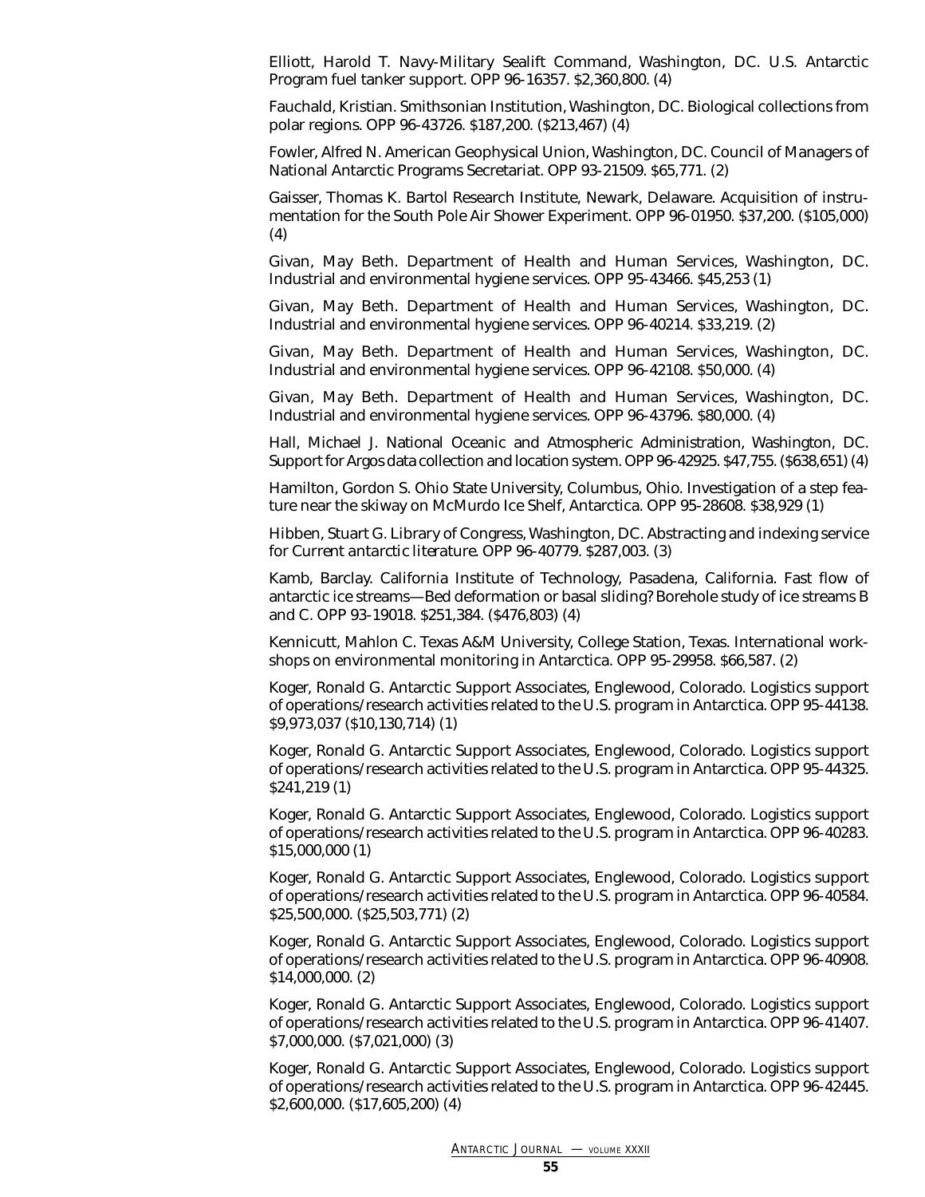Elliott, Harold T. Navy-Military Sealift Command, Washington, DC. U.S. Antarctic Program fuel tanker support. OPP 96-16357. $2,360,800. (4)

Fauchald, Kristian. Smithsonian Institution, Washington, DC. Biological collections from polar regions. OPP 96-43726. $187,200. ($213,467) (4)

Fowler, Alfred N. American Geophysical Union, Washington, DC. Council of Managers of National Antarctic Programs Secretariat. OPP 93-21509. $65,771. (2)

Gaisser, Thomas K. Bartol Research Institute, Newark, Delaware. Acquisition of instrumentation for the South Pole Air Shower Experiment. OPP 96-01950. $37,200. ($105,000) (4)

Givan, May Beth. Department of Health and Human Services, Washington, DC. Industrial and environmental hygiene services. OPP 95-43466. $45,253 (1)

Givan, May Beth. Department of Health and Human Services, Washington, DC. Industrial and environmental hygiene services. OPP 96-40214. $33,219. (2)

Givan, May Beth. Department of Health and Human Services, Washington, DC. Industrial and environmental hygiene services. OPP 96-42108. $50,000. (4)

Givan, May Beth. Department of Health and Human Services, Washington, DC. Industrial and environmental hygiene services. OPP 96-43796. $80,000. (4)

Hall, Michael J. National Oceanic and Atmospheric Administration, Washington, DC. Support for Argos data collection and location system. OPP 96-42925. $47,755. ($638,651) (4)

Hamilton, Gordon S. Ohio State University, Columbus, Ohio. Investigation of a step feature near the skiway on McMurdo Ice Shelf, Antarctica. OPP 95-28608. $38,929 (1)

Hibben, Stuart G. Library of Congress, Washington, DC. Abstracting and indexing service for *Current antarctic literature*. OPP 96-40779. $287,003. (3)

Kamb, Barclay. California Institute of Technology, Pasadena, California. Fast flow of antarctic ice streams—Bed deformation or basal sliding? Borehole study of ice streams B and C. OPP 93-19018. $251,384. ($476,803) (4)

Kennicutt, Mahlon C. Texas A&M University, College Station, Texas. International workshops on environmental monitoring in Antarctica. OPP 95-29958. $66,587. (2)

Koger, Ronald G. Antarctic Support Associates, Englewood, Colorado. Logistics support of operations/research activities related to the U.S. program in Antarctica. OPP 95-44138. $9,973,037 ($10,130,714) (1)

Koger, Ronald G. Antarctic Support Associates, Englewood, Colorado. Logistics support of operations/research activities related to the U.S. program in Antarctica. OPP 95-44325. $241,219 (1)

Koger, Ronald G. Antarctic Support Associates, Englewood, Colorado. Logistics support of operations/research activities related to the U.S. program in Antarctica. OPP 96-40283. $15,000,000 (1)

Koger, Ronald G. Antarctic Support Associates, Englewood, Colorado. Logistics support of operations/research activities related to the U.S. program in Antarctica. OPP 96-40584. $25,500,000. ($25,503,771) (2)

Koger, Ronald G. Antarctic Support Associates, Englewood, Colorado. Logistics support of operations/research activities related to the U.S. program in Antarctica. OPP 96-40908. $14,000,000. (2)

Koger, Ronald G. Antarctic Support Associates, Englewood, Colorado. Logistics support of operations/research activities related to the U.S. program in Antarctica. OPP 96-41407. $7,000,000. ($7,021,000) (3)

Koger, Ronald G. Antarctic Support Associates, Englewood, Colorado. Logistics support of operations/research activities related to the U.S. program in Antarctica. OPP 96-42445. $2,600,000. ($17,605,200) (4)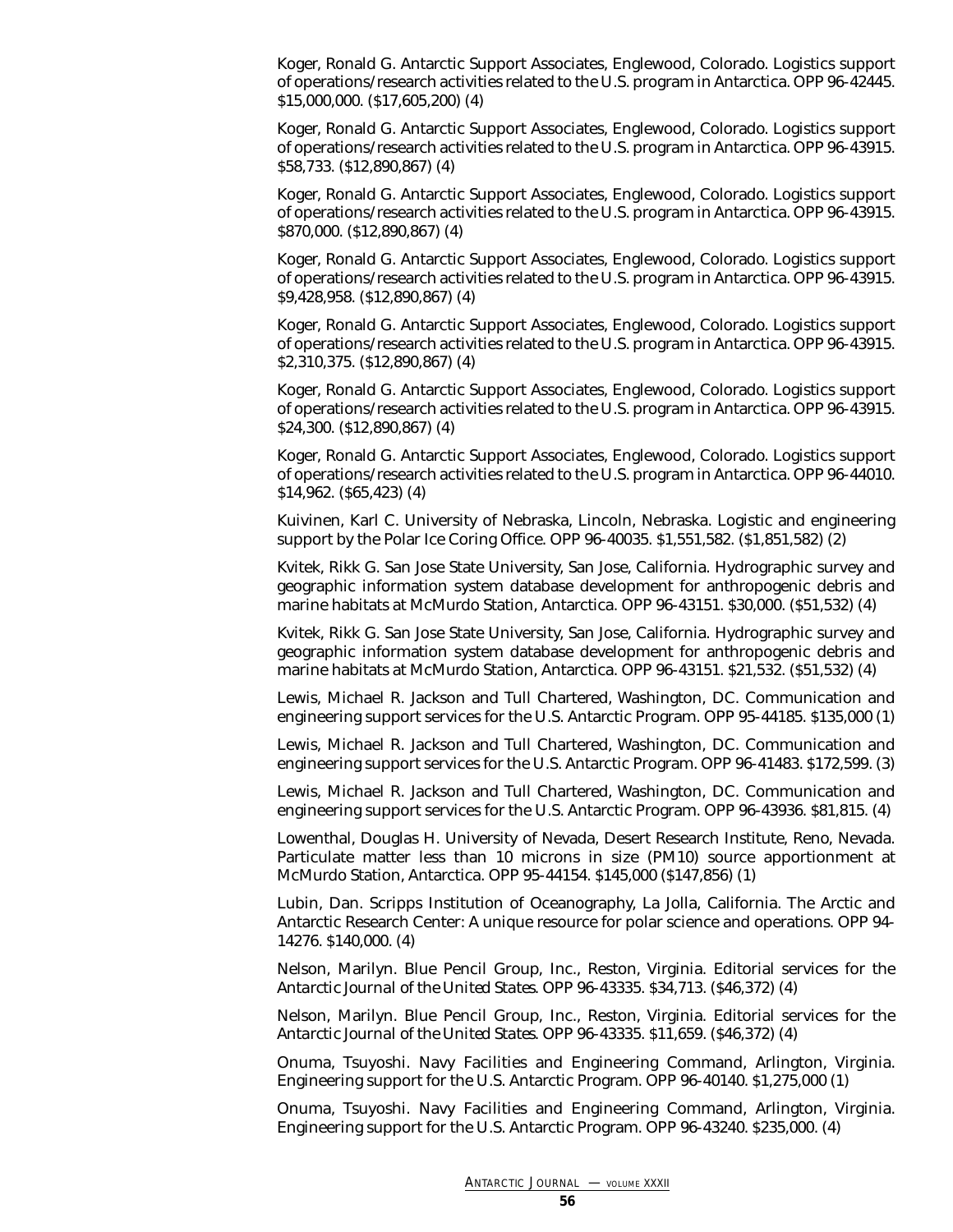Koger, Ronald G. Antarctic Support Associates, Englewood, Colorado. Logistics support of operations/research activities related to the U.S. program in Antarctica. OPP 96-42445. $15,000,000. ($17,605,200) (4)

Koger, Ronald G. Antarctic Support Associates, Englewood, Colorado. Logistics support of operations/research activities related to the U.S. program in Antarctica. OPP 96-43915. $58,733. ($12,890,867) (4)

Koger, Ronald G. Antarctic Support Associates, Englewood, Colorado. Logistics support of operations/research activities related to the U.S. program in Antarctica. OPP 96-43915. $870,000. ($12,890,867) (4)

Koger, Ronald G. Antarctic Support Associates, Englewood, Colorado. Logistics support of operations/research activities related to the U.S. program in Antarctica. OPP 96-43915. $9,428,958. ($12,890,867) (4)

Koger, Ronald G. Antarctic Support Associates, Englewood, Colorado. Logistics support of operations/research activities related to the U.S. program in Antarctica. OPP 96-43915. $2,310,375. ($12,890,867) (4)

Koger, Ronald G. Antarctic Support Associates, Englewood, Colorado. Logistics support of operations/research activities related to the U.S. program in Antarctica. OPP 96-43915. $24,300. ($12,890,867) (4)

Koger, Ronald G. Antarctic Support Associates, Englewood, Colorado. Logistics support of operations/research activities related to the U.S. program in Antarctica. OPP 96-44010. $14,962. ($65,423) (4)

Kuivinen, Karl C. University of Nebraska, Lincoln, Nebraska. Logistic and engineering support by the Polar Ice Coring Office. OPP 96-40035. $1,551,582. ($1,851,582) (2)

Kvitek, Rikk G. San Jose State University, San Jose, California. Hydrographic survey and geographic information system database development for anthropogenic debris and marine habitats at McMurdo Station, Antarctica. OPP 96-43151. $30,000. ($51,532) (4)

Kvitek, Rikk G. San Jose State University, San Jose, California. Hydrographic survey and geographic information system database development for anthropogenic debris and marine habitats at McMurdo Station, Antarctica. OPP 96-43151. $21,532. ($51,532) (4)

Lewis, Michael R. Jackson and Tull Chartered, Washington, DC. Communication and engineering support services for the U.S. Antarctic Program. OPP 95-44185. $135,000 (1)

Lewis, Michael R. Jackson and Tull Chartered, Washington, DC. Communication and engineering support services for the U.S. Antarctic Program. OPP 96-41483. $172,599. (3)

Lewis, Michael R. Jackson and Tull Chartered, Washington, DC. Communication and engineering support services for the U.S. Antarctic Program. OPP 96-43936. $81,815. (4)

Lowenthal, Douglas H. University of Nevada, Desert Research Institute, Reno, Nevada. Particulate matter less than 10 microns in size (PM10) source apportionment at McMurdo Station, Antarctica. OPP 95-44154. $145,000 ($147,856) (1)

Lubin, Dan. Scripps Institution of Oceanography, La Jolla, California. The Arctic and Antarctic Research Center: A unique resource for polar science and operations. OPP 94-14276. $140,000. (4)

Nelson, Marilyn. Blue Pencil Group, Inc., Reston, Virginia. Editorial services for the *Antarctic Journal of the United States*. OPP 96-43335. $34,713. ($46,372) (4)

Nelson, Marilyn. Blue Pencil Group, Inc., Reston, Virginia. Editorial services for the *Antarctic Journal of the United States*. OPP 96-43335. $11,659. ($46,372) (4)

Onuma, Tsuyoshi. Navy Facilities and Engineering Command, Arlington, Virginia. Engineering support for the U.S. Antarctic Program. OPP 96-40140. $1,275,000 (1)

Onuma, Tsuyoshi. Navy Facilities and Engineering Command, Arlington, Virginia. Engineering support for the U.S. Antarctic Program. OPP 96-43240. $235,000. (4)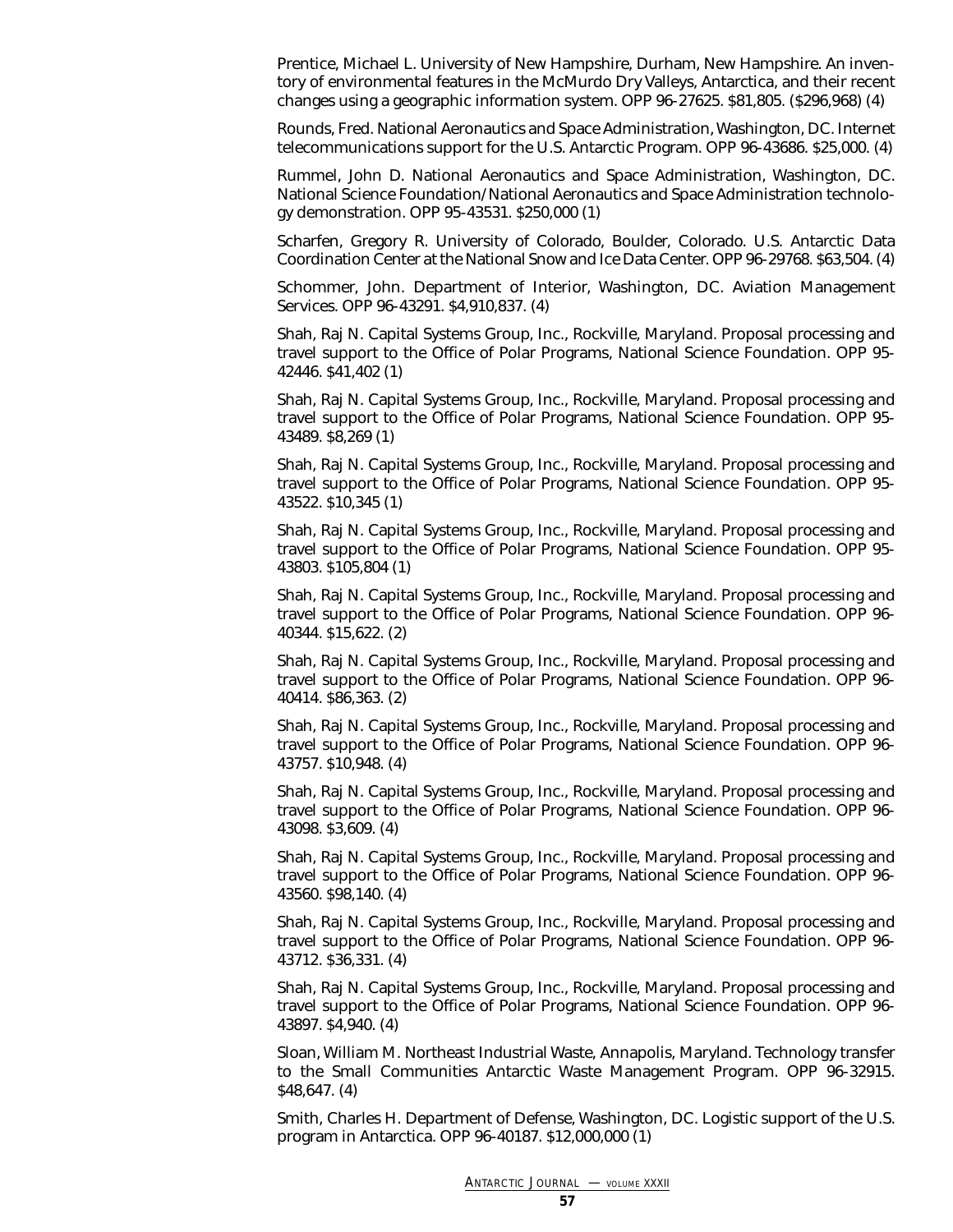Prentice, Michael L. University of New Hampshire, Durham, New Hampshire. An inventory of environmental features in the McMurdo Dry Valleys, Antarctica, and their recent changes using a geographic information system. OPP 96-27625. $81,805. ($296,968) (4)

Rounds, Fred. National Aeronautics and Space Administration, Washington, DC. Internet telecommunications support for the U.S. Antarctic Program. OPP 96-43686. $25,000. (4)

Rummel, John D. National Aeronautics and Space Administration, Washington, DC. National Science Foundation/National Aeronautics and Space Administration technology demonstration. OPP 95-43531. $250,000 (1)

Scharfen, Gregory R. University of Colorado, Boulder, Colorado. U.S. Antarctic Data Coordination Center at the National Snow and Ice Data Center. OPP 96-29768. $63,504. (4)

Schommer, John. Department of Interior, Washington, DC. Aviation Management Services. OPP 96-43291. $4,910,837. (4)

Shah, Raj N. Capital Systems Group, Inc., Rockville, Maryland. Proposal processing and travel support to the Office of Polar Programs, National Science Foundation. OPP 95-42446. $41,402 (1)

Shah, Raj N. Capital Systems Group, Inc., Rockville, Maryland. Proposal processing and travel support to the Office of Polar Programs, National Science Foundation. OPP 95-43489. $8,269 (1)

Shah, Raj N. Capital Systems Group, Inc., Rockville, Maryland. Proposal processing and travel support to the Office of Polar Programs, National Science Foundation. OPP 95-43522. $10,345 (1)

Shah, Raj N. Capital Systems Group, Inc., Rockville, Maryland. Proposal processing and travel support to the Office of Polar Programs, National Science Foundation. OPP 95-43803. $105,804 (1)

Shah, Raj N. Capital Systems Group, Inc., Rockville, Maryland. Proposal processing and travel support to the Office of Polar Programs, National Science Foundation. OPP 96-40344. $15,622. (2)

Shah, Raj N. Capital Systems Group, Inc., Rockville, Maryland. Proposal processing and travel support to the Office of Polar Programs, National Science Foundation. OPP 96-40414. $86,363. (2)

Shah, Raj N. Capital Systems Group, Inc., Rockville, Maryland. Proposal processing and travel support to the Office of Polar Programs, National Science Foundation. OPP 96-43757. $10,948. (4)

Shah, Raj N. Capital Systems Group, Inc., Rockville, Maryland. Proposal processing and travel support to the Office of Polar Programs, National Science Foundation. OPP 96-43098. $3,609. (4)

Shah, Raj N. Capital Systems Group, Inc., Rockville, Maryland. Proposal processing and travel support to the Office of Polar Programs, National Science Foundation. OPP 96-43560. $98,140. (4)

Shah, Raj N. Capital Systems Group, Inc., Rockville, Maryland. Proposal processing and travel support to the Office of Polar Programs, National Science Foundation. OPP 96-43712. $36,331. (4)

Shah, Raj N. Capital Systems Group, Inc., Rockville, Maryland. Proposal processing and travel support to the Office of Polar Programs, National Science Foundation. OPP 96-43897. $4,940. (4)

Sloan, William M. Northeast Industrial Waste, Annapolis, Maryland. Technology transfer to the Small Communities Antarctic Waste Management Program. OPP 96-32915. $48,647. (4)

Smith, Charles H. Department of Defense, Washington, DC. Logistic support of the U.S. program in Antarctica. OPP 96-40187. $12,000,000 (1)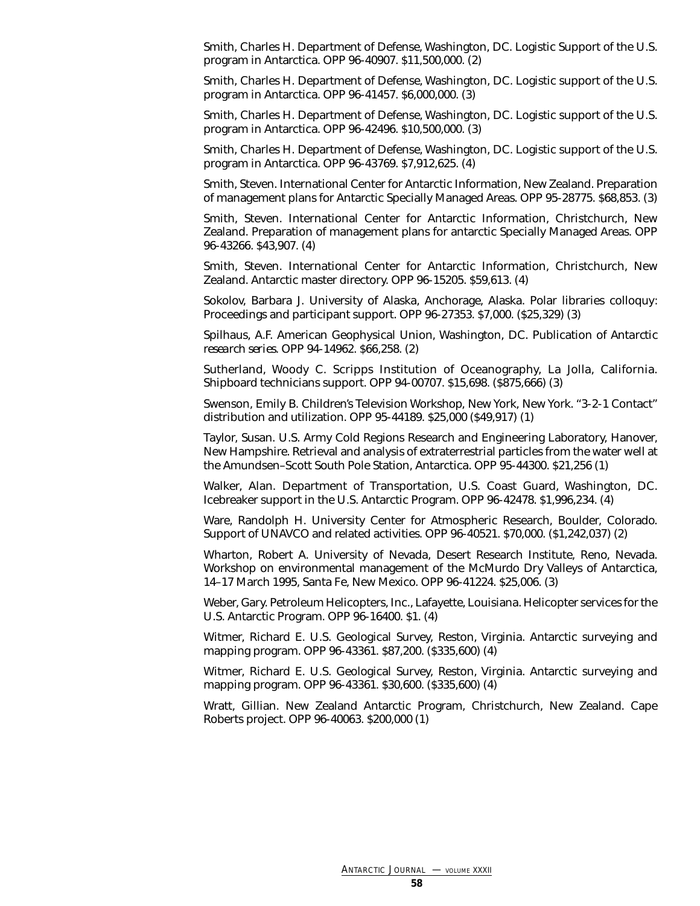Smith, Charles H. Department of Defense, Washington, DC. Logistic Support of the U.S. program in Antarctica. OPP 96-40907. $11,500,000. (2)

Smith, Charles H. Department of Defense, Washington, DC. Logistic support of the U.S. program in Antarctica. OPP 96-41457. $6,000,000. (3)

Smith, Charles H. Department of Defense, Washington, DC. Logistic support of the U.S. program in Antarctica. OPP 96-42496. $10,500,000. (3)

Smith, Charles H. Department of Defense, Washington, DC. Logistic support of the U.S. program in Antarctica. OPP 96-43769. $7,912,625. (4)

Smith, Steven. International Center for Antarctic Information, New Zealand. Preparation of management plans for Antarctic Specially Managed Areas. OPP 95-28775. $68,853. (3)

Smith, Steven. International Center for Antarctic Information, Christchurch, New Zealand. Preparation of management plans for antarctic Specially Managed Areas. OPP 96-43266. $43,907. (4)

Smith, Steven. International Center for Antarctic Information, Christchurch, New Zealand. Antarctic master directory. OPP 96-15205. $59,613. (4)

Sokolov, Barbara J. University of Alaska, Anchorage, Alaska. Polar libraries colloquy: Proceedings and participant support. OPP 96-27353. $7,000. ($25,329) (3)

Spilhaus, A.F. American Geophysical Union, Washington, DC. Publication of Antarctic research series. OPP 94-14962. $66,258. (2)

Sutherland, Woody C. Scripps Institution of Oceanography, La Jolla, California. Shipboard technicians support. OPP 94-00707. $15,698. ($875,666) (3)

Swenson, Emily B. Children's Television Workshop, New York, New York. "3-2-1 Contact" distribution and utilization. OPP 95-44189. $25,000 ($49,917) (1)

Taylor, Susan. U.S. Army Cold Regions Research and Engineering Laboratory, Hanover, New Hampshire. Retrieval and analysis of extraterrestrial particles from the water well at the Amundsen–Scott South Pole Station, Antarctica. OPP 95-44300. $21,256 (1)

Walker, Alan. Department of Transportation, U.S. Coast Guard, Washington, DC. Icebreaker support in the U.S. Antarctic Program. OPP 96-42478. $1,996,234. (4)

Ware, Randolph H. University Center for Atmospheric Research, Boulder, Colorado. Support of UNAVCO and related activities. OPP 96-40521. $70,000. ($1,242,037) (2)

Wharton, Robert A. University of Nevada, Desert Research Institute, Reno, Nevada. Workshop on environmental management of the McMurdo Dry Valleys of Antarctica, 14–17 March 1995, Santa Fe, New Mexico. OPP 96-41224. $25,006. (3)

Weber, Gary. Petroleum Helicopters, Inc., Lafayette, Louisiana. Helicopter services for the U.S. Antarctic Program. OPP 96-16400. $1. (4)

Witmer, Richard E. U.S. Geological Survey, Reston, Virginia. Antarctic surveying and mapping program. OPP 96-43361. $87,200. ($335,600) (4)

Witmer, Richard E. U.S. Geological Survey, Reston, Virginia. Antarctic surveying and mapping program. OPP 96-43361. $30,600. ($335,600) (4)

Wratt, Gillian. New Zealand Antarctic Program, Christchurch, New Zealand. Cape Roberts project. OPP 96-40063. $200,000 (1)